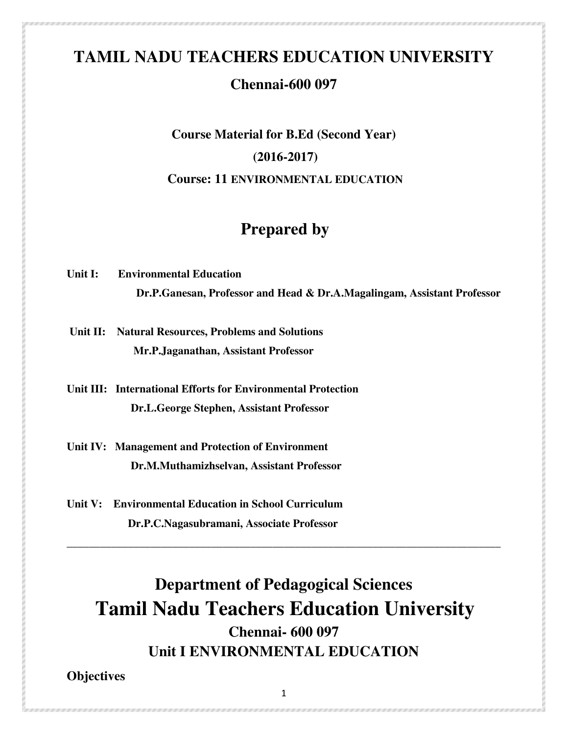# TAMIL NADU TEACHERS EDUCATION UNIVERSITY

## Chennai-600 097

**Course Material for B.Ed (Second Year)**

**(2016-2017)**

**Course: 11 ENVIRONMENTAL EDUCATION**

## Prepared by

**Unit I: Environmental Education**
**Dr.P.Ganesan, Professor and Head & Dr.A.Magalingam, Assistant Professor**

**Unit II: Natural Resources, Problems and Solutions**
**Mr.P.Jaganathan, Assistant Professor**

**Unit III: International Efforts for Environmental Protection**
**Dr.L.George Stephen, Assistant Professor**

**Unit IV: Management and Protection of Environment**
**Dr.M.Muthamizhselvan, Assistant Professor**

**Unit V: Environmental Education in School Curriculum**
**Dr.P.C.Nagasubramani, Associate Professor**

---

## Department of Pedagogical Sciences

# Tamil Nadu Teachers Education University

## Chennai- 600 097

## Unit I ENVIRONMENTAL EDUCATION

**Objectives**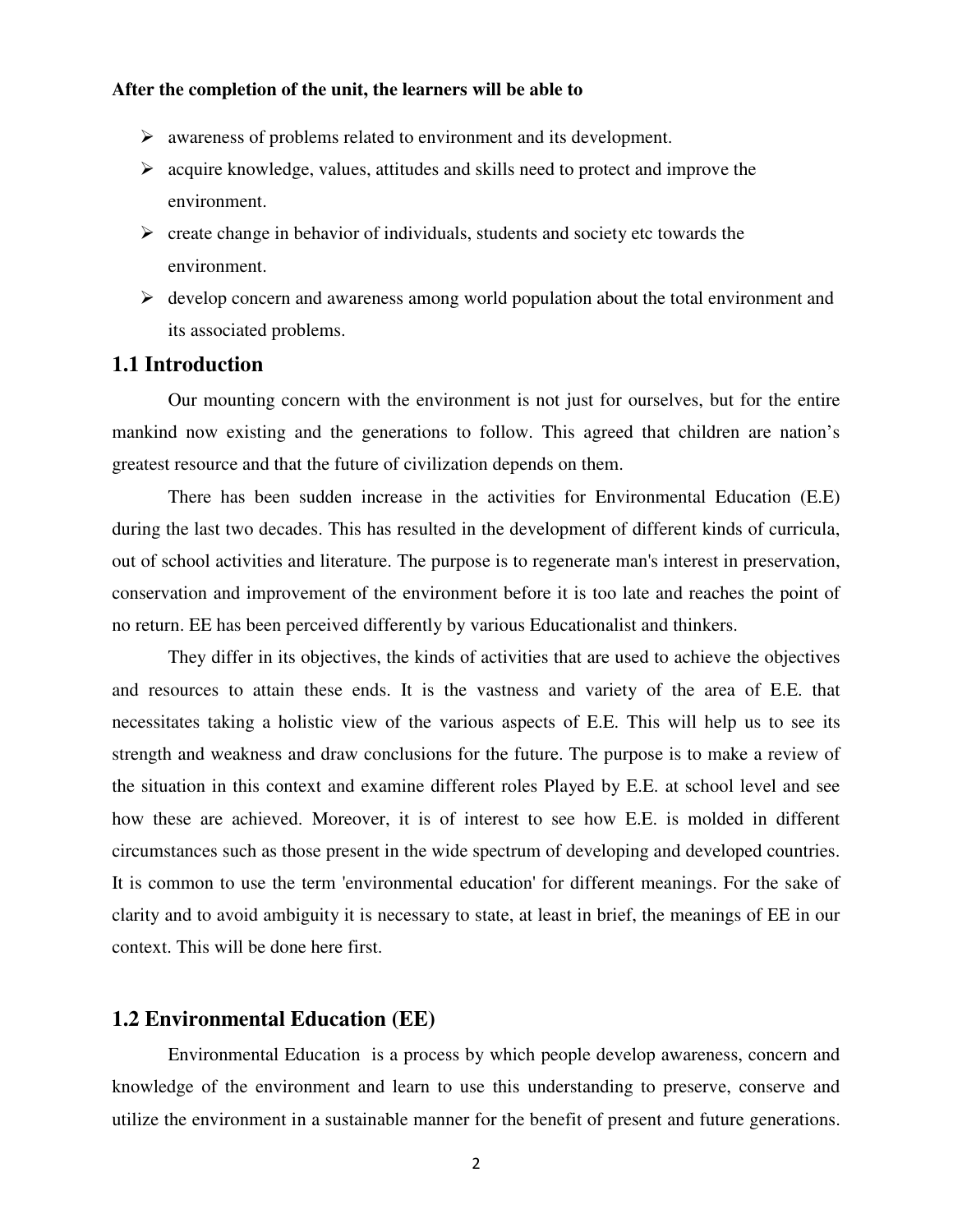**After the completion of the unit, the learners will be able to**

- awareness of problems related to environment and its development.
- acquire knowledge, values, attitudes and skills need to protect and improve the environment.
- create change in behavior of individuals, students and society etc towards the environment.
- develop concern and awareness among world population about the total environment and its associated problems.

## 1.1 Introduction

Our mounting concern with the environment is not just for ourselves, but for the entire mankind now existing and the generations to follow. This agreed that children are nation's greatest resource and that the future of civilization depends on them.

There has been sudden increase in the activities for Environmental Education (E.E) during the last two decades. This has resulted in the development of different kinds of curricula, out of school activities and literature. The purpose is to regenerate man's interest in preservation, conservation and improvement of the environment before it is too late and reaches the point of no return. EE has been perceived differently by various Educationalist and thinkers.

They differ in its objectives, the kinds of activities that are used to achieve the objectives and resources to attain these ends. It is the vastness and variety of the area of E.E. that necessitates taking a holistic view of the various aspects of E.E. This will help us to see its strength and weakness and draw conclusions for the future. The purpose is to make a review of the situation in this context and examine different roles Played by E.E. at school level and see how these are achieved. Moreover, it is of interest to see how E.E. is molded in different circumstances such as those present in the wide spectrum of developing and developed countries. It is common to use the term 'environmental education' for different meanings. For the sake of clarity and to avoid ambiguity it is necessary to state, at least in brief, the meanings of EE in our context. This will be done here first.

## 1.2 Environmental Education (EE)

Environmental Education is a process by which people develop awareness, concern and knowledge of the environment and learn to use this understanding to preserve, conserve and utilize the environment in a sustainable manner for the benefit of present and future generations.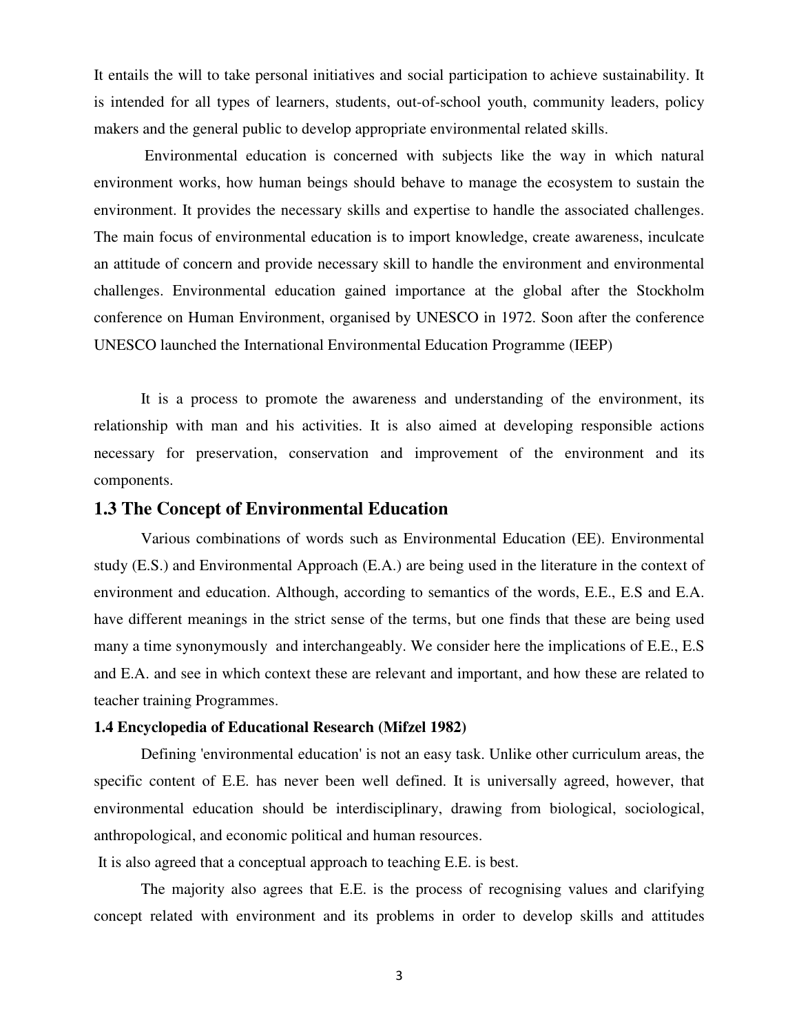It entails the will to take personal initiatives and social participation to achieve sustainability. It is intended for all types of learners, students, out-of-school youth, community leaders, policy makers and the general public to develop appropriate environmental related skills.

Environmental education is concerned with subjects like the way in which natural environment works, how human beings should behave to manage the ecosystem to sustain the environment. It provides the necessary skills and expertise to handle the associated challenges. The main focus of environmental education is to import knowledge, create awareness, inculcate an attitude of concern and provide necessary skill to handle the environment and environmental challenges. Environmental education gained importance at the global after the Stockholm conference on Human Environment, organised by UNESCO in 1972. Soon after the conference UNESCO launched the International Environmental Education Programme (IEEP)

It is a process to promote the awareness and understanding of the environment, its relationship with man and his activities. It is also aimed at developing responsible actions necessary for preservation, conservation and improvement of the environment and its components.

## 1.3 The Concept of Environmental Education

Various combinations of words such as Environmental Education (EE). Environmental study (E.S.) and Environmental Approach (E.A.) are being used in the literature in the context of environment and education. Although, according to semantics of the words, E.E., E.S and E.A. have different meanings in the strict sense of the terms, but one finds that these are being used many a time synonymously and interchangeably. We consider here the implications of E.E., E.S and E.A. and see in which context these are relevant and important, and how these are related to teacher training Programmes.

### 1.4 Encyclopedia of Educational Research (Mifzel 1982)

Defining 'environmental education' is not an easy task. Unlike other curriculum areas, the specific content of E.E. has never been well defined. It is universally agreed, however, that environmental education should be interdisciplinary, drawing from biological, sociological, anthropological, and economic political and human resources.

It is also agreed that a conceptual approach to teaching E.E. is best.

The majority also agrees that E.E. is the process of recognising values and clarifying concept related with environment and its problems in order to develop skills and attitudes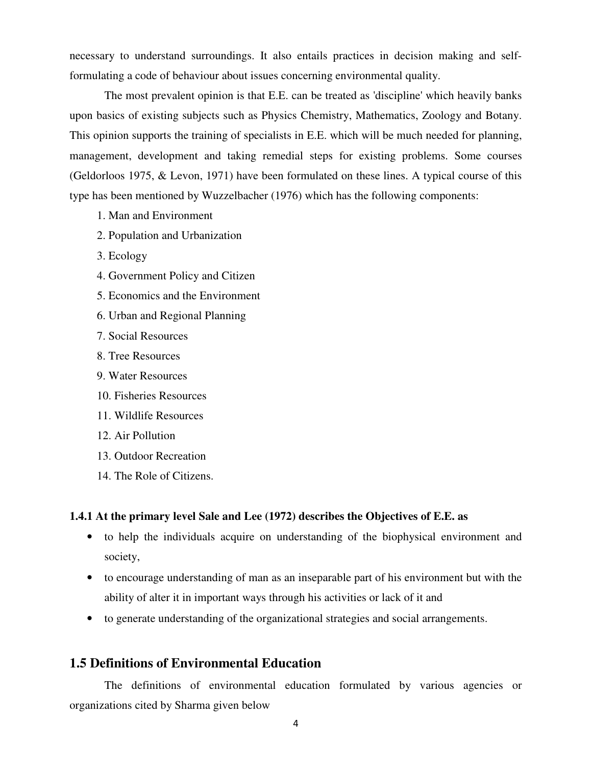necessary to understand surroundings. It also entails practices in decision making and self-formulating a code of behaviour about issues concerning environmental quality.

The most prevalent opinion is that E.E. can be treated as 'discipline' which heavily banks upon basics of existing subjects such as Physics Chemistry, Mathematics, Zoology and Botany. This opinion supports the training of specialists in E.E. which will be much needed for planning, management, development and taking remedial steps for existing problems. Some courses (Geldorloos 1975, & Levon, 1971) have been formulated on these lines. A typical course of this type has been mentioned by Wuzzelbacher (1976) which has the following components:

1. Man and Environment
2. Population and Urbanization
3. Ecology
4. Government Policy and Citizen
5. Economics and the Environment
6. Urban and Regional Planning
7. Social Resources
8. Tree Resources
9. Water Resources
10. Fisheries Resources
11. Wildlife Resources
12. Air Pollution
13. Outdoor Recreation
14. The Role of Citizens.

#### 1.4.1 At the primary level Sale and Lee (1972) describes the Objectives of E.E. as

- to help the individuals acquire on understanding of the biophysical environment and society,
- to encourage understanding of man as an inseparable part of his environment but with the ability of alter it in important ways through his activities or lack of it and
- to generate understanding of the organizational strategies and social arrangements.

## 1.5 Definitions of Environmental Education

The definitions of environmental education formulated by various agencies or organizations cited by Sharma given below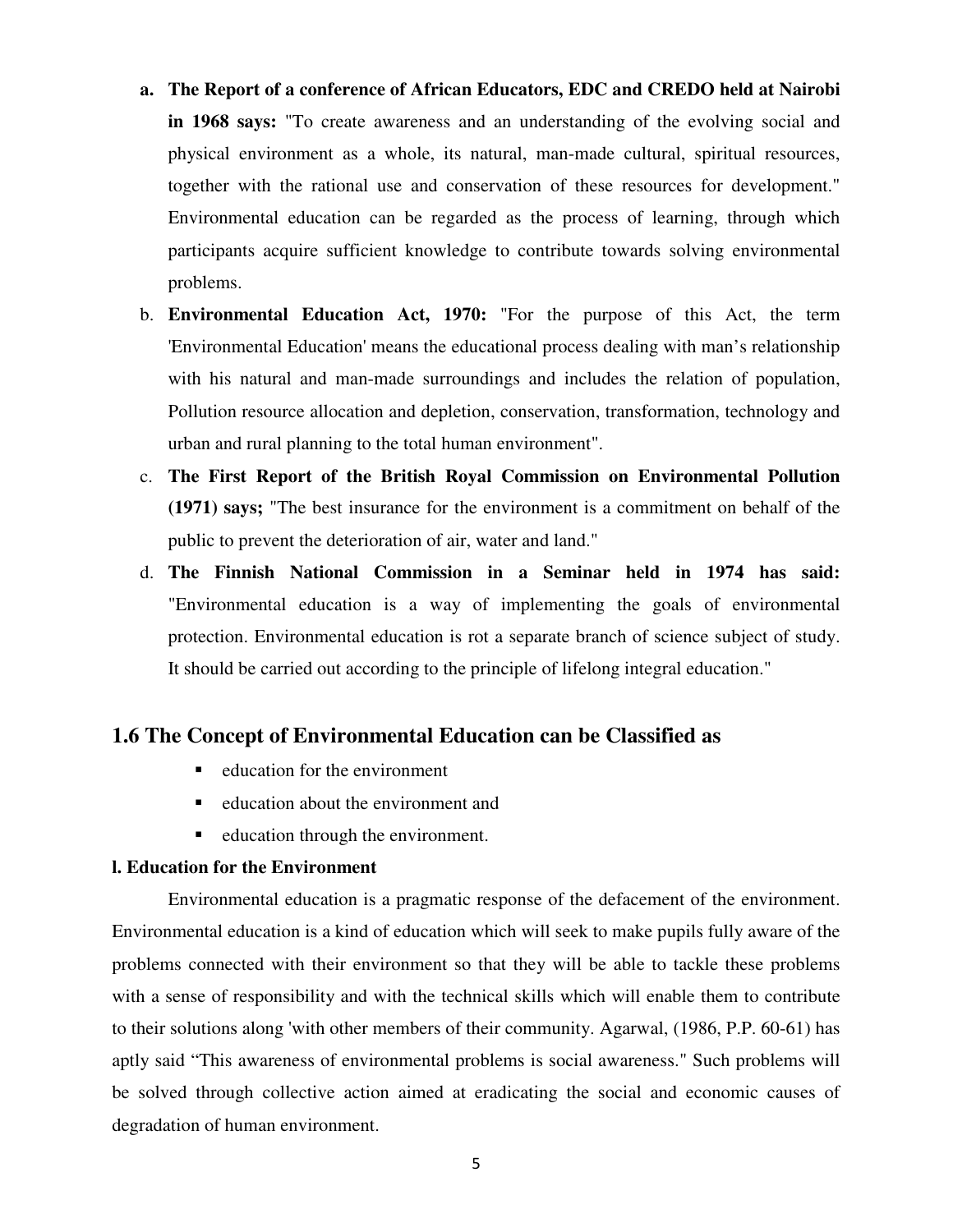a. **The Report of a conference of African Educators, EDC and CREDO held at Nairobi in 1968 says:** "To create awareness and an understanding of the evolving social and physical environment as a whole, its natural, man-made cultural, spiritual resources, together with the rational use and conservation of these resources for development." Environmental education can be regarded as the process of learning, through which participants acquire sufficient knowledge to contribute towards solving environmental problems.

b. **Environmental Education Act, 1970:** "For the purpose of this Act, the term 'Environmental Education' means the educational process dealing with man's relationship with his natural and man-made surroundings and includes the relation of population, Pollution resource allocation and depletion, conservation, transformation, technology and urban and rural planning to the total human environment".

c. **The First Report of the British Royal Commission on Environmental Pollution (1971) says;** "The best insurance for the environment is a commitment on behalf of the public to prevent the deterioration of air, water and land."

d. **The Finnish National Commission in a Seminar held in 1974 has said:** "Environmental education is a way of implementing the goals of environmental protection. Environmental education is rot a separate branch of science subject of study. It should be carried out according to the principle of lifelong integral education."

## 1.6 The Concept of Environmental Education can be Classified as

- education for the environment
- education about the environment and
- education through the environment.

**l. Education for the Environment**

Environmental education is a pragmatic response of the defacement of the environment. Environmental education is a kind of education which will seek to make pupils fully aware of the problems connected with their environment so that they will be able to tackle these problems with a sense of responsibility and with the technical skills which will enable them to contribute to their solutions along 'with other members of their community. Agarwal, (1986, P.P. 60-61) has aptly said "This awareness of environmental problems is social awareness." Such problems will be solved through collective action aimed at eradicating the social and economic causes of degradation of human environment.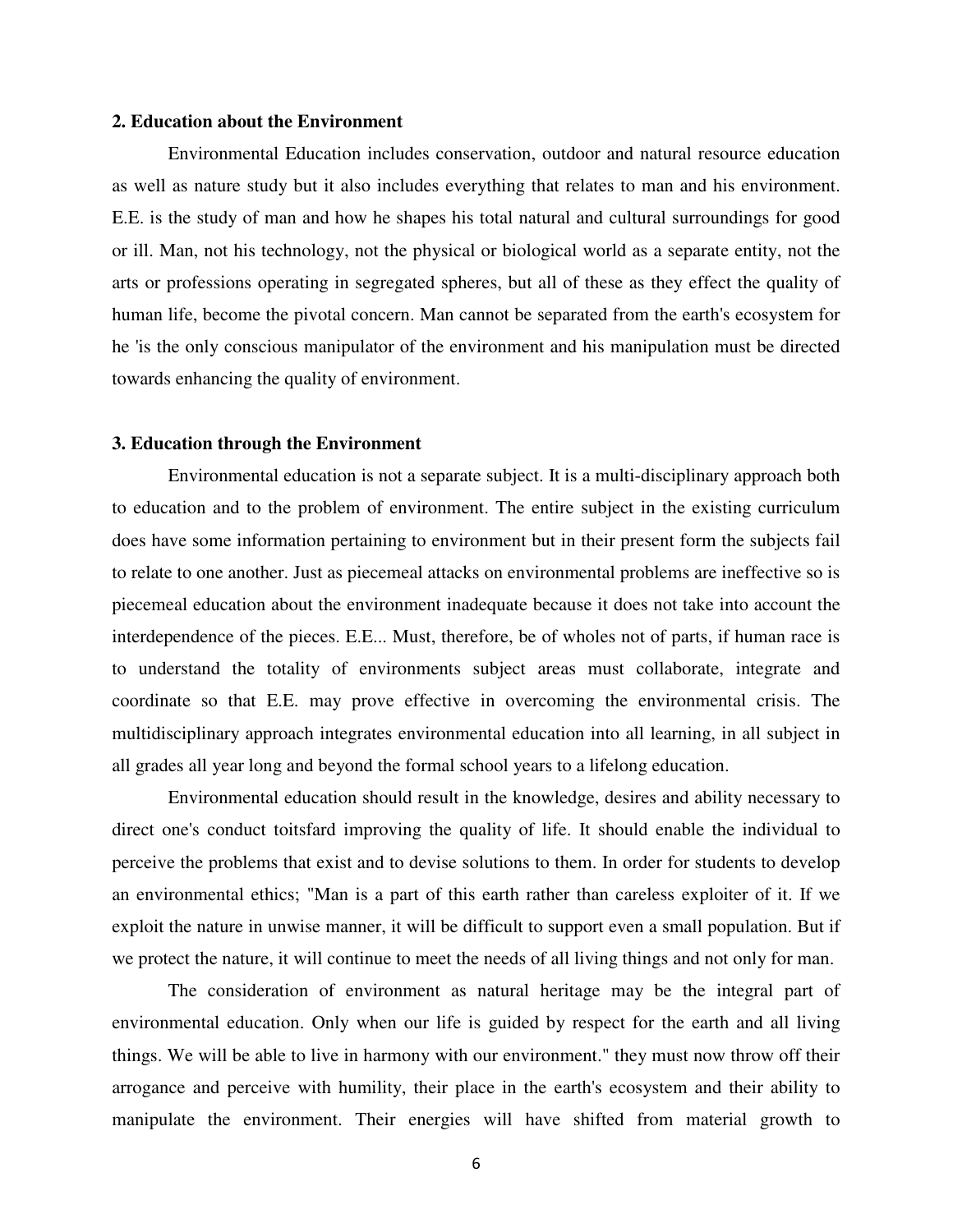**2. Education about the Environment**

Environmental Education includes conservation, outdoor and natural resource education as well as nature study but it also includes everything that relates to man and his environment. E.E. is the study of man and how he shapes his total natural and cultural surroundings for good or ill. Man, not his technology, not the physical or biological world as a separate entity, not the arts or professions operating in segregated spheres, but all of these as they effect the quality of human life, become the pivotal concern. Man cannot be separated from the earth's ecosystem for he 'is the only conscious manipulator of the environment and his manipulation must be directed towards enhancing the quality of environment.

**3. Education through the Environment**

Environmental education is not a separate subject. It is a multi-disciplinary approach both to education and to the problem of environment. The entire subject in the existing curriculum does have some information pertaining to environment but in their present form the subjects fail to relate to one another. Just as piecemeal attacks on environmental problems are ineffective so is piecemeal education about the environment inadequate because it does not take into account the interdependence of the pieces. E.E... Must, therefore, be of wholes not of parts, if human race is to understand the totality of environments subject areas must collaborate, integrate and coordinate so that E.E. may prove effective in overcoming the environmental crisis. The multidisciplinary approach integrates environmental education into all learning, in all subject in all grades all year long and beyond the formal school years to a lifelong education.

Environmental education should result in the knowledge, desires and ability necessary to direct one's conduct toitsfard improving the quality of life. It should enable the individual to perceive the problems that exist and to devise solutions to them. In order for students to develop an environmental ethics; "Man is a part of this earth rather than careless exploiter of it. If we exploit the nature in unwise manner, it will be difficult to support even a small population. But if we protect the nature, it will continue to meet the needs of all living things and not only for man.

The consideration of environment as natural heritage may be the integral part of environmental education. Only when our life is guided by respect for the earth and all living things. We will be able to live in harmony with our environment." they must now throw off their arrogance and perceive with humility, their place in the earth's ecosystem and their ability to manipulate the environment. Their energies will have shifted from material growth to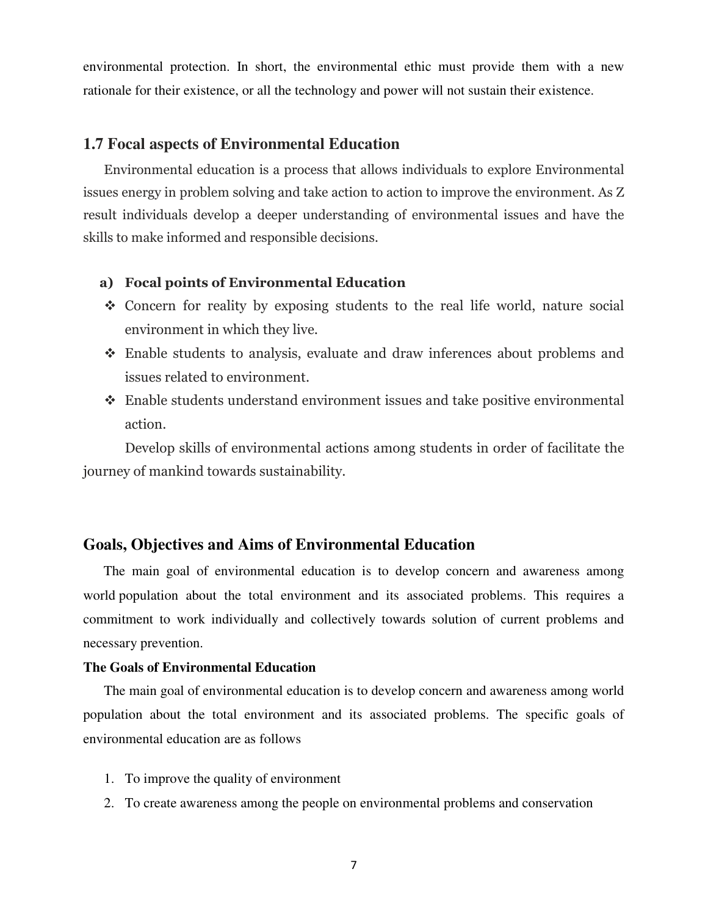environmental protection. In short, the environmental ethic must provide them with a new rationale for their existence, or all the technology and power will not sustain their existence.

## 1.7 Focal aspects of Environmental Education

Environmental education is a process that allows individuals to explore Environmental issues energy in problem solving and take action to action to improve the environment. As Z result individuals develop a deeper understanding of environmental issues and have the skills to make informed and responsible decisions.

**a) Focal points of Environmental Education**

- Concern for reality by exposing students to the real life world, nature social environment in which they live.
- Enable students to analysis, evaluate and draw inferences about problems and issues related to environment.
- Enable students understand environment issues and take positive environmental action.

Develop skills of environmental actions among students in order of facilitate the journey of mankind towards sustainability.

## Goals, Objectives and Aims of Environmental Education

The main goal of environmental education is to develop concern and awareness among world population about the total environment and its associated problems. This requires a commitment to work individually and collectively towards solution of current problems and necessary prevention.

**The Goals of Environmental Education**

The main goal of environmental education is to develop concern and awareness among world population about the total environment and its associated problems. The specific goals of environmental education are as follows

1. To improve the quality of environment
2. To create awareness among the people on environmental problems and conservation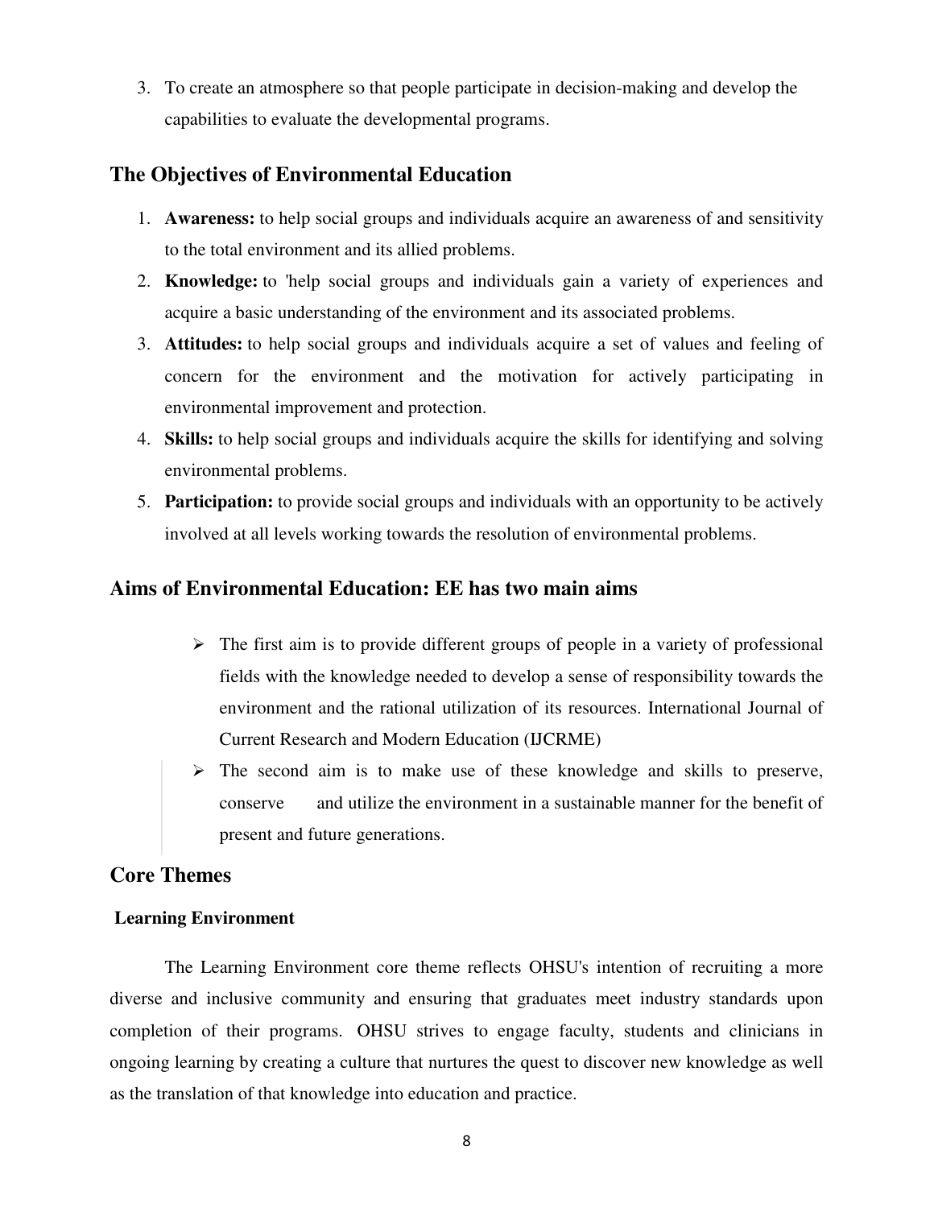3. To create an atmosphere so that people participate in decision-making and develop the capabilities to evaluate the developmental programs.

## The Objectives of Environmental Education

1. **Awareness:** to help social groups and individuals acquire an awareness of and sensitivity to the total environment and its allied problems.
2. **Knowledge:** to 'help social groups and individuals gain a variety of experiences and acquire a basic understanding of the environment and its associated problems.
3. **Attitudes:** to help social groups and individuals acquire a set of values and feeling of concern for the environment and the motivation for actively participating in environmental improvement and protection.
4. **Skills:** to help social groups and individuals acquire the skills for identifying and solving environmental problems.
5. **Participation:** to provide social groups and individuals with an opportunity to be actively involved at all levels working towards the resolution of environmental problems.

## Aims of Environmental Education: EE has two main aims

- The first aim is to provide different groups of people in a variety of professional fields with the knowledge needed to develop a sense of responsibility towards the environment and the rational utilization of its resources. International Journal of Current Research and Modern Education (IJCRME)
- The second aim is to make use of these knowledge and skills to preserve, conserve and utilize the environment in a sustainable manner for the benefit of present and future generations.

## Core Themes

### Learning Environment

The Learning Environment core theme reflects OHSU's intention of recruiting a more diverse and inclusive community and ensuring that graduates meet industry standards upon completion of their programs. OHSU strives to engage faculty, students and clinicians in ongoing learning by creating a culture that nurtures the quest to discover new knowledge as well as the translation of that knowledge into education and practice.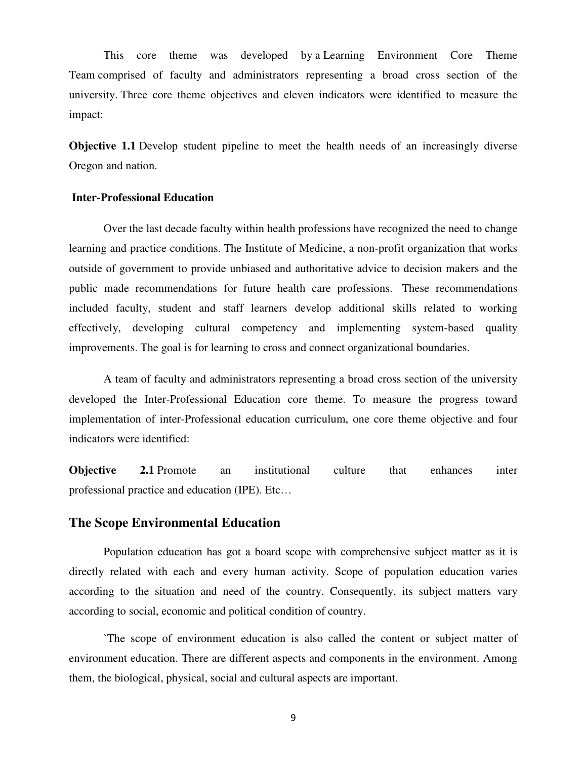This core theme was developed by a Learning Environment Core Theme Team comprised of faculty and administrators representing a broad cross section of the university. Three core theme objectives and eleven indicators were identified to measure the impact:

**Objective 1.1** Develop student pipeline to meet the health needs of an increasingly diverse Oregon and nation.

**Inter-Professional Education**

Over the last decade faculty within health professions have recognized the need to change learning and practice conditions. The Institute of Medicine, a non-profit organization that works outside of government to provide unbiased and authoritative advice to decision makers and the public made recommendations for future health care professions. These recommendations included faculty, student and staff learners develop additional skills related to working effectively, developing cultural competency and implementing system-based quality improvements. The goal is for learning to cross and connect organizational boundaries.

A team of faculty and administrators representing a broad cross section of the university developed the Inter-Professional Education core theme. To measure the progress toward implementation of inter-Professional education curriculum, one core theme objective and four indicators were identified:

**Objective 2.1** Promote an institutional culture that enhances inter professional practice and education (IPE). Etc…

## The Scope Environmental Education

Population education has got a board scope with comprehensive subject matter as it is directly related with each and every human activity. Scope of population education varies according to the situation and need of the country. Consequently, its subject matters vary according to social, economic and political condition of country.

`The scope of environment education is also called the content or subject matter of environment education. There are different aspects and components in the environment. Among them, the biological, physical, social and cultural aspects are important.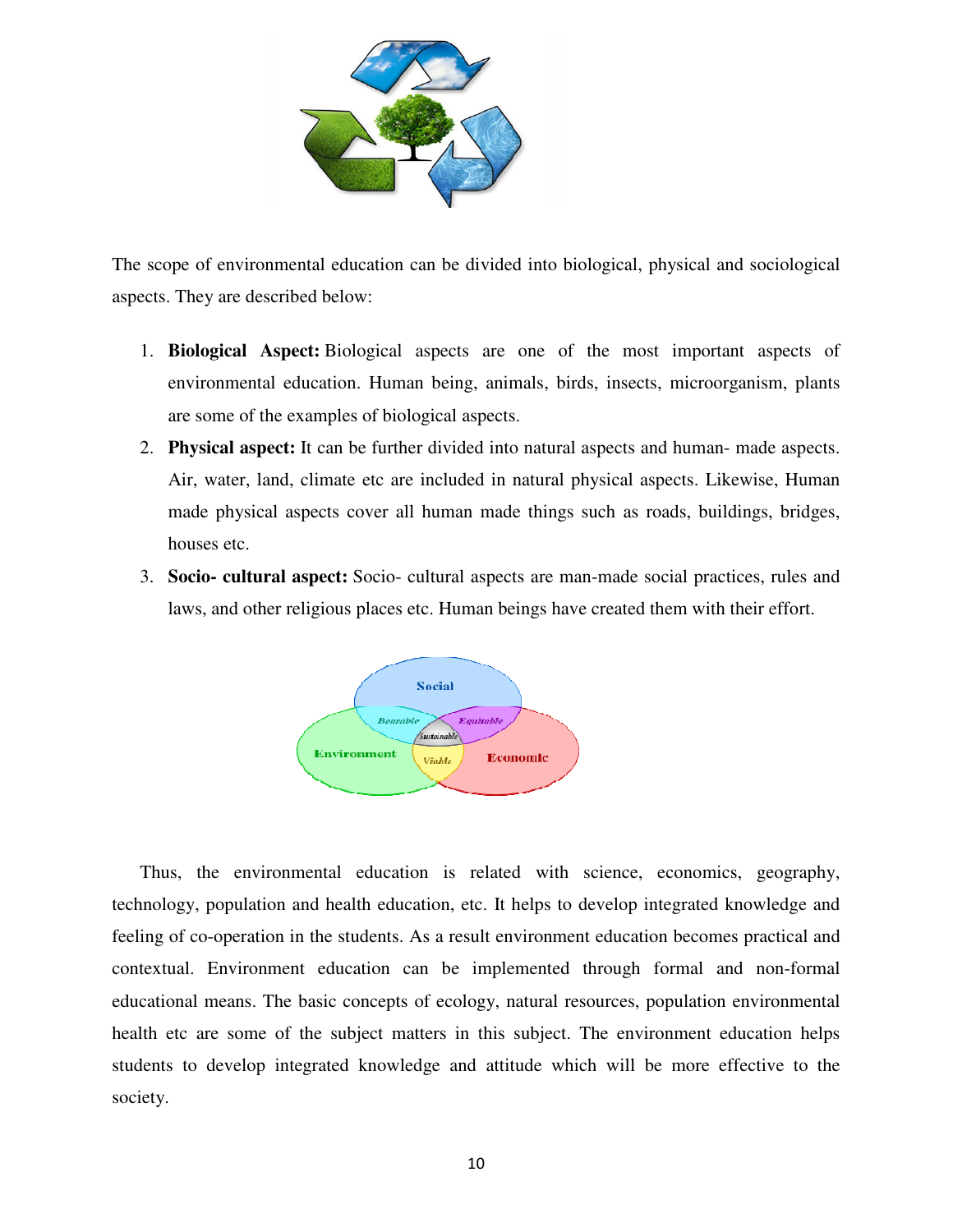The scope of environmental education can be divided into biological, physical and sociological aspects. They are described below:

1. **Biological Aspect:** Biological aspects are one of the most important aspects of environmental education. Human being, animals, birds, insects, microorganism, plants are some of the examples of biological aspects.
2. **Physical aspect:** It can be further divided into natural aspects and human- made aspects. Air, water, land, climate etc are included in natural physical aspects. Likewise, Human made physical aspects cover all human made things such as roads, buildings, bridges, houses etc.
3. **Socio- cultural aspect:** Socio- cultural aspects are man-made social practices, rules and laws, and other religious places etc. Human beings have created them with their effort.

Thus, the environmental education is related with science, economics, geography, technology, population and health education, etc. It helps to develop integrated knowledge and feeling of co-operation in the students. As a result environment education becomes practical and contextual. Environment education can be implemented through formal and non-formal educational means. The basic concepts of ecology, natural resources, population environmental health etc are some of the subject matters in this subject. The environment education helps students to develop integrated knowledge and attitude which will be more effective to the society.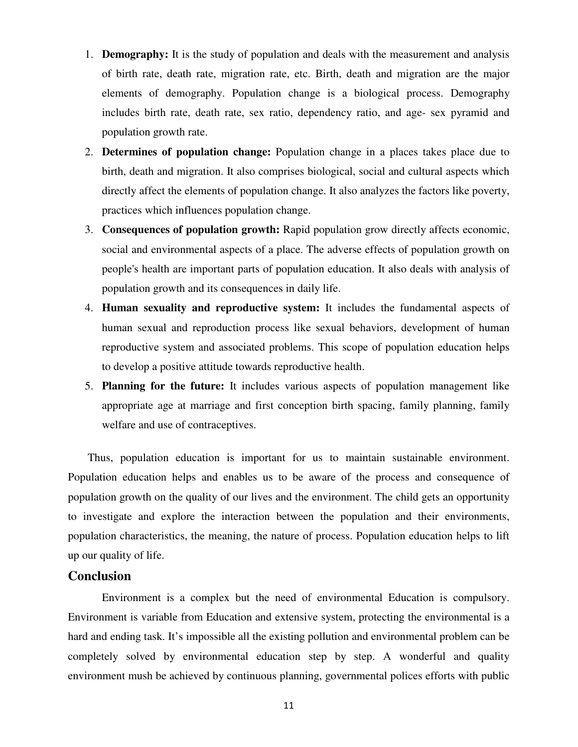1. **Demography:** It is the study of population and deals with the measurement and analysis of birth rate, death rate, migration rate, etc. Birth, death and migration are the major elements of demography. Population change is a biological process. Demography includes birth rate, death rate, sex ratio, dependency ratio, and age- sex pyramid and population growth rate.
2. **Determines of population change:** Population change in a places takes place due to birth, death and migration. It also comprises biological, social and cultural aspects which directly affect the elements of population change. It also analyzes the factors like poverty, practices which influences population change.
3. **Consequences of population growth:** Rapid population grow directly affects economic, social and environmental aspects of a place. The adverse effects of population growth on people's health are important parts of population education. It also deals with analysis of population growth and its consequences in daily life.
4. **Human sexuality and reproductive system:** It includes the fundamental aspects of human sexual and reproduction process like sexual behaviors, development of human reproductive system and associated problems. This scope of population education helps to develop a positive attitude towards reproductive health.
5. **Planning for the future:** It includes various aspects of population management like appropriate age at marriage and first conception birth spacing, family planning, family welfare and use of contraceptives.

Thus, population education is important for us to maintain sustainable environment. Population education helps and enables us to be aware of the process and consequence of population growth on the quality of our lives and the environment. The child gets an opportunity to investigate and explore the interaction between the population and their environments, population characteristics, the meaning, the nature of process. Population education helps to lift up our quality of life.

## Conclusion

Environment is a complex but the need of environmental Education is compulsory. Environment is variable from Education and extensive system, protecting the environmental is a hard and ending task. It's impossible all the existing pollution and environmental problem can be completely solved by environmental education step by step. A wonderful and quality environment mush be achieved by continuous planning, governmental polices efforts with public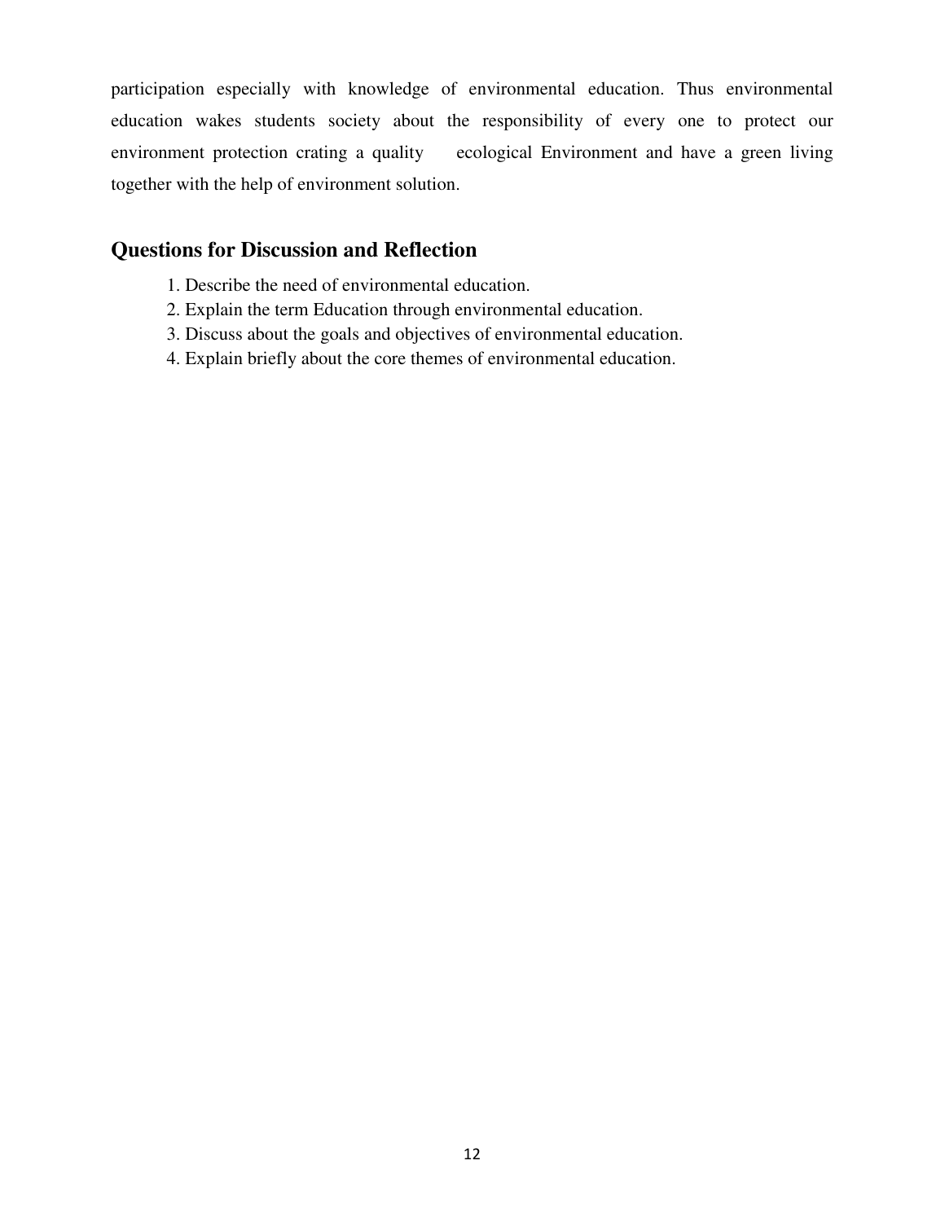participation especially with knowledge of environmental education. Thus environmental education wakes students society about the responsibility of every one to protect our environment protection crating a quality ecological Environment and have a green living together with the help of environment solution.

## Questions for Discussion and Reflection

1. Describe the need of environmental education.
2. Explain the term Education through environmental education.
3. Discuss about the goals and objectives of environmental education.
4. Explain briefly about the core themes of environmental education.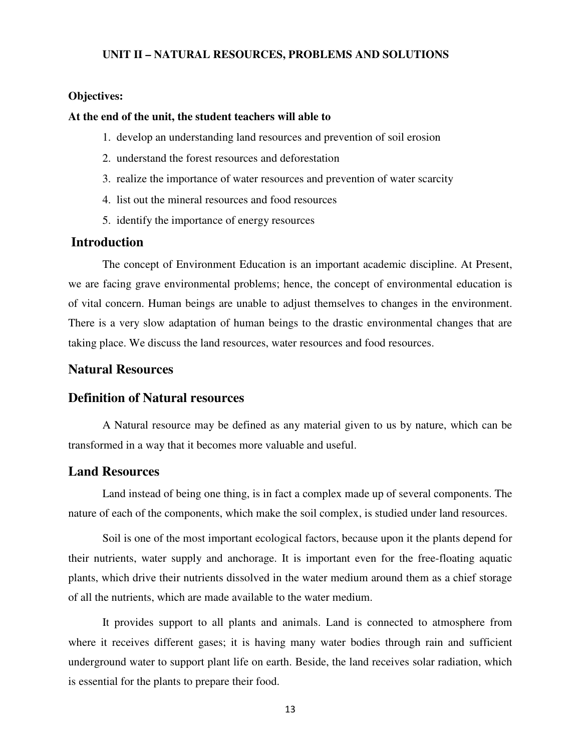# UNIT II – NATURAL RESOURCES, PROBLEMS AND SOLUTIONS

**Objectives:**

**At the end of the unit, the student teachers will able to**

1. develop an understanding land resources and prevention of soil erosion
2. understand the forest resources and deforestation
3. realize the importance of water resources and prevention of water scarcity
4. list out the mineral resources and food resources
5. identify the importance of energy resources

## Introduction

The concept of Environment Education is an important academic discipline. At Present, we are facing grave environmental problems; hence, the concept of environmental education is of vital concern. Human beings are unable to adjust themselves to changes in the environment. There is a very slow adaptation of human beings to the drastic environmental changes that are taking place. We discuss the land resources, water resources and food resources.

## Natural Resources

## Definition of Natural resources

A Natural resource may be defined as any material given to us by nature, which can be transformed in a way that it becomes more valuable and useful.

## Land Resources

Land instead of being one thing, is in fact a complex made up of several components. The nature of each of the components, which make the soil complex, is studied under land resources.

Soil is one of the most important ecological factors, because upon it the plants depend for their nutrients, water supply and anchorage. It is important even for the free-floating aquatic plants, which drive their nutrients dissolved in the water medium around them as a chief storage of all the nutrients, which are made available to the water medium.

It provides support to all plants and animals. Land is connected to atmosphere from where it receives different gases; it is having many water bodies through rain and sufficient underground water to support plant life on earth. Beside, the land receives solar radiation, which is essential for the plants to prepare their food.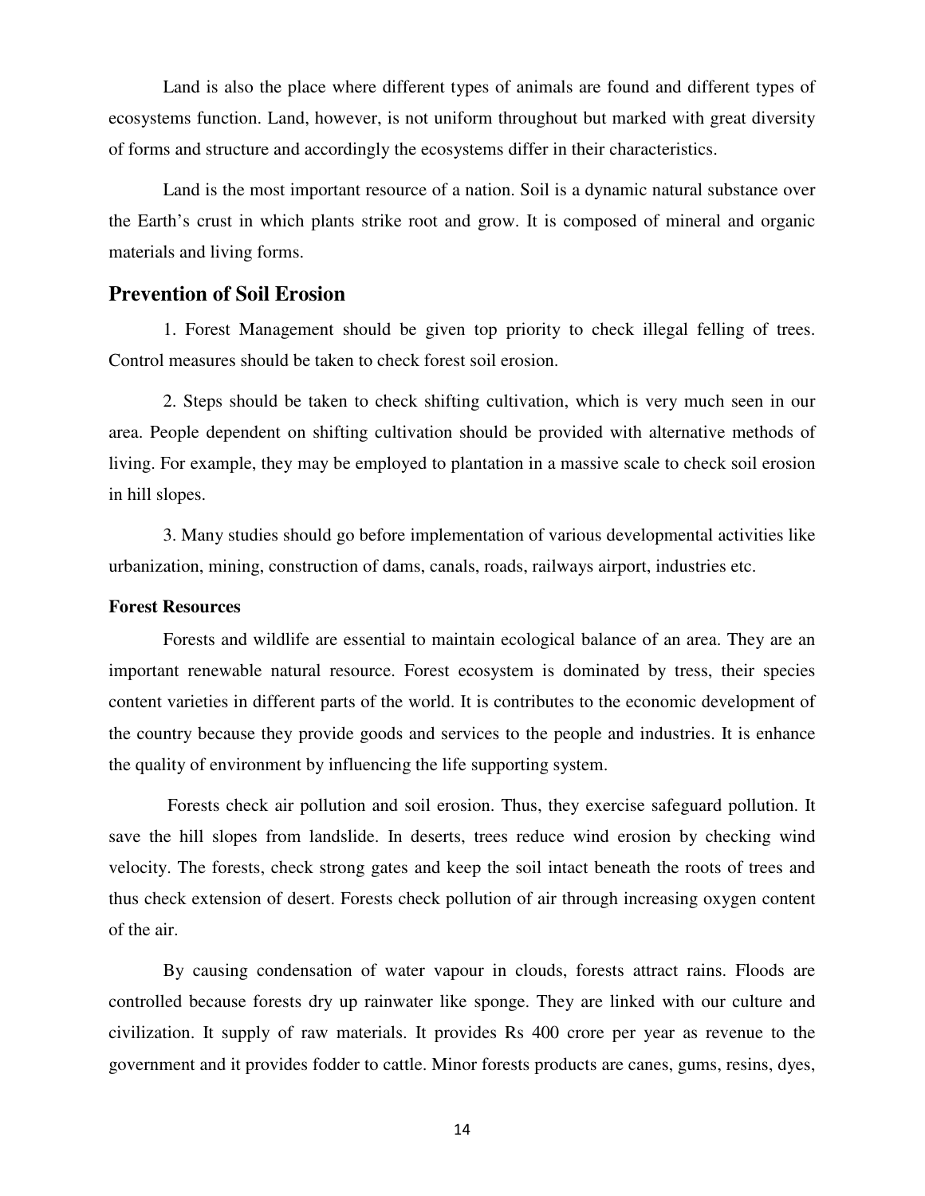Land is also the place where different types of animals are found and different types of ecosystems function. Land, however, is not uniform throughout but marked with great diversity of forms and structure and accordingly the ecosystems differ in their characteristics.

Land is the most important resource of a nation. Soil is a dynamic natural substance over the Earth's crust in which plants strike root and grow. It is composed of mineral and organic materials and living forms.

## Prevention of Soil Erosion

1. Forest Management should be given top priority to check illegal felling of trees. Control measures should be taken to check forest soil erosion.

2. Steps should be taken to check shifting cultivation, which is very much seen in our area. People dependent on shifting cultivation should be provided with alternative methods of living. For example, they may be employed to plantation in a massive scale to check soil erosion in hill slopes.

3. Many studies should go before implementation of various developmental activities like urbanization, mining, construction of dams, canals, roads, railways airport, industries etc.

### Forest Resources

Forests and wildlife are essential to maintain ecological balance of an area. They are an important renewable natural resource. Forest ecosystem is dominated by tress, their species content varieties in different parts of the world. It is contributes to the economic development of the country because they provide goods and services to the people and industries. It is enhance the quality of environment by influencing the life supporting system.

Forests check air pollution and soil erosion. Thus, they exercise safeguard pollution. It save the hill slopes from landslide. In deserts, trees reduce wind erosion by checking wind velocity. The forests, check strong gates and keep the soil intact beneath the roots of trees and thus check extension of desert. Forests check pollution of air through increasing oxygen content of the air.

By causing condensation of water vapour in clouds, forests attract rains. Floods are controlled because forests dry up rainwater like sponge. They are linked with our culture and civilization. It supply of raw materials. It provides Rs 400 crore per year as revenue to the government and it provides fodder to cattle. Minor forests products are canes, gums, resins, dyes,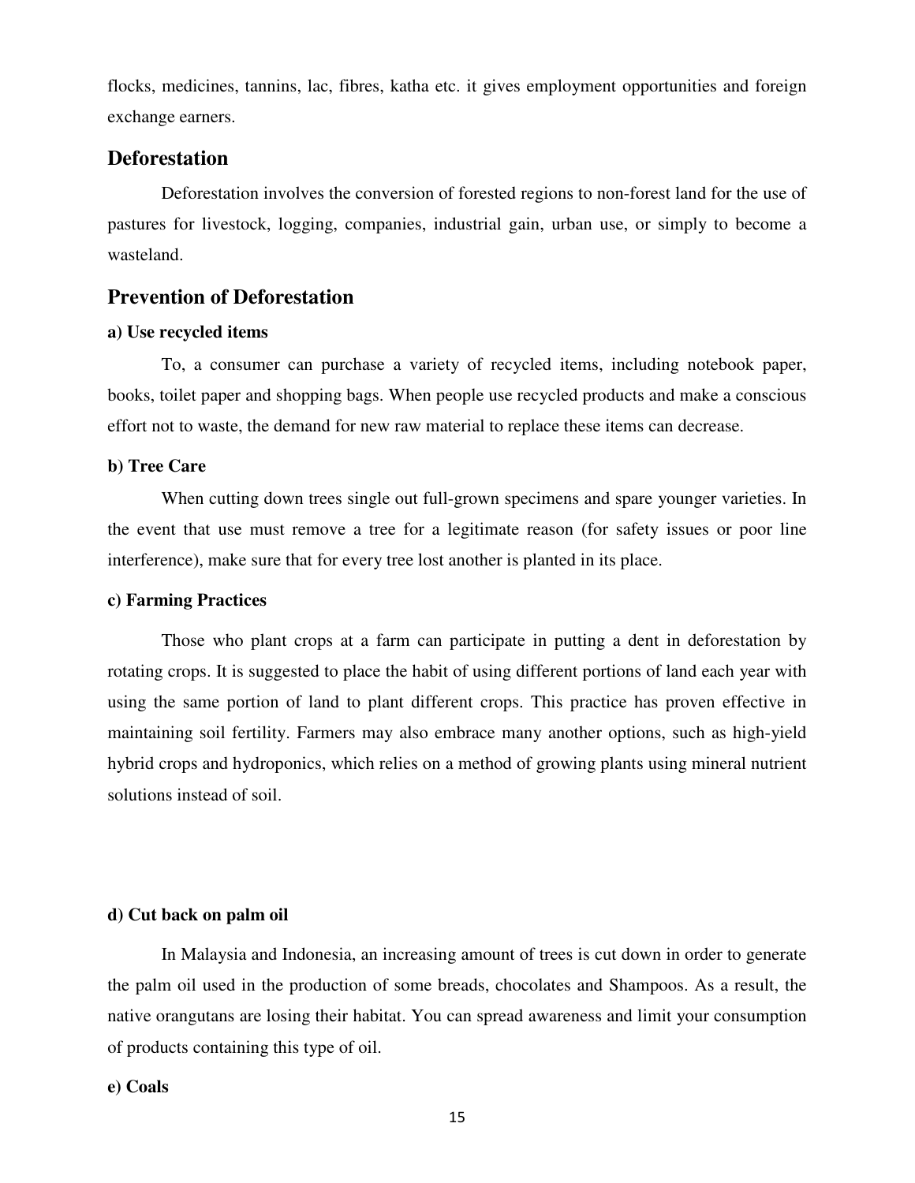flocks, medicines, tannins, lac, fibres, katha etc. it gives employment opportunities and foreign exchange earners.

## Deforestation

Deforestation involves the conversion of forested regions to non-forest land for the use of pastures for livestock, logging, companies, industrial gain, urban use, or simply to become a wasteland.

## Prevention of Deforestation

**a) Use recycled items**

To, a consumer can purchase a variety of recycled items, including notebook paper, books, toilet paper and shopping bags. When people use recycled products and make a conscious effort not to waste, the demand for new raw material to replace these items can decrease.

**b) Tree Care**

When cutting down trees single out full-grown specimens and spare younger varieties. In the event that use must remove a tree for a legitimate reason (for safety issues or poor line interference), make sure that for every tree lost another is planted in its place.

**c) Farming Practices**

Those who plant crops at a farm can participate in putting a dent in deforestation by rotating crops. It is suggested to place the habit of using different portions of land each year with using the same portion of land to plant different crops. This practice has proven effective in maintaining soil fertility. Farmers may also embrace many another options, such as high-yield hybrid crops and hydroponics, which relies on a method of growing plants using mineral nutrient solutions instead of soil.

**d) Cut back on palm oil**

In Malaysia and Indonesia, an increasing amount of trees is cut down in order to generate the palm oil used in the production of some breads, chocolates and Shampoos. As a result, the native orangutans are losing their habitat. You can spread awareness and limit your consumption of products containing this type of oil.

**e) Coals**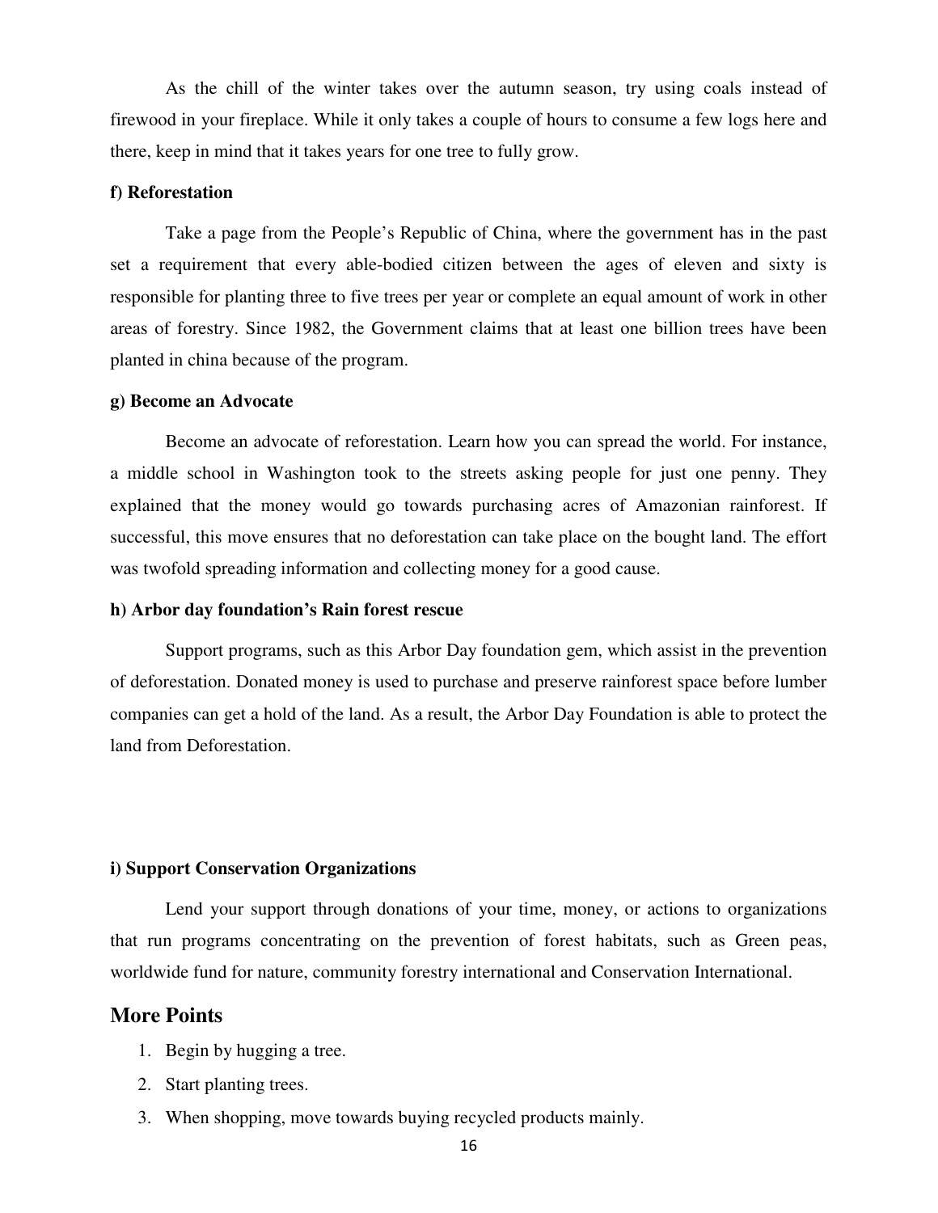As the chill of the winter takes over the autumn season, try using coals instead of firewood in your fireplace. While it only takes a couple of hours to consume a few logs here and there, keep in mind that it takes years for one tree to fully grow.

**f) Reforestation**

Take a page from the People's Republic of China, where the government has in the past set a requirement that every able-bodied citizen between the ages of eleven and sixty is responsible for planting three to five trees per year or complete an equal amount of work in other areas of forestry. Since 1982, the Government claims that at least one billion trees have been planted in china because of the program.

**g) Become an Advocate**

Become an advocate of reforestation. Learn how you can spread the world. For instance, a middle school in Washington took to the streets asking people for just one penny. They explained that the money would go towards purchasing acres of Amazonian rainforest. If successful, this move ensures that no deforestation can take place on the bought land. The effort was twofold spreading information and collecting money for a good cause.

**h) Arbor day foundation's Rain forest rescue**

Support programs, such as this Arbor Day foundation gem, which assist in the prevention of deforestation. Donated money is used to purchase and preserve rainforest space before lumber companies can get a hold of the land. As a result, the Arbor Day Foundation is able to protect the land from Deforestation.

**i) Support Conservation Organizations**

Lend your support through donations of your time, money, or actions to organizations that run programs concentrating on the prevention of forest habitats, such as Green peas, worldwide fund for nature, community forestry international and Conservation International.

## More Points

1. Begin by hugging a tree.
2. Start planting trees.
3. When shopping, move towards buying recycled products mainly.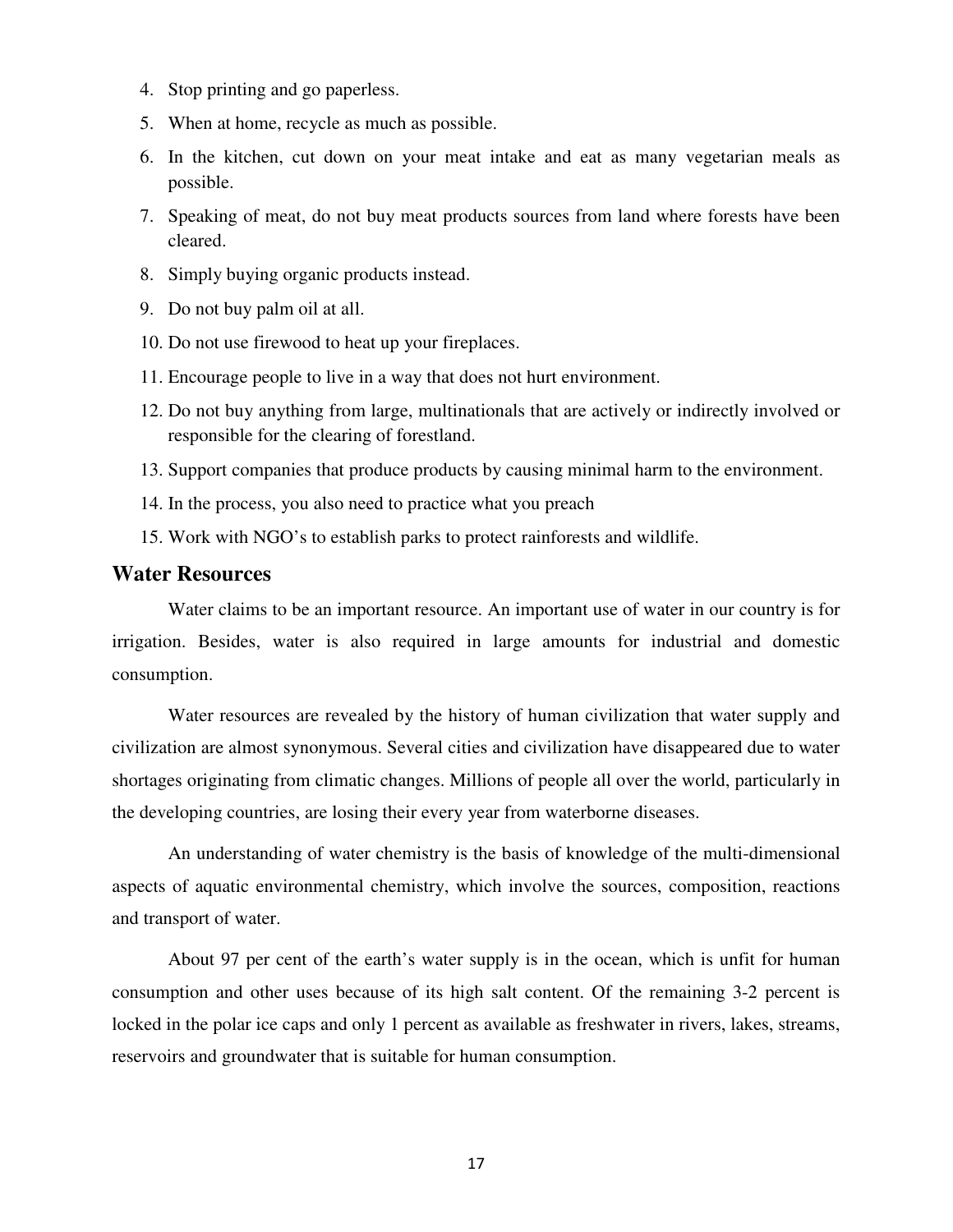4. Stop printing and go paperless.
5. When at home, recycle as much as possible.
6. In the kitchen, cut down on your meat intake and eat as many vegetarian meals as possible.
7. Speaking of meat, do not buy meat products sources from land where forests have been cleared.
8. Simply buying organic products instead.
9. Do not buy palm oil at all.
10. Do not use firewood to heat up your fireplaces.
11. Encourage people to live in a way that does not hurt environment.
12. Do not buy anything from large, multinationals that are actively or indirectly involved or responsible for the clearing of forestland.
13. Support companies that produce products by causing minimal harm to the environment.
14. In the process, you also need to practice what you preach
15. Work with NGO's to establish parks to protect rainforests and wildlife.

## Water Resources

Water claims to be an important resource. An important use of water in our country is for irrigation. Besides, water is also required in large amounts for industrial and domestic consumption.

Water resources are revealed by the history of human civilization that water supply and civilization are almost synonymous. Several cities and civilization have disappeared due to water shortages originating from climatic changes. Millions of people all over the world, particularly in the developing countries, are losing their every year from waterborne diseases.

An understanding of water chemistry is the basis of knowledge of the multi-dimensional aspects of aquatic environmental chemistry, which involve the sources, composition, reactions and transport of water.

About 97 per cent of the earth's water supply is in the ocean, which is unfit for human consumption and other uses because of its high salt content. Of the remaining 3-2 percent is locked in the polar ice caps and only 1 percent as available as freshwater in rivers, lakes, streams, reservoirs and groundwater that is suitable for human consumption.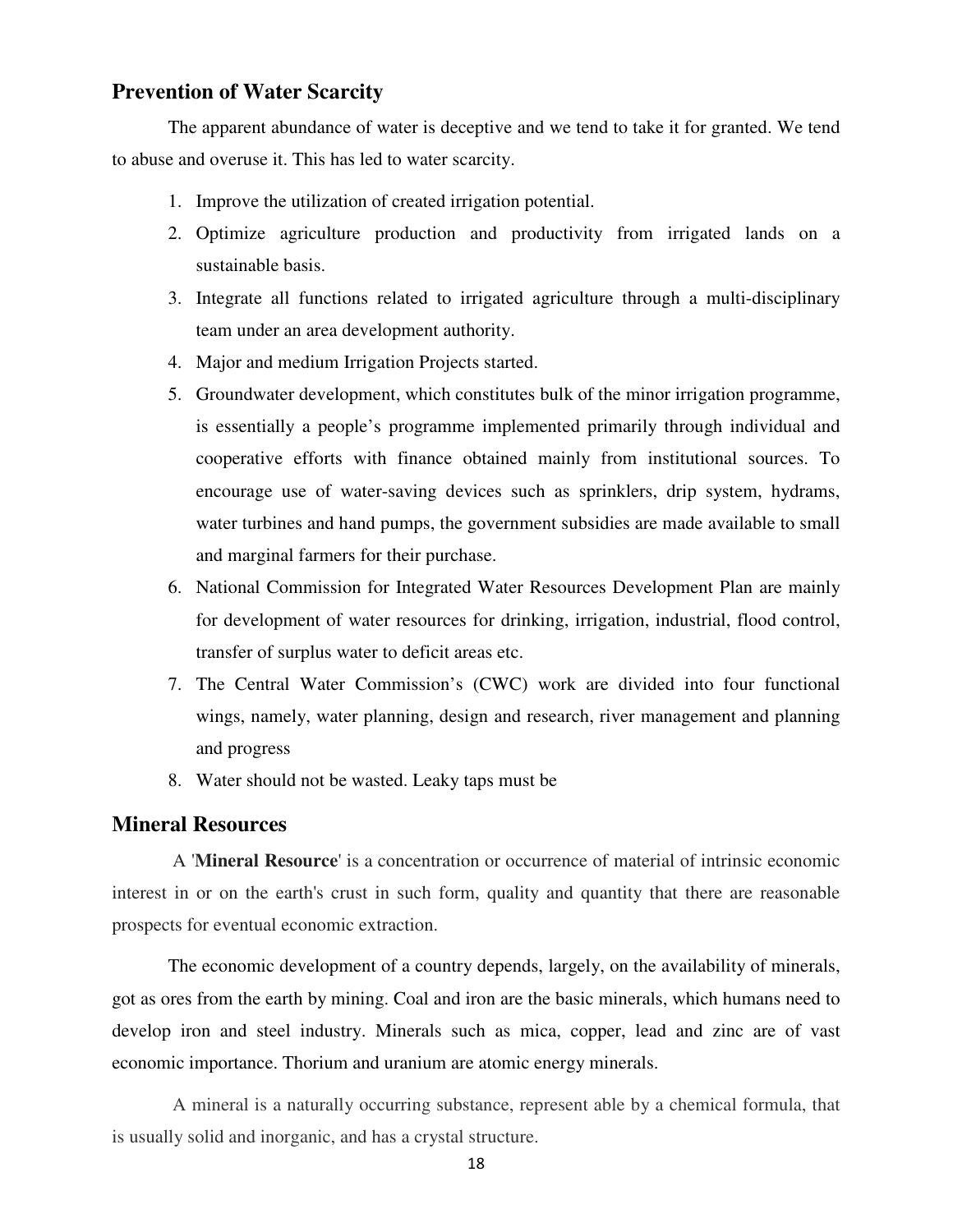## Prevention of Water Scarcity

The apparent abundance of water is deceptive and we tend to take it for granted. We tend to abuse and overuse it. This has led to water scarcity.

1. Improve the utilization of created irrigation potential.
2. Optimize agriculture production and productivity from irrigated lands on a sustainable basis.
3. Integrate all functions related to irrigated agriculture through a multi-disciplinary team under an area development authority.
4. Major and medium Irrigation Projects started.
5. Groundwater development, which constitutes bulk of the minor irrigation programme, is essentially a people's programme implemented primarily through individual and cooperative efforts with finance obtained mainly from institutional sources. To encourage use of water-saving devices such as sprinklers, drip system, hydrams, water turbines and hand pumps, the government subsidies are made available to small and marginal farmers for their purchase.
6. National Commission for Integrated Water Resources Development Plan are mainly for development of water resources for drinking, irrigation, industrial, flood control, transfer of surplus water to deficit areas etc.
7. The Central Water Commission's (CWC) work are divided into four functional wings, namely, water planning, design and research, river management and planning and progress
8. Water should not be wasted. Leaky taps must be

## Mineral Resources

A '**Mineral Resource**' is a concentration or occurrence of material of intrinsic economic interest in or on the earth's crust in such form, quality and quantity that there are reasonable prospects for eventual economic extraction.

The economic development of a country depends, largely, on the availability of minerals, got as ores from the earth by mining. Coal and iron are the basic minerals, which humans need to develop iron and steel industry. Minerals such as mica, copper, lead and zinc are of vast economic importance. Thorium and uranium are atomic energy minerals.

A mineral is a naturally occurring substance, represent able by a chemical formula, that is usually solid and inorganic, and has a crystal structure.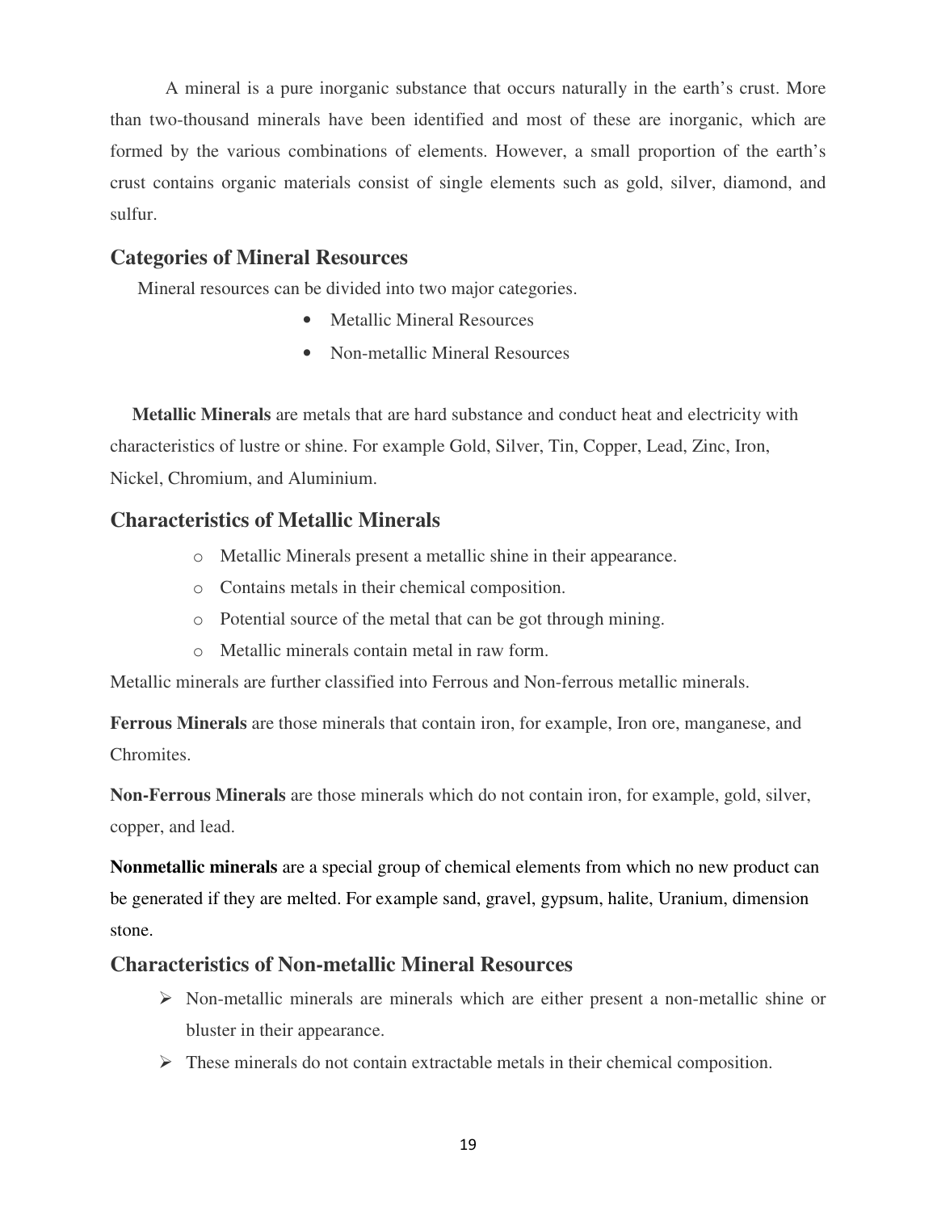A mineral is a pure inorganic substance that occurs naturally in the earth's crust. More than two-thousand minerals have been identified and most of these are inorganic, which are formed by the various combinations of elements. However, a small proportion of the earth's crust contains organic materials consist of single elements such as gold, silver, diamond, and sulfur.

## Categories of Mineral Resources

Mineral resources can be divided into two major categories.

- Metallic Mineral Resources
- Non-metallic Mineral Resources

**Metallic Minerals** are metals that are hard substance and conduct heat and electricity with characteristics of lustre or shine. For example Gold, Silver, Tin, Copper, Lead, Zinc, Iron, Nickel, Chromium, and Aluminium.

## Characteristics of Metallic Minerals

- Metallic Minerals present a metallic shine in their appearance.
- Contains metals in their chemical composition.
- Potential source of the metal that can be got through mining.
- Metallic minerals contain metal in raw form.

Metallic minerals are further classified into Ferrous and Non-ferrous metallic minerals.

**Ferrous Minerals** are those minerals that contain iron, for example, Iron ore, manganese, and Chromites.

**Non-Ferrous Minerals** are those minerals which do not contain iron, for example, gold, silver, copper, and lead.

**Nonmetallic minerals** are a special group of chemical elements from which no new product can be generated if they are melted. For example sand, gravel, gypsum, halite, Uranium, dimension stone.

## Characteristics of Non-metallic Mineral Resources

- Non-metallic minerals are minerals which are either present a non-metallic shine or bluster in their appearance.
- These minerals do not contain extractable metals in their chemical composition.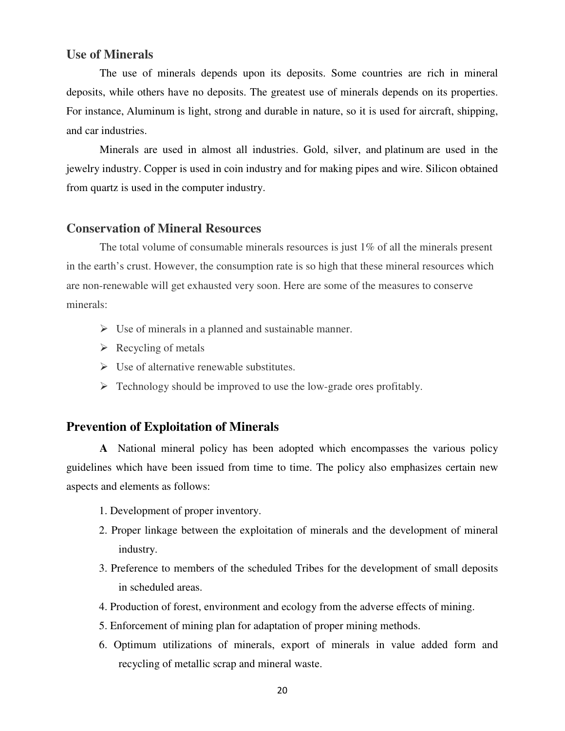## Use of Minerals

The use of minerals depends upon its deposits. Some countries are rich in mineral deposits, while others have no deposits. The greatest use of minerals depends on its properties. For instance, Aluminum is light, strong and durable in nature, so it is used for aircraft, shipping, and car industries.

Minerals are used in almost all industries. Gold, silver, and platinum are used in the jewelry industry. Copper is used in coin industry and for making pipes and wire. Silicon obtained from quartz is used in the computer industry.

## Conservation of Mineral Resources

The total volume of consumable minerals resources is just 1% of all the minerals present in the earth's crust. However, the consumption rate is so high that these mineral resources which are non-renewable will get exhausted very soon. Here are some of the measures to conserve minerals:

- Use of minerals in a planned and sustainable manner.
- Recycling of metals
- Use of alternative renewable substitutes.
- Technology should be improved to use the low-grade ores profitably.

## Prevention of Exploitation of Minerals

**A** National mineral policy has been adopted which encompasses the various policy guidelines which have been issued from time to time. The policy also emphasizes certain new aspects and elements as follows:

1. Development of proper inventory.
2. Proper linkage between the exploitation of minerals and the development of mineral industry.
3. Preference to members of the scheduled Tribes for the development of small deposits in scheduled areas.
4. Production of forest, environment and ecology from the adverse effects of mining.
5. Enforcement of mining plan for adaptation of proper mining methods.
6. Optimum utilizations of minerals, export of minerals in value added form and recycling of metallic scrap and mineral waste.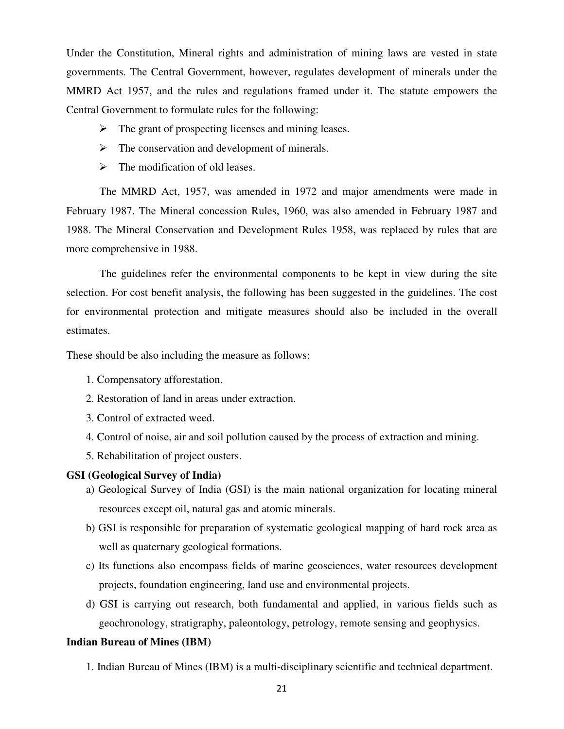Under the Constitution, Mineral rights and administration of mining laws are vested in state governments. The Central Government, however, regulates development of minerals under the MMRD Act 1957, and the rules and regulations framed under it. The statute empowers the Central Government to formulate rules for the following:

- The grant of prospecting licenses and mining leases.
- The conservation and development of minerals.
- The modification of old leases.

The MMRD Act, 1957, was amended in 1972 and major amendments were made in February 1987. The Mineral concession Rules, 1960, was also amended in February 1987 and 1988. The Mineral Conservation and Development Rules 1958, was replaced by rules that are more comprehensive in 1988.

The guidelines refer the environmental components to be kept in view during the site selection. For cost benefit analysis, the following has been suggested in the guidelines. The cost for environmental protection and mitigate measures should also be included in the overall estimates.

These should be also including the measure as follows:

1. Compensatory afforestation.
2. Restoration of land in areas under extraction.
3. Control of extracted weed.
4. Control of noise, air and soil pollution caused by the process of extraction and mining.
5. Rehabilitation of project ousters.

**GSI (Geological Survey of India)**

a) Geological Survey of India (GSI) is the main national organization for locating mineral resources except oil, natural gas and atomic minerals.

b) GSI is responsible for preparation of systematic geological mapping of hard rock area as well as quaternary geological formations.

c) Its functions also encompass fields of marine geosciences, water resources development projects, foundation engineering, land use and environmental projects.

d) GSI is carrying out research, both fundamental and applied, in various fields such as geochronology, stratigraphy, paleontology, petrology, remote sensing and geophysics.

**Indian Bureau of Mines (IBM)**

1. Indian Bureau of Mines (IBM) is a multi-disciplinary scientific and technical department.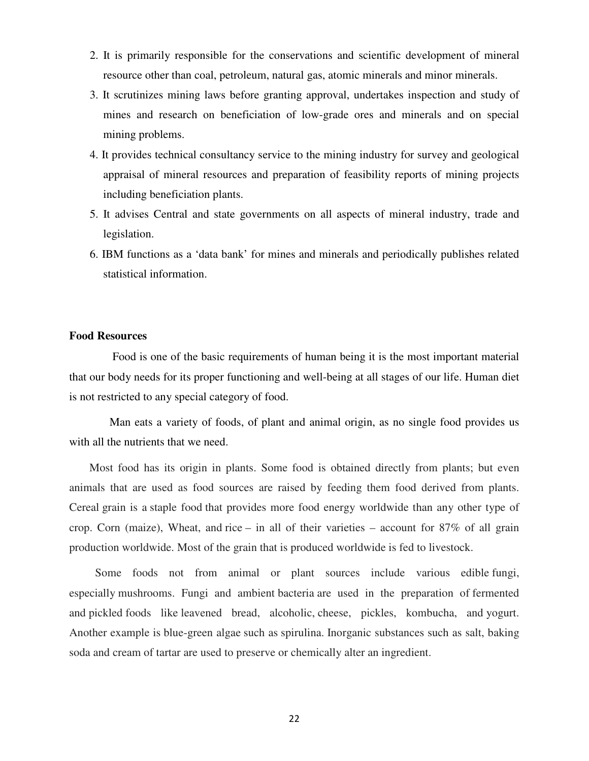2. It is primarily responsible for the conservations and scientific development of mineral resource other than coal, petroleum, natural gas, atomic minerals and minor minerals.
3. It scrutinizes mining laws before granting approval, undertakes inspection and study of mines and research on beneficiation of low-grade ores and minerals and on special mining problems.
4. It provides technical consultancy service to the mining industry for survey and geological appraisal of mineral resources and preparation of feasibility reports of mining projects including beneficiation plants.
5. It advises Central and state governments on all aspects of mineral industry, trade and legislation.
6. IBM functions as a 'data bank' for mines and minerals and periodically publishes related statistical information.

**Food Resources**

Food is one of the basic requirements of human being it is the most important material that our body needs for its proper functioning and well-being at all stages of our life. Human diet is not restricted to any special category of food.

Man eats a variety of foods, of plant and animal origin, as no single food provides us with all the nutrients that we need.

Most food has its origin in plants. Some food is obtained directly from plants; but even animals that are used as food sources are raised by feeding them food derived from plants. Cereal grain is a staple food that provides more food energy worldwide than any other type of crop. Corn (maize), Wheat, and rice – in all of their varieties – account for 87% of all grain production worldwide. Most of the grain that is produced worldwide is fed to livestock.

Some foods not from animal or plant sources include various edible fungi, especially mushrooms. Fungi and ambient bacteria are used in the preparation of fermented and pickled foods like leavened bread, alcoholic, cheese, pickles, kombucha, and yogurt. Another example is blue-green algae such as spirulina. Inorganic substances such as salt, baking soda and cream of tartar are used to preserve or chemically alter an ingredient.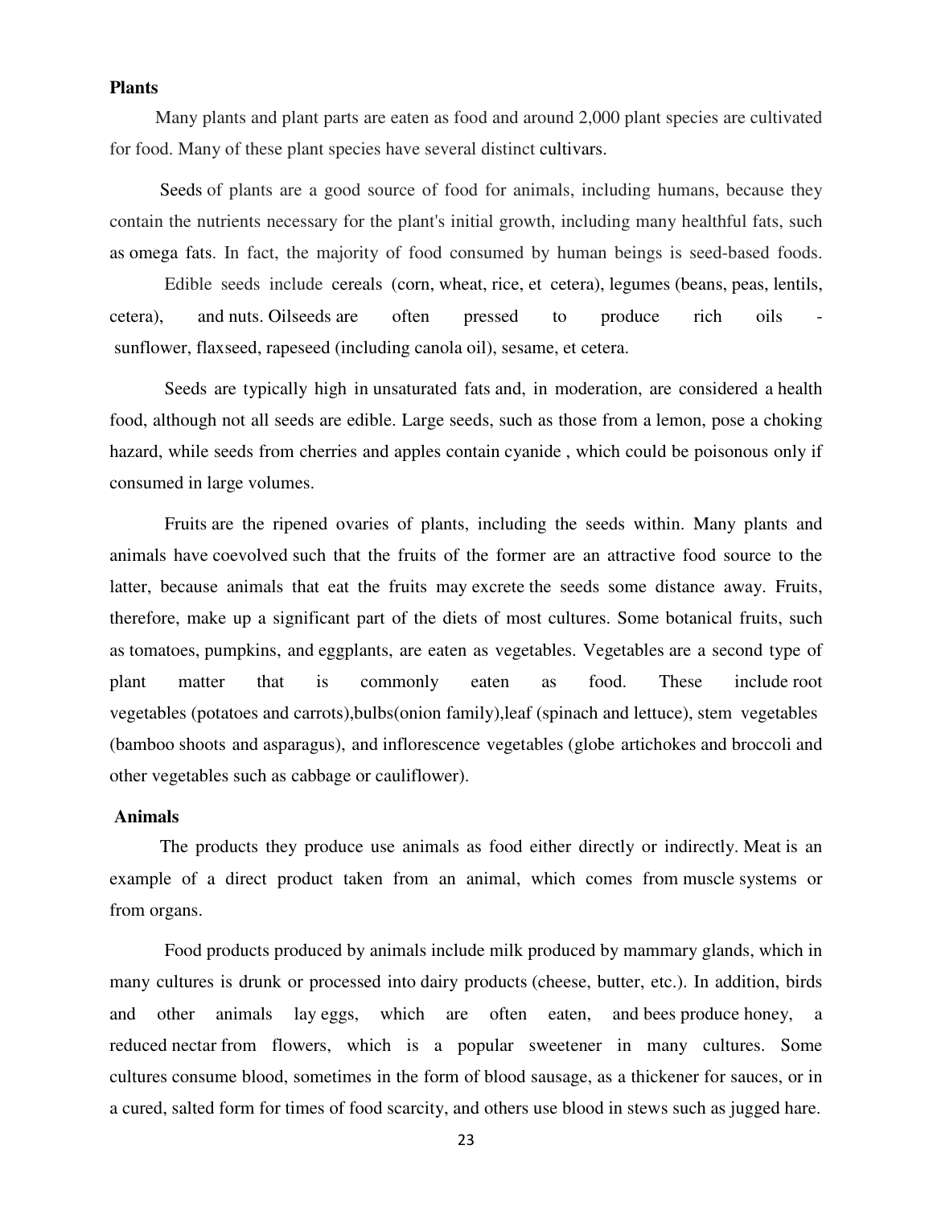**Plants**

Many plants and plant parts are eaten as food and around 2,000 plant species are cultivated for food. Many of these plant species have several distinct cultivars.

Seeds of plants are a good source of food for animals, including humans, because they contain the nutrients necessary for the plant's initial growth, including many healthful fats, such as omega fats. In fact, the majority of food consumed by human beings is seed-based foods.

Edible seeds include cereals (corn, wheat, rice, et cetera), legumes (beans, peas, lentils, cetera), and nuts. Oilseeds are often pressed to produce rich oils - sunflower, flaxseed, rapeseed (including canola oil), sesame, et cetera.

Seeds are typically high in unsaturated fats and, in moderation, are considered a health food, although not all seeds are edible. Large seeds, such as those from a lemon, pose a choking hazard, while seeds from cherries and apples contain cyanide , which could be poisonous only if consumed in large volumes.

Fruits are the ripened ovaries of plants, including the seeds within. Many plants and animals have coevolved such that the fruits of the former are an attractive food source to the latter, because animals that eat the fruits may excrete the seeds some distance away. Fruits, therefore, make up a significant part of the diets of most cultures. Some botanical fruits, such as tomatoes, pumpkins, and eggplants, are eaten as vegetables. Vegetables are a second type of plant matter that is commonly eaten as food. These include root vegetables (potatoes and carrots),bulbs(onion family),leaf (spinach and lettuce), stem vegetables (bamboo shoots and asparagus), and inflorescence vegetables (globe artichokes and broccoli and other vegetables such as cabbage or cauliflower).

**Animals**

The products they produce use animals as food either directly or indirectly. Meat is an example of a direct product taken from an animal, which comes from muscle systems or from organs.

Food products produced by animals include milk produced by mammary glands, which in many cultures is drunk or processed into dairy products (cheese, butter, etc.). In addition, birds and other animals lay eggs, which are often eaten, and bees produce honey, a reduced nectar from flowers, which is a popular sweetener in many cultures. Some cultures consume blood, sometimes in the form of blood sausage, as a thickener for sauces, or in a cured, salted form for times of food scarcity, and others use blood in stews such as jugged hare.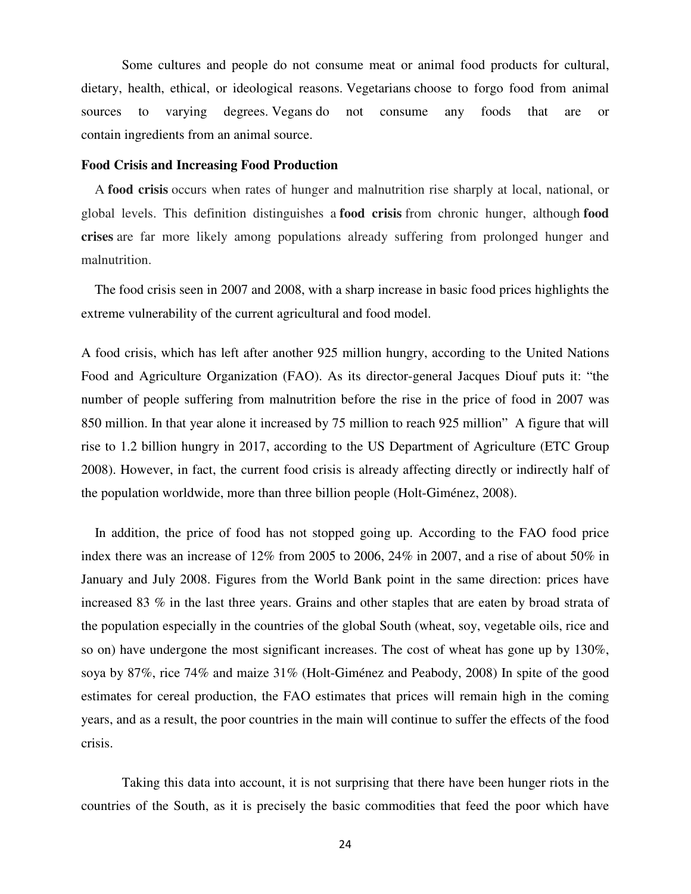Some cultures and people do not consume meat or animal food products for cultural, dietary, health, ethical, or ideological reasons. Vegetarians choose to forgo food from animal sources to varying degrees. Vegans do not consume any foods that are or contain ingredients from an animal source.

**Food Crisis and Increasing Food Production**

A **food crisis** occurs when rates of hunger and malnutrition rise sharply at local, national, or global levels. This definition distinguishes a **food crisis** from chronic hunger, although **food crises** are far more likely among populations already suffering from prolonged hunger and malnutrition.

The food crisis seen in 2007 and 2008, with a sharp increase in basic food prices highlights the extreme vulnerability of the current agricultural and food model.

A food crisis, which has left after another 925 million hungry, according to the United Nations Food and Agriculture Organization (FAO). As its director-general Jacques Diouf puts it: "the number of people suffering from malnutrition before the rise in the price of food in 2007 was 850 million. In that year alone it increased by 75 million to reach 925 million" A figure that will rise to 1.2 billion hungry in 2017, according to the US Department of Agriculture (ETC Group 2008). However, in fact, the current food crisis is already affecting directly or indirectly half of the population worldwide, more than three billion people (Holt-Giménez, 2008).

In addition, the price of food has not stopped going up. According to the FAO food price index there was an increase of 12% from 2005 to 2006, 24% in 2007, and a rise of about 50% in January and July 2008. Figures from the World Bank point in the same direction: prices have increased 83 % in the last three years. Grains and other staples that are eaten by broad strata of the population especially in the countries of the global South (wheat, soy, vegetable oils, rice and so on) have undergone the most significant increases. The cost of wheat has gone up by 130%, soya by 87%, rice 74% and maize 31% (Holt-Giménez and Peabody, 2008) In spite of the good estimates for cereal production, the FAO estimates that prices will remain high in the coming years, and as a result, the poor countries in the main will continue to suffer the effects of the food crisis.

Taking this data into account, it is not surprising that there have been hunger riots in the countries of the South, as it is precisely the basic commodities that feed the poor which have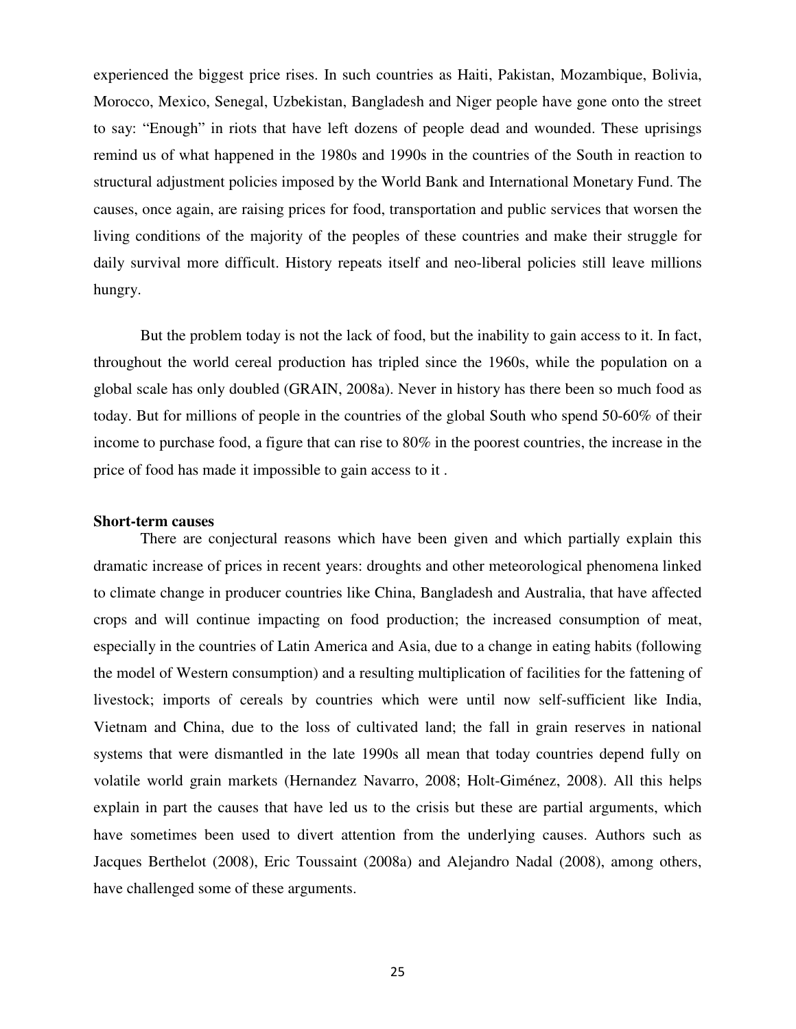experienced the biggest price rises. In such countries as Haiti, Pakistan, Mozambique, Bolivia, Morocco, Mexico, Senegal, Uzbekistan, Bangladesh and Niger people have gone onto the street to say: "Enough" in riots that have left dozens of people dead and wounded. These uprisings remind us of what happened in the 1980s and 1990s in the countries of the South in reaction to structural adjustment policies imposed by the World Bank and International Monetary Fund. The causes, once again, are raising prices for food, transportation and public services that worsen the living conditions of the majority of the peoples of these countries and make their struggle for daily survival more difficult. History repeats itself and neo-liberal policies still leave millions hungry.

But the problem today is not the lack of food, but the inability to gain access to it. In fact, throughout the world cereal production has tripled since the 1960s, while the population on a global scale has only doubled (GRAIN, 2008a). Never in history has there been so much food as today. But for millions of people in the countries of the global South who spend 50-60% of their income to purchase food, a figure that can rise to 80% in the poorest countries, the increase in the price of food has made it impossible to gain access to it .

**Short-term causes**

There are conjectural reasons which have been given and which partially explain this dramatic increase of prices in recent years: droughts and other meteorological phenomena linked to climate change in producer countries like China, Bangladesh and Australia, that have affected crops and will continue impacting on food production; the increased consumption of meat, especially in the countries of Latin America and Asia, due to a change in eating habits (following the model of Western consumption) and a resulting multiplication of facilities for the fattening of livestock; imports of cereals by countries which were until now self-sufficient like India, Vietnam and China, due to the loss of cultivated land; the fall in grain reserves in national systems that were dismantled in the late 1990s all mean that today countries depend fully on volatile world grain markets (Hernandez Navarro, 2008; Holt-Giménez, 2008). All this helps explain in part the causes that have led us to the crisis but these are partial arguments, which have sometimes been used to divert attention from the underlying causes. Authors such as Jacques Berthelot (2008), Eric Toussaint (2008a) and Alejandro Nadal (2008), among others, have challenged some of these arguments.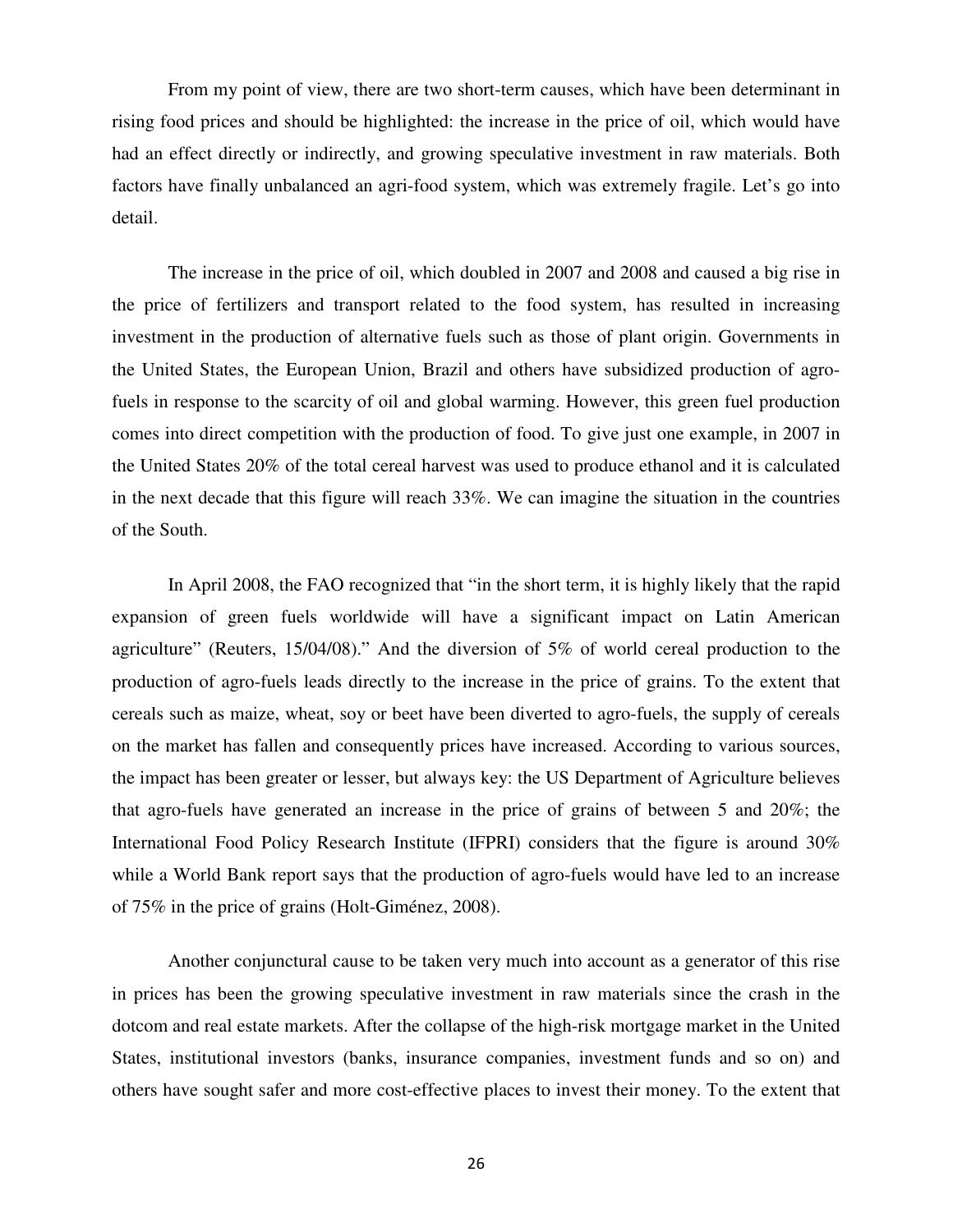From my point of view, there are two short-term causes, which have been determinant in rising food prices and should be highlighted: the increase in the price of oil, which would have had an effect directly or indirectly, and growing speculative investment in raw materials. Both factors have finally unbalanced an agri-food system, which was extremely fragile. Let's go into detail.

The increase in the price of oil, which doubled in 2007 and 2008 and caused a big rise in the price of fertilizers and transport related to the food system, has resulted in increasing investment in the production of alternative fuels such as those of plant origin. Governments in the United States, the European Union, Brazil and others have subsidized production of agro-fuels in response to the scarcity of oil and global warming. However, this green fuel production comes into direct competition with the production of food. To give just one example, in 2007 in the United States 20% of the total cereal harvest was used to produce ethanol and it is calculated in the next decade that this figure will reach 33%. We can imagine the situation in the countries of the South.

In April 2008, the FAO recognized that "in the short term, it is highly likely that the rapid expansion of green fuels worldwide will have a significant impact on Latin American agriculture" (Reuters, 15/04/08)." And the diversion of 5% of world cereal production to the production of agro-fuels leads directly to the increase in the price of grains. To the extent that cereals such as maize, wheat, soy or beet have been diverted to agro-fuels, the supply of cereals on the market has fallen and consequently prices have increased. According to various sources, the impact has been greater or lesser, but always key: the US Department of Agriculture believes that agro-fuels have generated an increase in the price of grains of between 5 and 20%; the International Food Policy Research Institute (IFPRI) considers that the figure is around 30% while a World Bank report says that the production of agro-fuels would have led to an increase of 75% in the price of grains (Holt-Giménez, 2008).

Another conjunctural cause to be taken very much into account as a generator of this rise in prices has been the growing speculative investment in raw materials since the crash in the dotcom and real estate markets. After the collapse of the high-risk mortgage market in the United States, institutional investors (banks, insurance companies, investment funds and so on) and others have sought safer and more cost-effective places to invest their money. To the extent that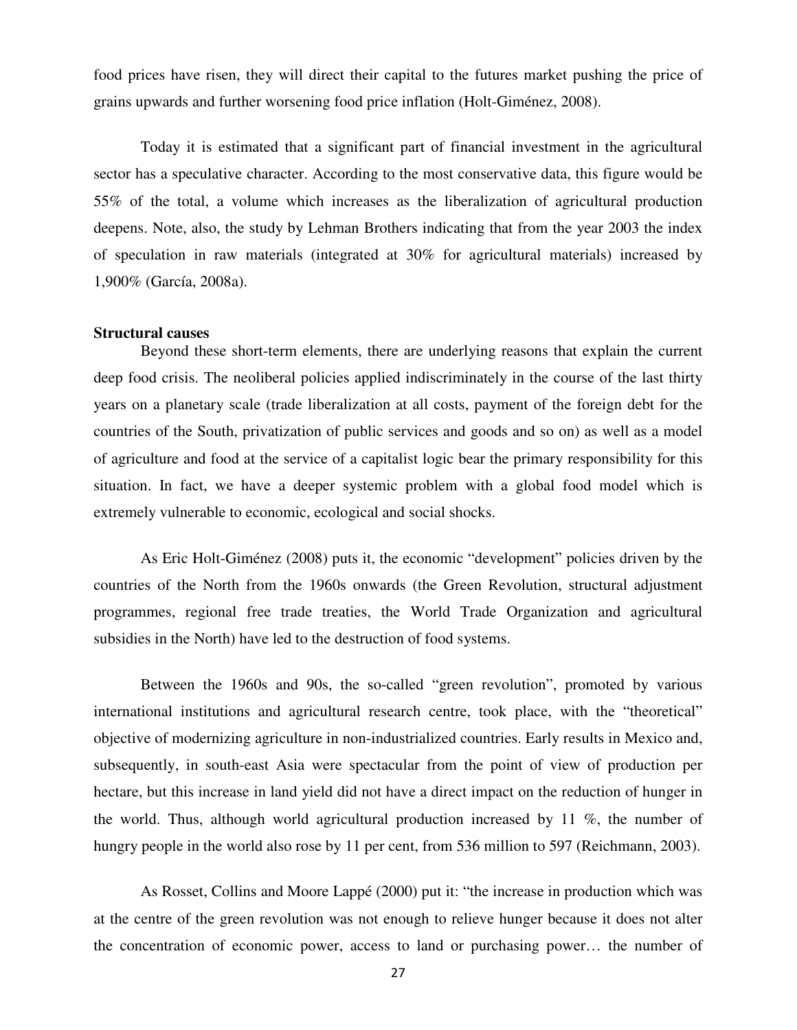food prices have risen, they will direct their capital to the futures market pushing the price of grains upwards and further worsening food price inflation (Holt-Giménez, 2008).

Today it is estimated that a significant part of financial investment in the agricultural sector has a speculative character. According to the most conservative data, this figure would be 55% of the total, a volume which increases as the liberalization of agricultural production deepens. Note, also, the study by Lehman Brothers indicating that from the year 2003 the index of speculation in raw materials (integrated at 30% for agricultural materials) increased by 1,900% (García, 2008a).

**Structural causes**

Beyond these short-term elements, there are underlying reasons that explain the current deep food crisis. The neoliberal policies applied indiscriminately in the course of the last thirty years on a planetary scale (trade liberalization at all costs, payment of the foreign debt for the countries of the South, privatization of public services and goods and so on) as well as a model of agriculture and food at the service of a capitalist logic bear the primary responsibility for this situation. In fact, we have a deeper systemic problem with a global food model which is extremely vulnerable to economic, ecological and social shocks.

As Eric Holt-Giménez (2008) puts it, the economic "development" policies driven by the countries of the North from the 1960s onwards (the Green Revolution, structural adjustment programmes, regional free trade treaties, the World Trade Organization and agricultural subsidies in the North) have led to the destruction of food systems.

Between the 1960s and 90s, the so-called "green revolution", promoted by various international institutions and agricultural research centre, took place, with the "theoretical" objective of modernizing agriculture in non-industrialized countries. Early results in Mexico and, subsequently, in south-east Asia were spectacular from the point of view of production per hectare, but this increase in land yield did not have a direct impact on the reduction of hunger in the world. Thus, although world agricultural production increased by 11 %, the number of hungry people in the world also rose by 11 per cent, from 536 million to 597 (Reichmann, 2003).

As Rosset, Collins and Moore Lappé (2000) put it: "the increase in production which was at the centre of the green revolution was not enough to relieve hunger because it does not alter the concentration of economic power, access to land or purchasing power… the number of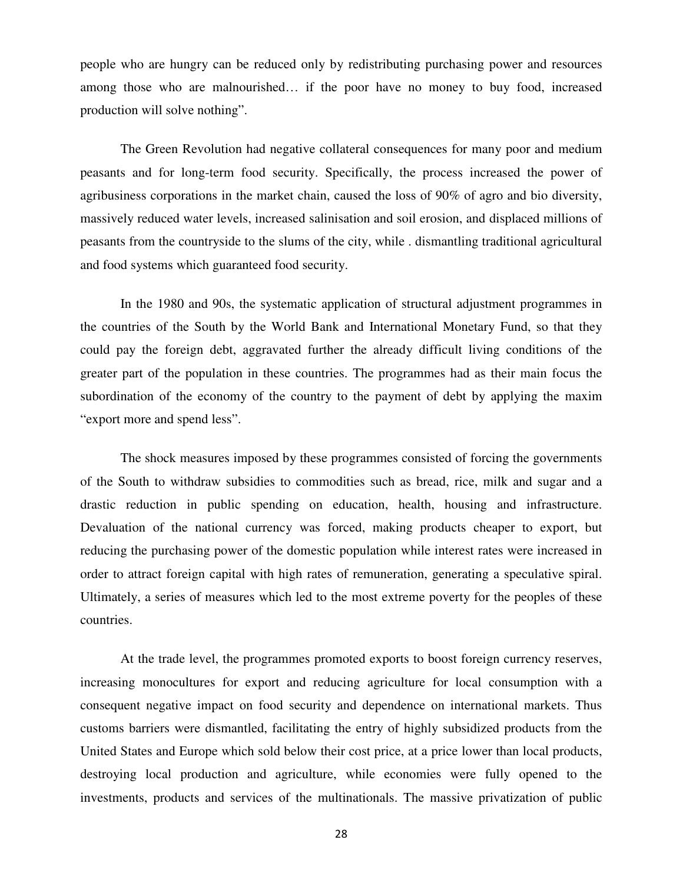people who are hungry can be reduced only by redistributing purchasing power and resources among those who are malnourished… if the poor have no money to buy food, increased production will solve nothing".

The Green Revolution had negative collateral consequences for many poor and medium peasants and for long-term food security. Specifically, the process increased the power of agribusiness corporations in the market chain, caused the loss of 90% of agro and bio diversity, massively reduced water levels, increased salinisation and soil erosion, and displaced millions of peasants from the countryside to the slums of the city, while . dismantling traditional agricultural and food systems which guaranteed food security.

In the 1980 and 90s, the systematic application of structural adjustment programmes in the countries of the South by the World Bank and International Monetary Fund, so that they could pay the foreign debt, aggravated further the already difficult living conditions of the greater part of the population in these countries. The programmes had as their main focus the subordination of the economy of the country to the payment of debt by applying the maxim "export more and spend less".

The shock measures imposed by these programmes consisted of forcing the governments of the South to withdraw subsidies to commodities such as bread, rice, milk and sugar and a drastic reduction in public spending on education, health, housing and infrastructure. Devaluation of the national currency was forced, making products cheaper to export, but reducing the purchasing power of the domestic population while interest rates were increased in order to attract foreign capital with high rates of remuneration, generating a speculative spiral. Ultimately, a series of measures which led to the most extreme poverty for the peoples of these countries.

At the trade level, the programmes promoted exports to boost foreign currency reserves, increasing monocultures for export and reducing agriculture for local consumption with a consequent negative impact on food security and dependence on international markets. Thus customs barriers were dismantled, facilitating the entry of highly subsidized products from the United States and Europe which sold below their cost price, at a price lower than local products, destroying local production and agriculture, while economies were fully opened to the investments, products and services of the multinationals. The massive privatization of public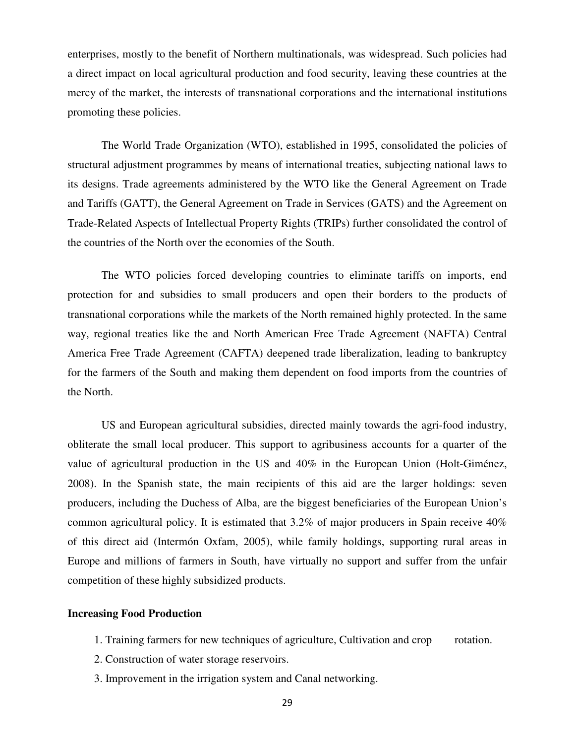enterprises, mostly to the benefit of Northern multinationals, was widespread. Such policies had a direct impact on local agricultural production and food security, leaving these countries at the mercy of the market, the interests of transnational corporations and the international institutions promoting these policies.

The World Trade Organization (WTO), established in 1995, consolidated the policies of structural adjustment programmes by means of international treaties, subjecting national laws to its designs. Trade agreements administered by the WTO like the General Agreement on Trade and Tariffs (GATT), the General Agreement on Trade in Services (GATS) and the Agreement on Trade-Related Aspects of Intellectual Property Rights (TRIPs) further consolidated the control of the countries of the North over the economies of the South.

The WTO policies forced developing countries to eliminate tariffs on imports, end protection for and subsidies to small producers and open their borders to the products of transnational corporations while the markets of the North remained highly protected. In the same way, regional treaties like the and North American Free Trade Agreement (NAFTA) Central America Free Trade Agreement (CAFTA) deepened trade liberalization, leading to bankruptcy for the farmers of the South and making them dependent on food imports from the countries of the North.

US and European agricultural subsidies, directed mainly towards the agri-food industry, obliterate the small local producer. This support to agribusiness accounts for a quarter of the value of agricultural production in the US and 40% in the European Union (Holt-Giménez, 2008). In the Spanish state, the main recipients of this aid are the larger holdings: seven producers, including the Duchess of Alba, are the biggest beneficiaries of the European Union's common agricultural policy. It is estimated that 3.2% of major producers in Spain receive 40% of this direct aid (Intermón Oxfam, 2005), while family holdings, supporting rural areas in Europe and millions of farmers in South, have virtually no support and suffer from the unfair competition of these highly subsidized products.

**Increasing Food Production**

1. Training farmers for new techniques of agriculture, Cultivation and crop rotation.
2. Construction of water storage reservoirs.
3. Improvement in the irrigation system and Canal networking.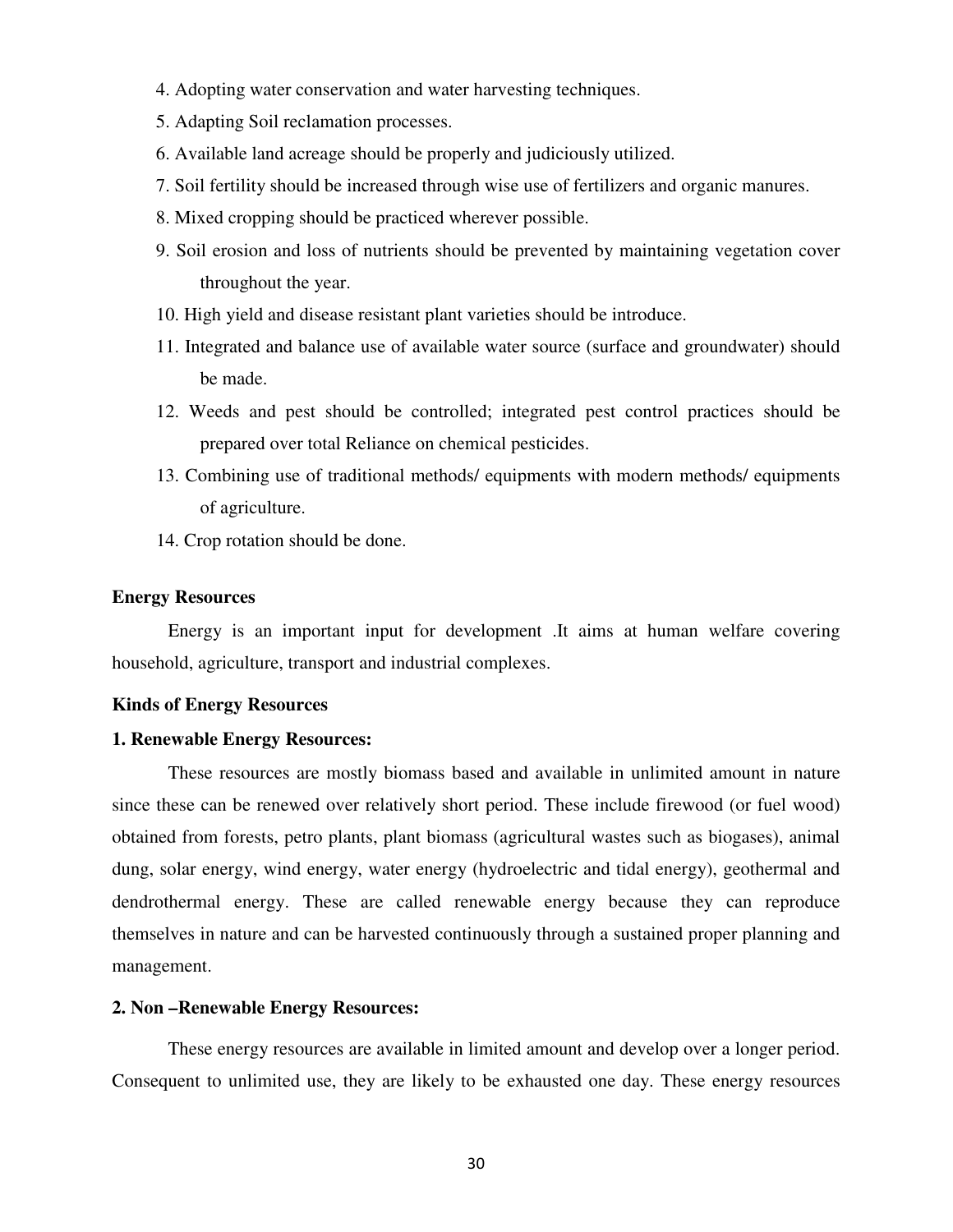4. Adopting water conservation and water harvesting techniques.
5. Adapting Soil reclamation processes.
6. Available land acreage should be properly and judiciously utilized.
7. Soil fertility should be increased through wise use of fertilizers and organic manures.
8. Mixed cropping should be practiced wherever possible.
9. Soil erosion and loss of nutrients should be prevented by maintaining vegetation cover throughout the year.
10. High yield and disease resistant plant varieties should be introduce.
11. Integrated and balance use of available water source (surface and groundwater) should be made.
12. Weeds and pest should be controlled; integrated pest control practices should be prepared over total Reliance on chemical pesticides.
13. Combining use of traditional methods/ equipments with modern methods/ equipments of agriculture.
14. Crop rotation should be done.

**Energy Resources**

Energy is an important input for development .It aims at human welfare covering household, agriculture, transport and industrial complexes.

**Kinds of Energy Resources**

**1. Renewable Energy Resources:**

These resources are mostly biomass based and available in unlimited amount in nature since these can be renewed over relatively short period. These include firewood (or fuel wood) obtained from forests, petro plants, plant biomass (agricultural wastes such as biogases), animal dung, solar energy, wind energy, water energy (hydroelectric and tidal energy), geothermal and dendrothermal energy. These are called renewable energy because they can reproduce themselves in nature and can be harvested continuously through a sustained proper planning and management.

**2. Non –Renewable Energy Resources:**

These energy resources are available in limited amount and develop over a longer period. Consequent to unlimited use, they are likely to be exhausted one day. These energy resources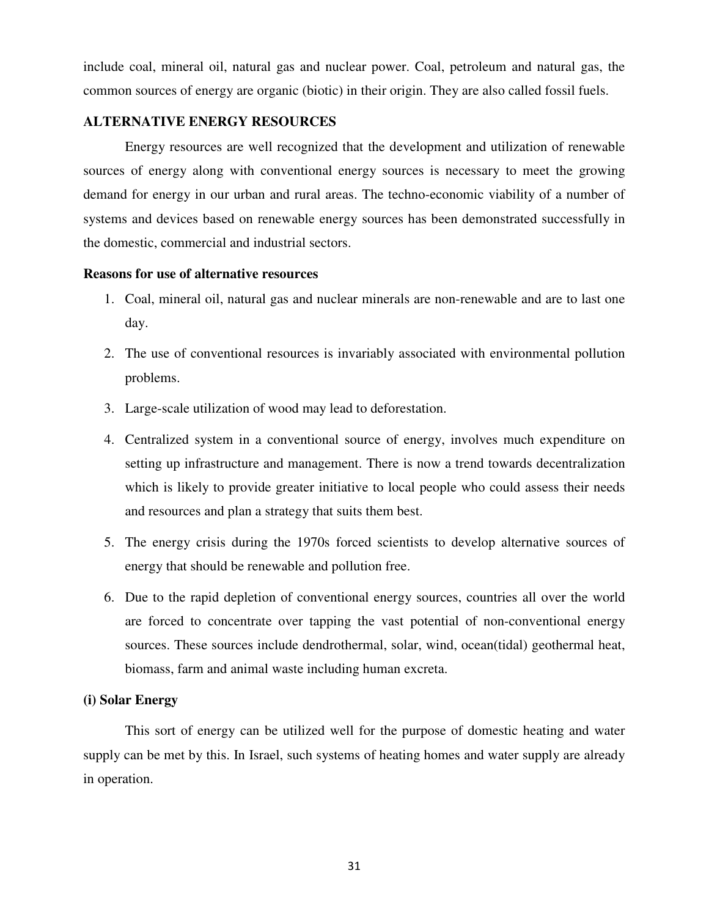include coal, mineral oil, natural gas and nuclear power. Coal, petroleum and natural gas, the common sources of energy are organic (biotic) in their origin. They are also called fossil fuels.

## ALTERNATIVE ENERGY RESOURCES

Energy resources are well recognized that the development and utilization of renewable sources of energy along with conventional energy sources is necessary to meet the growing demand for energy in our urban and rural areas. The techno-economic viability of a number of systems and devices based on renewable energy sources has been demonstrated successfully in the domestic, commercial and industrial sectors.

### Reasons for use of alternative resources

1. Coal, mineral oil, natural gas and nuclear minerals are non-renewable and are to last one day.
2. The use of conventional resources is invariably associated with environmental pollution problems.
3. Large-scale utilization of wood may lead to deforestation.
4. Centralized system in a conventional source of energy, involves much expenditure on setting up infrastructure and management. There is now a trend towards decentralization which is likely to provide greater initiative to local people who could assess their needs and resources and plan a strategy that suits them best.
5. The energy crisis during the 1970s forced scientists to develop alternative sources of energy that should be renewable and pollution free.
6. Due to the rapid depletion of conventional energy sources, countries all over the world are forced to concentrate over tapping the vast potential of non-conventional energy sources. These sources include dendrothermal, solar, wind, ocean(tidal) geothermal heat, biomass, farm and animal waste including human excreta.

### (i) Solar Energy

This sort of energy can be utilized well for the purpose of domestic heating and water supply can be met by this. In Israel, such systems of heating homes and water supply are already in operation.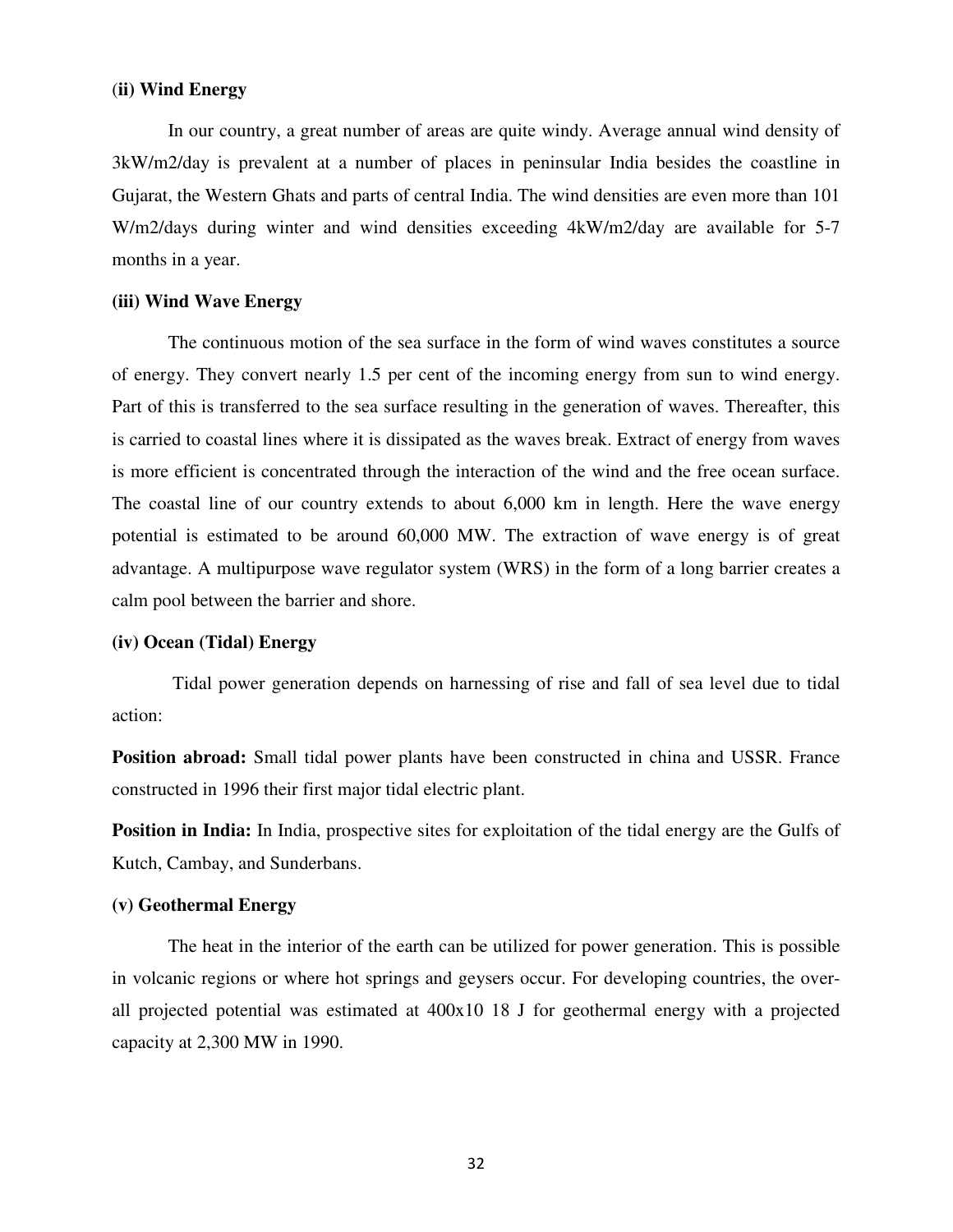**(ii) Wind Energy**

In our country, a great number of areas are quite windy. Average annual wind density of 3kW/m2/day is prevalent at a number of places in peninsular India besides the coastline in Gujarat, the Western Ghats and parts of central India. The wind densities are even more than 101 W/m2/days during winter and wind densities exceeding 4kW/m2/day are available for 5-7 months in a year.

**(iii) Wind Wave Energy**

The continuous motion of the sea surface in the form of wind waves constitutes a source of energy. They convert nearly 1.5 per cent of the incoming energy from sun to wind energy. Part of this is transferred to the sea surface resulting in the generation of waves. Thereafter, this is carried to coastal lines where it is dissipated as the waves break. Extract of energy from waves is more efficient is concentrated through the interaction of the wind and the free ocean surface. The coastal line of our country extends to about 6,000 km in length. Here the wave energy potential is estimated to be around 60,000 MW. The extraction of wave energy is of great advantage. A multipurpose wave regulator system (WRS) in the form of a long barrier creates a calm pool between the barrier and shore.

**(iv) Ocean (Tidal) Energy**

Tidal power generation depends on harnessing of rise and fall of sea level due to tidal action:

**Position abroad:** Small tidal power plants have been constructed in china and USSR. France constructed in 1996 their first major tidal electric plant.

**Position in India:** In India, prospective sites for exploitation of the tidal energy are the Gulfs of Kutch, Cambay, and Sunderbans.

**(v) Geothermal Energy**

The heat in the interior of the earth can be utilized for power generation. This is possible in volcanic regions or where hot springs and geysers occur. For developing countries, the over-all projected potential was estimated at 400x10 18 J for geothermal energy with a projected capacity at 2,300 MW in 1990.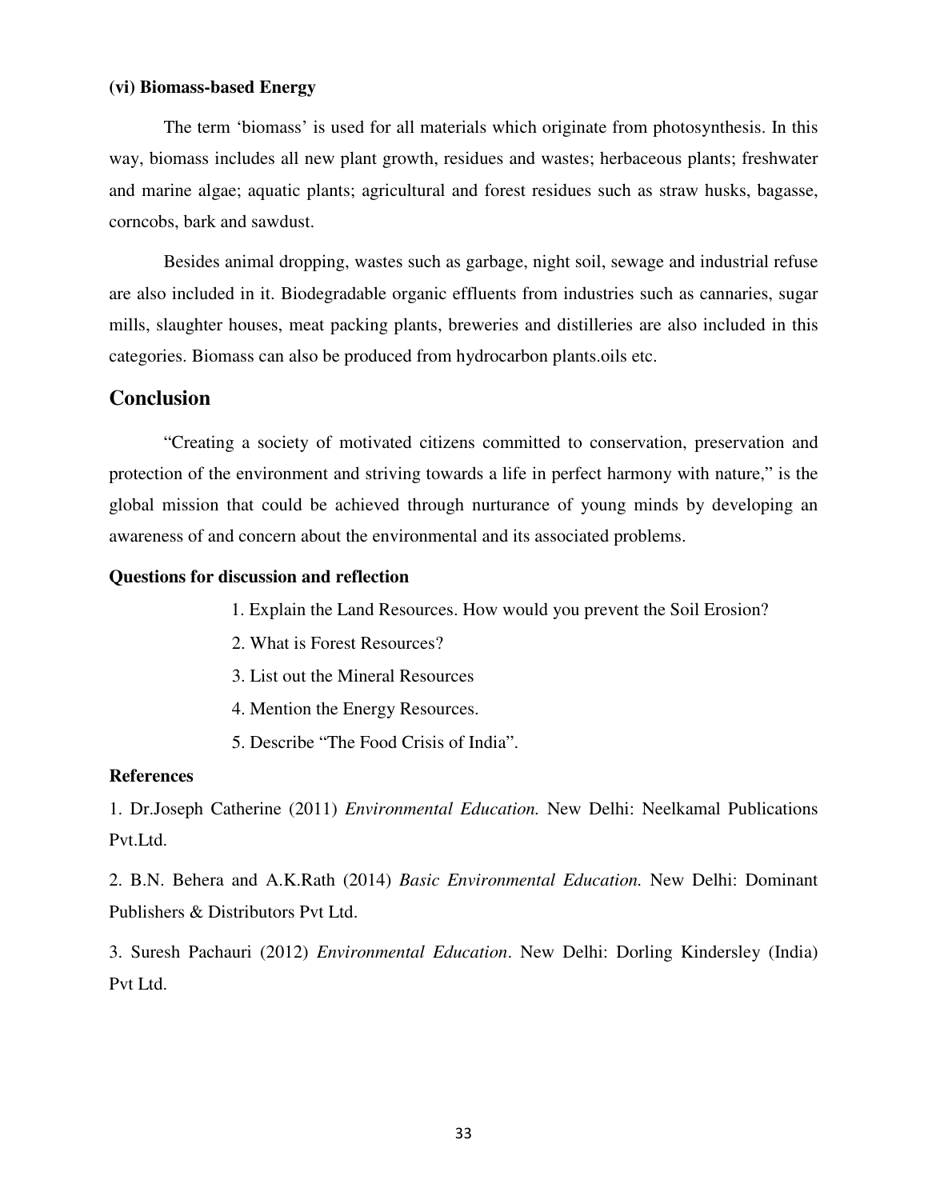**(vi) Biomass-based Energy**

The term 'biomass' is used for all materials which originate from photosynthesis. In this way, biomass includes all new plant growth, residues and wastes; herbaceous plants; freshwater and marine algae; aquatic plants; agricultural and forest residues such as straw husks, bagasse, corncobs, bark and sawdust.

Besides animal dropping, wastes such as garbage, night soil, sewage and industrial refuse are also included in it. Biodegradable organic effluents from industries such as cannaries, sugar mills, slaughter houses, meat packing plants, breweries and distilleries are also included in this categories. Biomass can also be produced from hydrocarbon plants.oils etc.

## Conclusion

"Creating a society of motivated citizens committed to conservation, preservation and protection of the environment and striving towards a life in perfect harmony with nature," is the global mission that could be achieved through nurturance of young minds by developing an awareness of and concern about the environmental and its associated problems.

**Questions for discussion and reflection**

1. Explain the Land Resources. How would you prevent the Soil Erosion?
2. What is Forest Resources?
3. List out the Mineral Resources
4. Mention the Energy Resources.
5. Describe "The Food Crisis of India".

**References**

1. Dr.Joseph Catherine (2011) *Environmental Education.* New Delhi: Neelkamal Publications Pvt.Ltd.

2. B.N. Behera and A.K.Rath (2014) *Basic Environmental Education.* New Delhi: Dominant Publishers & Distributors Pvt Ltd.

3. Suresh Pachauri (2012) *Environmental Education*. New Delhi: Dorling Kindersley (India) Pvt Ltd.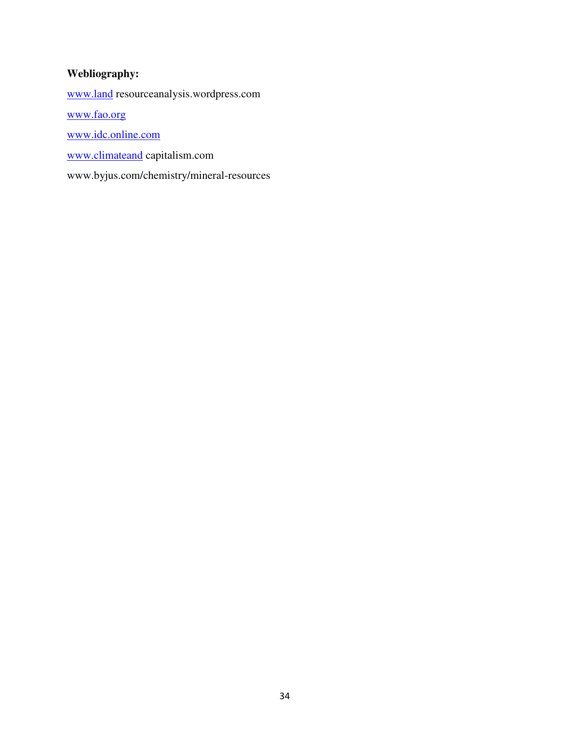**Webliography:**

www.land resourceanalysis.wordpress.com

www.fao.org

www.idc.online.com

www.climateand capitalism.com

www.byjus.com/chemistry/mineral-resources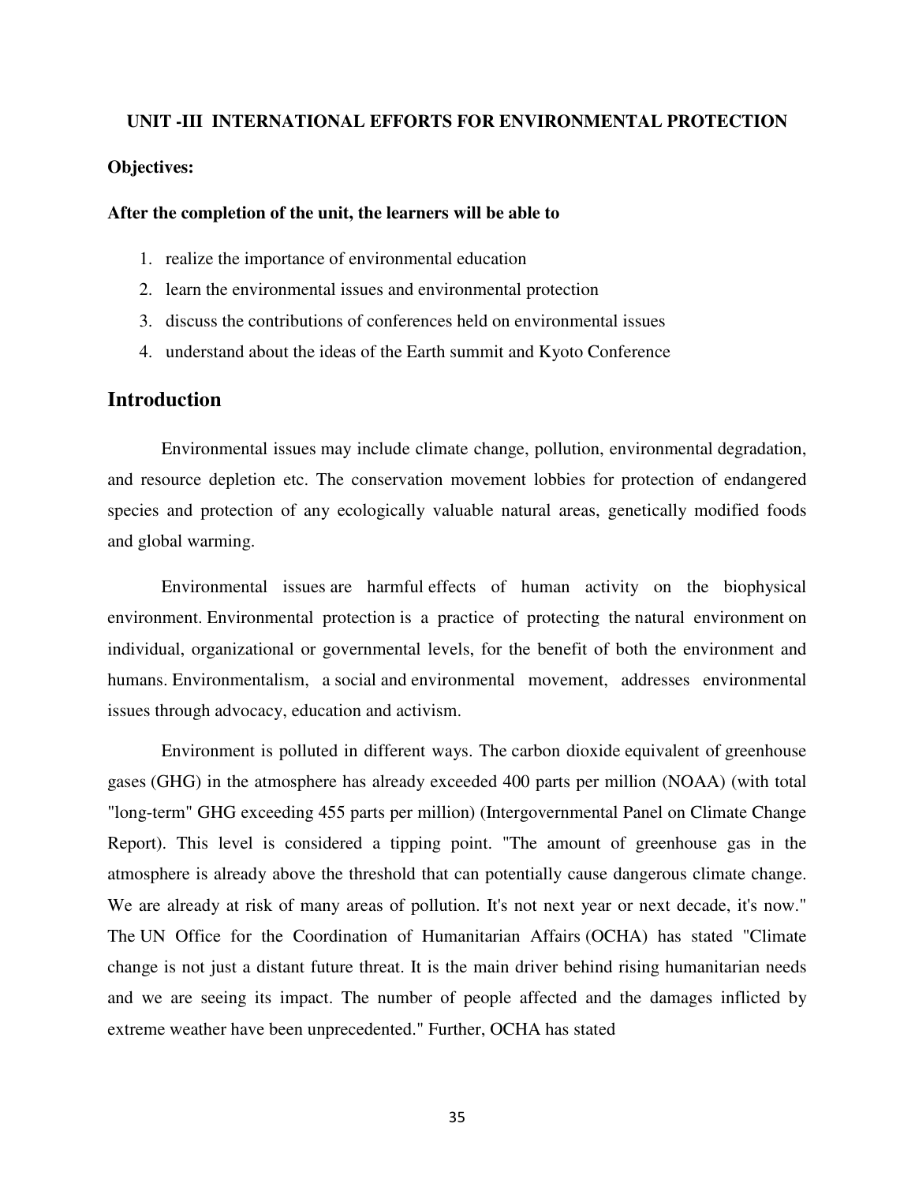## UNIT -III INTERNATIONAL EFFORTS FOR ENVIRONMENTAL PROTECTION

**Objectives:**

**After the completion of the unit, the learners will be able to**

1. realize the importance of environmental education
2. learn the environmental issues and environmental protection
3. discuss the contributions of conferences held on environmental issues
4. understand about the ideas of the Earth summit and Kyoto Conference

# Introduction

Environmental issues may include climate change, pollution, environmental degradation, and resource depletion etc. The conservation movement lobbies for protection of endangered species and protection of any ecologically valuable natural areas, genetically modified foods and global warming.

Environmental issues are harmful effects of human activity on the biophysical environment. Environmental protection is a practice of protecting the natural environment on individual, organizational or governmental levels, for the benefit of both the environment and humans. Environmentalism, a social and environmental movement, addresses environmental issues through advocacy, education and activism.

Environment is polluted in different ways. The carbon dioxide equivalent of greenhouse gases (GHG) in the atmosphere has already exceeded 400 parts per million (NOAA) (with total "long-term" GHG exceeding 455 parts per million) (Intergovernmental Panel on Climate Change Report). This level is considered a tipping point. "The amount of greenhouse gas in the atmosphere is already above the threshold that can potentially cause dangerous climate change. We are already at risk of many areas of pollution. It's not next year or next decade, it's now." The UN Office for the Coordination of Humanitarian Affairs (OCHA) has stated "Climate change is not just a distant future threat. It is the main driver behind rising humanitarian needs and we are seeing its impact. The number of people affected and the damages inflicted by extreme weather have been unprecedented." Further, OCHA has stated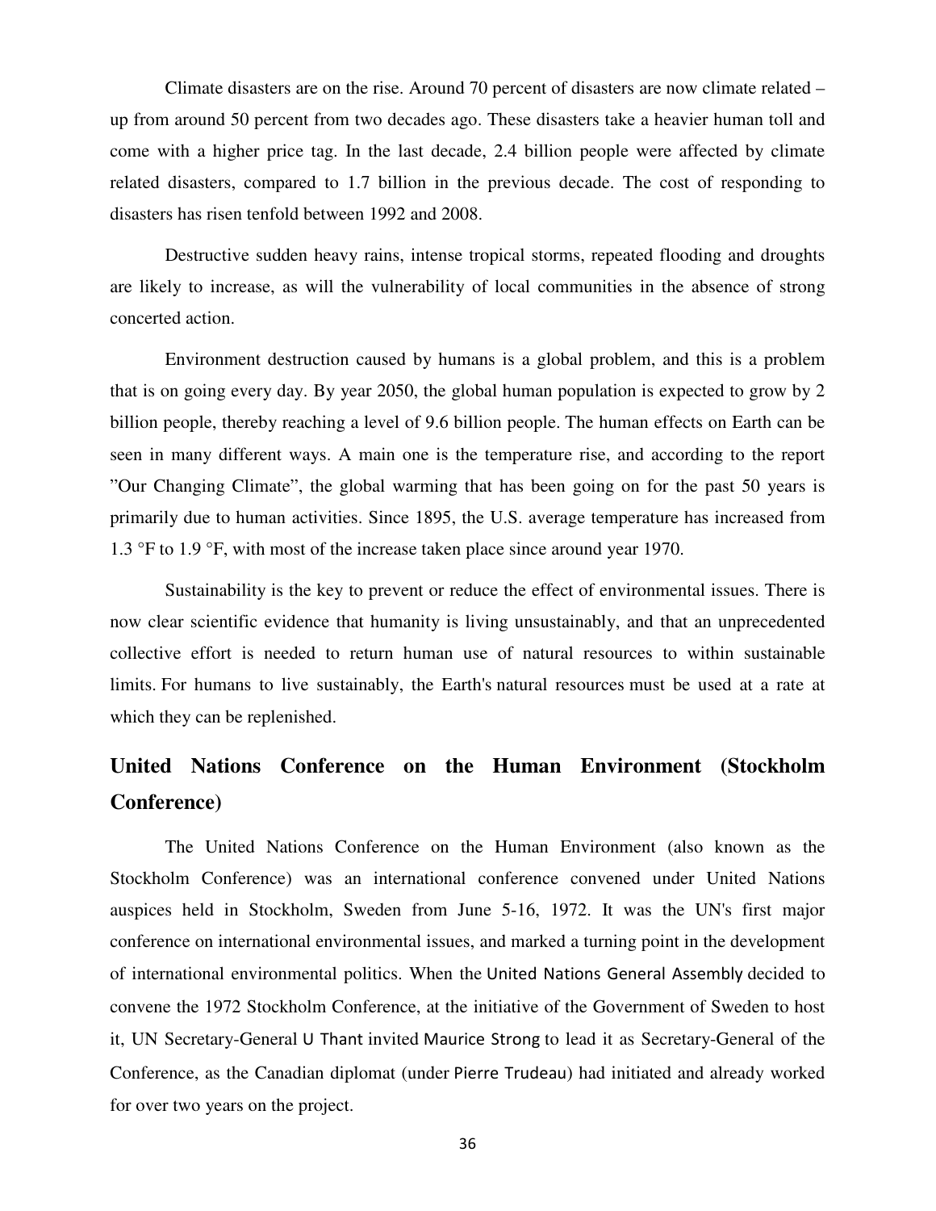Climate disasters are on the rise. Around 70 percent of disasters are now climate related – up from around 50 percent from two decades ago. These disasters take a heavier human toll and come with a higher price tag. In the last decade, 2.4 billion people were affected by climate related disasters, compared to 1.7 billion in the previous decade. The cost of responding to disasters has risen tenfold between 1992 and 2008.

Destructive sudden heavy rains, intense tropical storms, repeated flooding and droughts are likely to increase, as will the vulnerability of local communities in the absence of strong concerted action.

Environment destruction caused by humans is a global problem, and this is a problem that is on going every day. By year 2050, the global human population is expected to grow by 2 billion people, thereby reaching a level of 9.6 billion people. The human effects on Earth can be seen in many different ways. A main one is the temperature rise, and according to the report "Our Changing Climate", the global warming that has been going on for the past 50 years is primarily due to human activities. Since 1895, the U.S. average temperature has increased from 1.3 °F to 1.9 °F, with most of the increase taken place since around year 1970.

Sustainability is the key to prevent or reduce the effect of environmental issues. There is now clear scientific evidence that humanity is living unsustainably, and that an unprecedented collective effort is needed to return human use of natural resources to within sustainable limits. For humans to live sustainably, the Earth's natural resources must be used at a rate at which they can be replenished.

## United Nations Conference on the Human Environment (Stockholm Conference)

The United Nations Conference on the Human Environment (also known as the Stockholm Conference) was an international conference convened under United Nations auspices held in Stockholm, Sweden from June 5-16, 1972. It was the UN's first major conference on international environmental issues, and marked a turning point in the development of international environmental politics. When the United Nations General Assembly decided to convene the 1972 Stockholm Conference, at the initiative of the Government of Sweden to host it, UN Secretary-General U Thant invited Maurice Strong to lead it as Secretary-General of the Conference, as the Canadian diplomat (under Pierre Trudeau) had initiated and already worked for over two years on the project.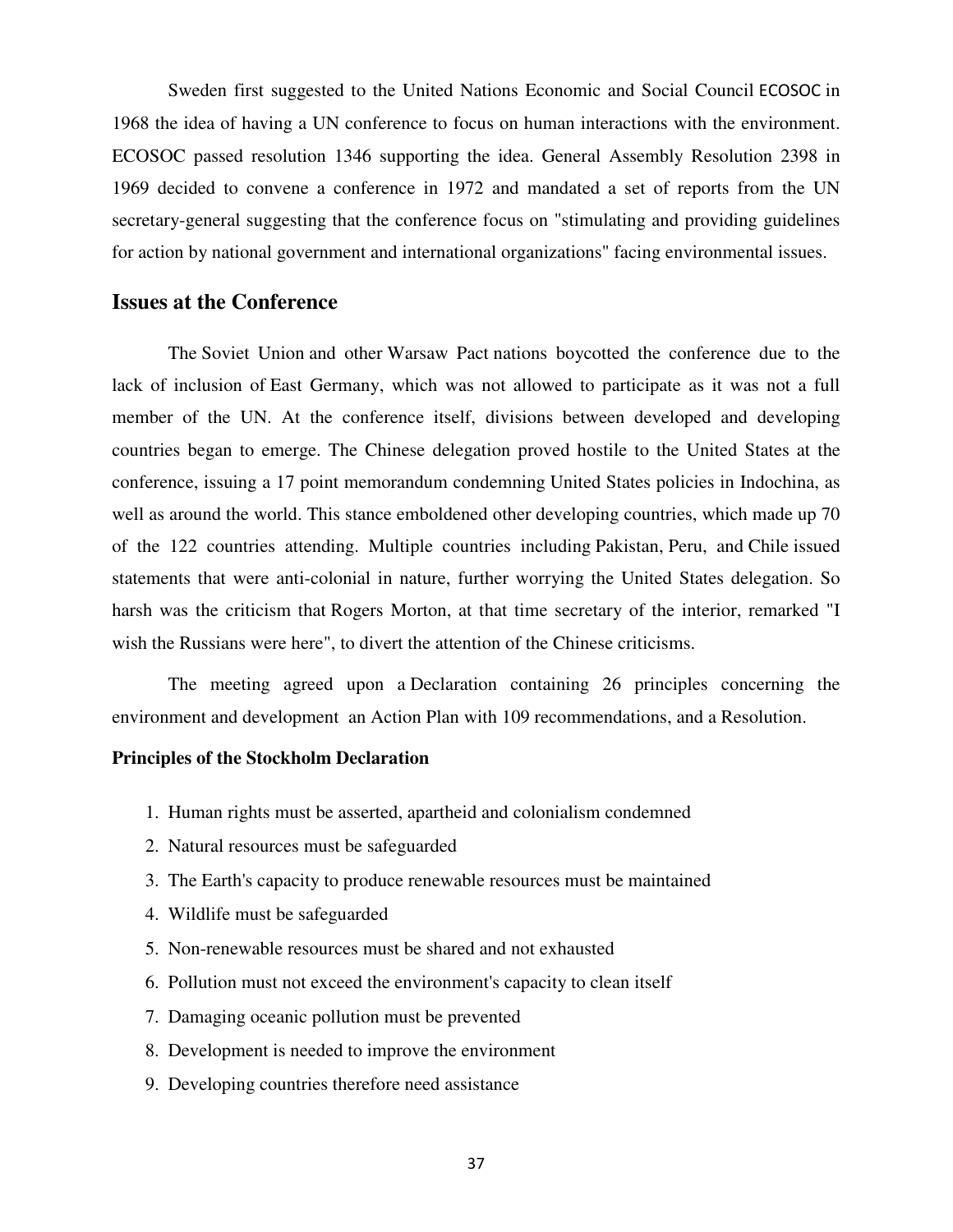Sweden first suggested to the United Nations Economic and Social Council ECOSOC in 1968 the idea of having a UN conference to focus on human interactions with the environment. ECOSOC passed resolution 1346 supporting the idea. General Assembly Resolution 2398 in 1969 decided to convene a conference in 1972 and mandated a set of reports from the UN secretary-general suggesting that the conference focus on "stimulating and providing guidelines for action by national government and international organizations" facing environmental issues.

## Issues at the Conference

The Soviet Union and other Warsaw Pact nations boycotted the conference due to the lack of inclusion of East Germany, which was not allowed to participate as it was not a full member of the UN. At the conference itself, divisions between developed and developing countries began to emerge. The Chinese delegation proved hostile to the United States at the conference, issuing a 17 point memorandum condemning United States policies in Indochina, as well as around the world. This stance emboldened other developing countries, which made up 70 of the 122 countries attending. Multiple countries including Pakistan, Peru, and Chile issued statements that were anti-colonial in nature, further worrying the United States delegation. So harsh was the criticism that Rogers Morton, at that time secretary of the interior, remarked "I wish the Russians were here", to divert the attention of the Chinese criticisms.

The meeting agreed upon a Declaration containing 26 principles concerning the environment and development an Action Plan with 109 recommendations, and a Resolution.

**Principles of the Stockholm Declaration**

1. Human rights must be asserted, apartheid and colonialism condemned
2. Natural resources must be safeguarded
3. The Earth's capacity to produce renewable resources must be maintained
4. Wildlife must be safeguarded
5. Non-renewable resources must be shared and not exhausted
6. Pollution must not exceed the environment's capacity to clean itself
7. Damaging oceanic pollution must be prevented
8. Development is needed to improve the environment
9. Developing countries therefore need assistance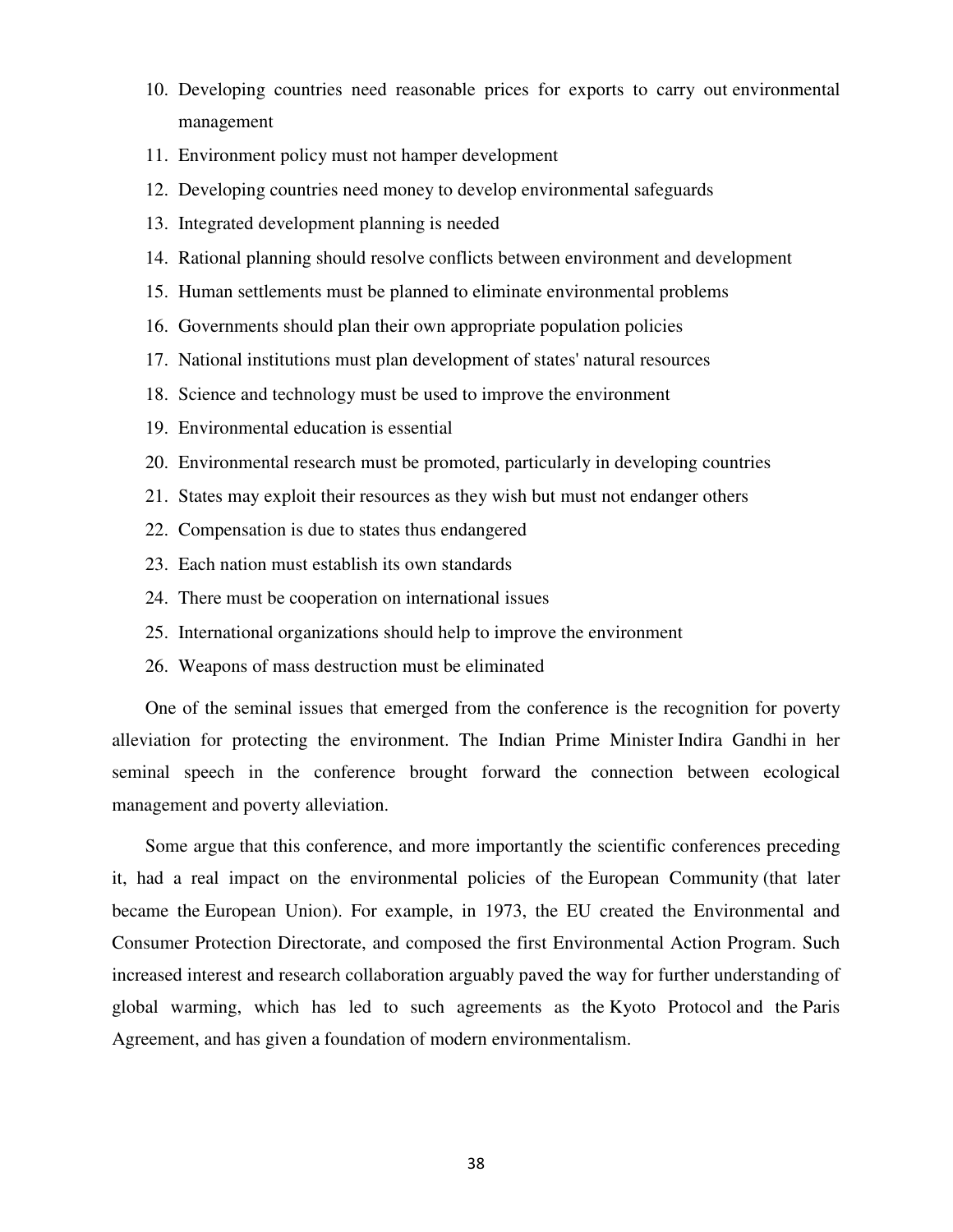10. Developing countries need reasonable prices for exports to carry out environmental management
11. Environment policy must not hamper development
12. Developing countries need money to develop environmental safeguards
13. Integrated development planning is needed
14. Rational planning should resolve conflicts between environment and development
15. Human settlements must be planned to eliminate environmental problems
16. Governments should plan their own appropriate population policies
17. National institutions must plan development of states' natural resources
18. Science and technology must be used to improve the environment
19. Environmental education is essential
20. Environmental research must be promoted, particularly in developing countries
21. States may exploit their resources as they wish but must not endanger others
22. Compensation is due to states thus endangered
23. Each nation must establish its own standards
24. There must be cooperation on international issues
25. International organizations should help to improve the environment
26. Weapons of mass destruction must be eliminated

One of the seminal issues that emerged from the conference is the recognition for poverty alleviation for protecting the environment. The Indian Prime Minister Indira Gandhi in her seminal speech in the conference brought forward the connection between ecological management and poverty alleviation.

Some argue that this conference, and more importantly the scientific conferences preceding it, had a real impact on the environmental policies of the European Community (that later became the European Union). For example, in 1973, the EU created the Environmental and Consumer Protection Directorate, and composed the first Environmental Action Program. Such increased interest and research collaboration arguably paved the way for further understanding of global warming, which has led to such agreements as the Kyoto Protocol and the Paris Agreement, and has given a foundation of modern environmentalism.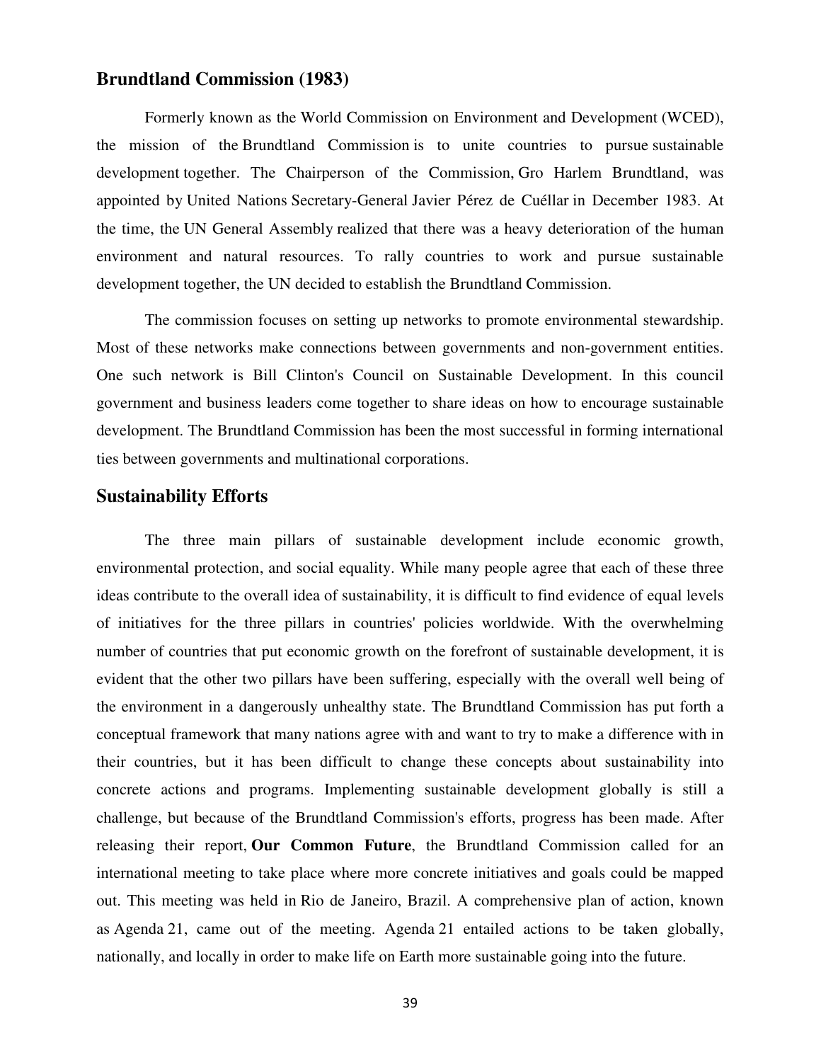## Brundtland Commission (1983)

Formerly known as the World Commission on Environment and Development (WCED), the mission of the Brundtland Commission is to unite countries to pursue sustainable development together. The Chairperson of the Commission, Gro Harlem Brundtland, was appointed by United Nations Secretary-General Javier Pérez de Cuéllar in December 1983. At the time, the UN General Assembly realized that there was a heavy deterioration of the human environment and natural resources. To rally countries to work and pursue sustainable development together, the UN decided to establish the Brundtland Commission.

The commission focuses on setting up networks to promote environmental stewardship. Most of these networks make connections between governments and non-government entities. One such network is Bill Clinton's Council on Sustainable Development. In this council government and business leaders come together to share ideas on how to encourage sustainable development. The Brundtland Commission has been the most successful in forming international ties between governments and multinational corporations.

## Sustainability Efforts

The three main pillars of sustainable development include economic growth, environmental protection, and social equality. While many people agree that each of these three ideas contribute to the overall idea of sustainability, it is difficult to find evidence of equal levels of initiatives for the three pillars in countries' policies worldwide. With the overwhelming number of countries that put economic growth on the forefront of sustainable development, it is evident that the other two pillars have been suffering, especially with the overall well being of the environment in a dangerously unhealthy state. The Brundtland Commission has put forth a conceptual framework that many nations agree with and want to try to make a difference with in their countries, but it has been difficult to change these concepts about sustainability into concrete actions and programs. Implementing sustainable development globally is still a challenge, but because of the Brundtland Commission's efforts, progress has been made. After releasing their report, **Our Common Future**, the Brundtland Commission called for an international meeting to take place where more concrete initiatives and goals could be mapped out. This meeting was held in Rio de Janeiro, Brazil. A comprehensive plan of action, known as Agenda 21, came out of the meeting. Agenda 21 entailed actions to be taken globally, nationally, and locally in order to make life on Earth more sustainable going into the future.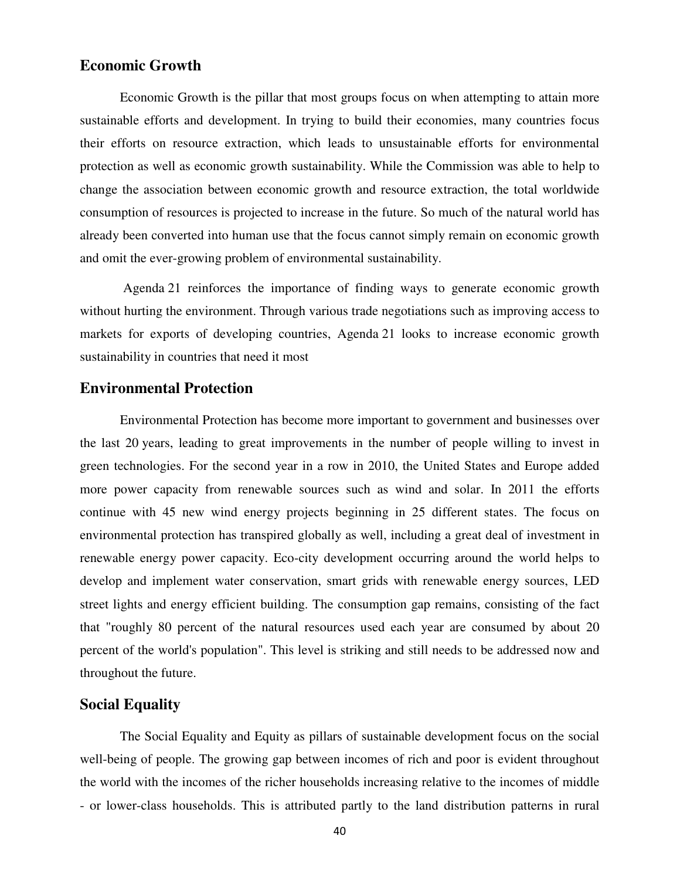## Economic Growth

Economic Growth is the pillar that most groups focus on when attempting to attain more sustainable efforts and development. In trying to build their economies, many countries focus their efforts on resource extraction, which leads to unsustainable efforts for environmental protection as well as economic growth sustainability. While the Commission was able to help to change the association between economic growth and resource extraction, the total worldwide consumption of resources is projected to increase in the future. So much of the natural world has already been converted into human use that the focus cannot simply remain on economic growth and omit the ever-growing problem of environmental sustainability.

Agenda 21 reinforces the importance of finding ways to generate economic growth without hurting the environment. Through various trade negotiations such as improving access to markets for exports of developing countries, Agenda 21 looks to increase economic growth sustainability in countries that need it most

## Environmental Protection

Environmental Protection has become more important to government and businesses over the last 20 years, leading to great improvements in the number of people willing to invest in green technologies. For the second year in a row in 2010, the United States and Europe added more power capacity from renewable sources such as wind and solar. In 2011 the efforts continue with 45 new wind energy projects beginning in 25 different states. The focus on environmental protection has transpired globally as well, including a great deal of investment in renewable energy power capacity. Eco-city development occurring around the world helps to develop and implement water conservation, smart grids with renewable energy sources, LED street lights and energy efficient building. The consumption gap remains, consisting of the fact that "roughly 80 percent of the natural resources used each year are consumed by about 20 percent of the world's population". This level is striking and still needs to be addressed now and throughout the future.

## Social Equality

The Social Equality and Equity as pillars of sustainable development focus on the social well-being of people. The growing gap between incomes of rich and poor is evident throughout the world with the incomes of the richer households increasing relative to the incomes of middle - or lower-class households. This is attributed partly to the land distribution patterns in rural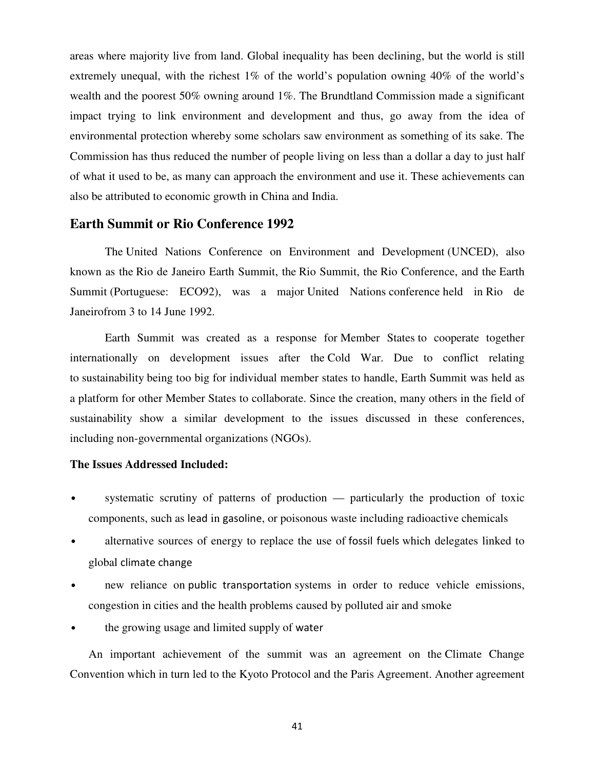areas where majority live from land. Global inequality has been declining, but the world is still extremely unequal, with the richest 1% of the world's population owning 40% of the world's wealth and the poorest 50% owning around 1%. The Brundtland Commission made a significant impact trying to link environment and development and thus, go away from the idea of environmental protection whereby some scholars saw environment as something of its sake. The Commission has thus reduced the number of people living on less than a dollar a day to just half of what it used to be, as many can approach the environment and use it. These achievements can also be attributed to economic growth in China and India.

## Earth Summit or Rio Conference 1992

The United Nations Conference on Environment and Development (UNCED), also known as the Rio de Janeiro Earth Summit, the Rio Summit, the Rio Conference, and the Earth Summit (Portuguese: ECO92), was a major United Nations conference held in Rio de Janeirofrom 3 to 14 June 1992.

Earth Summit was created as a response for Member States to cooperate together internationally on development issues after the Cold War. Due to conflict relating to sustainability being too big for individual member states to handle, Earth Summit was held as a platform for other Member States to collaborate. Since the creation, many others in the field of sustainability show a similar development to the issues discussed in these conferences, including non-governmental organizations (NGOs).

**The Issues Addressed Included:**

- systematic scrutiny of patterns of production — particularly the production of toxic components, such as lead in gasoline, or poisonous waste including radioactive chemicals
- alternative sources of energy to replace the use of fossil fuels which delegates linked to global climate change
- new reliance on public transportation systems in order to reduce vehicle emissions, congestion in cities and the health problems caused by polluted air and smoke
- the growing usage and limited supply of water

An important achievement of the summit was an agreement on the Climate Change Convention which in turn led to the Kyoto Protocol and the Paris Agreement. Another agreement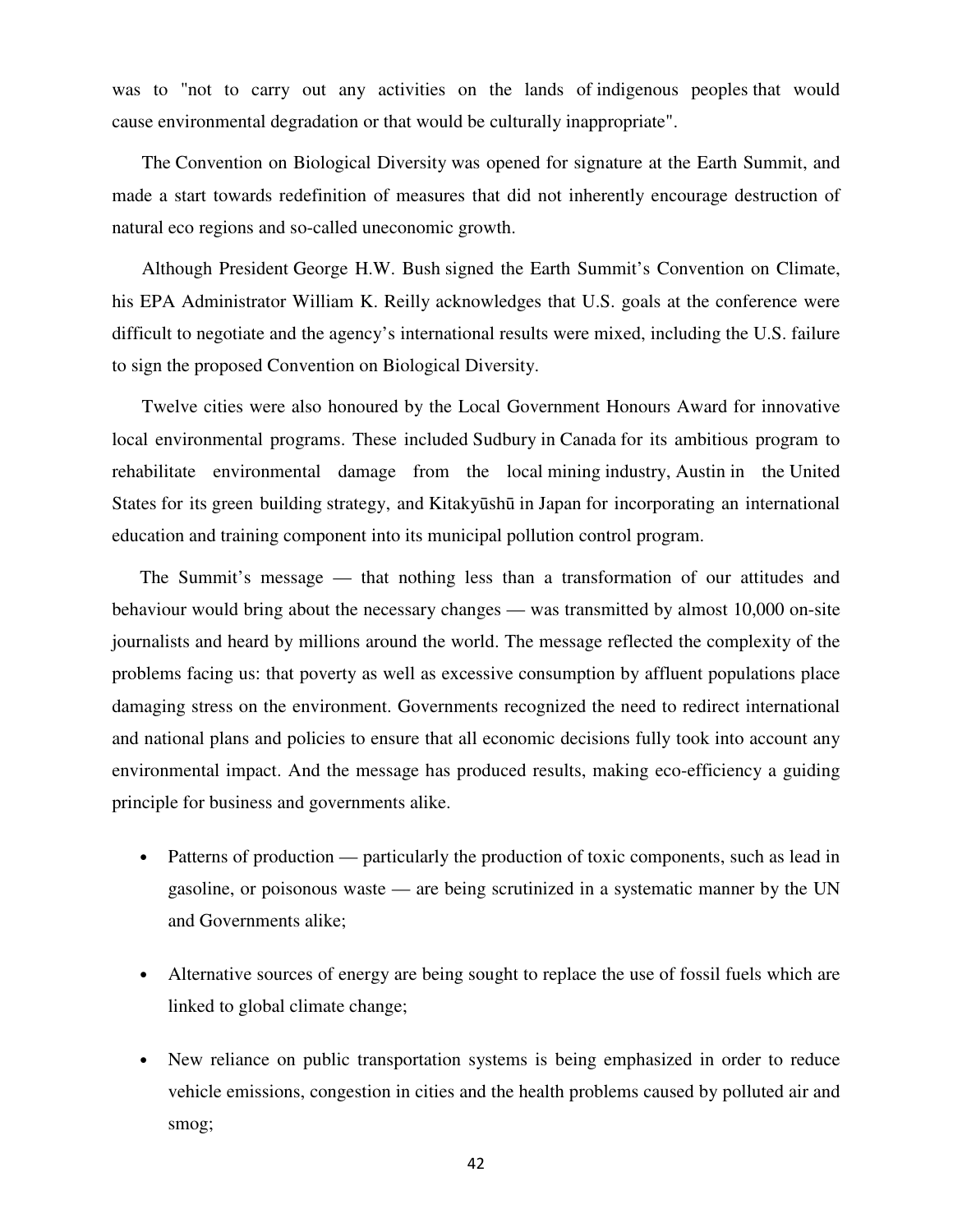was to "not to carry out any activities on the lands of indigenous peoples that would cause environmental degradation or that would be culturally inappropriate".

The Convention on Biological Diversity was opened for signature at the Earth Summit, and made a start towards redefinition of measures that did not inherently encourage destruction of natural eco regions and so-called uneconomic growth.

Although President George H.W. Bush signed the Earth Summit's Convention on Climate, his EPA Administrator William K. Reilly acknowledges that U.S. goals at the conference were difficult to negotiate and the agency's international results were mixed, including the U.S. failure to sign the proposed Convention on Biological Diversity.

Twelve cities were also honoured by the Local Government Honours Award for innovative local environmental programs. These included Sudbury in Canada for its ambitious program to rehabilitate environmental damage from the local mining industry, Austin in the United States for its green building strategy, and Kitakyūshū in Japan for incorporating an international education and training component into its municipal pollution control program.

The Summit's message — that nothing less than a transformation of our attitudes and behaviour would bring about the necessary changes — was transmitted by almost 10,000 on-site journalists and heard by millions around the world. The message reflected the complexity of the problems facing us: that poverty as well as excessive consumption by affluent populations place damaging stress on the environment. Governments recognized the need to redirect international and national plans and policies to ensure that all economic decisions fully took into account any environmental impact. And the message has produced results, making eco-efficiency a guiding principle for business and governments alike.

- Patterns of production — particularly the production of toxic components, such as lead in gasoline, or poisonous waste — are being scrutinized in a systematic manner by the UN and Governments alike;

- Alternative sources of energy are being sought to replace the use of fossil fuels which are linked to global climate change;

- New reliance on public transportation systems is being emphasized in order to reduce vehicle emissions, congestion in cities and the health problems caused by polluted air and smog;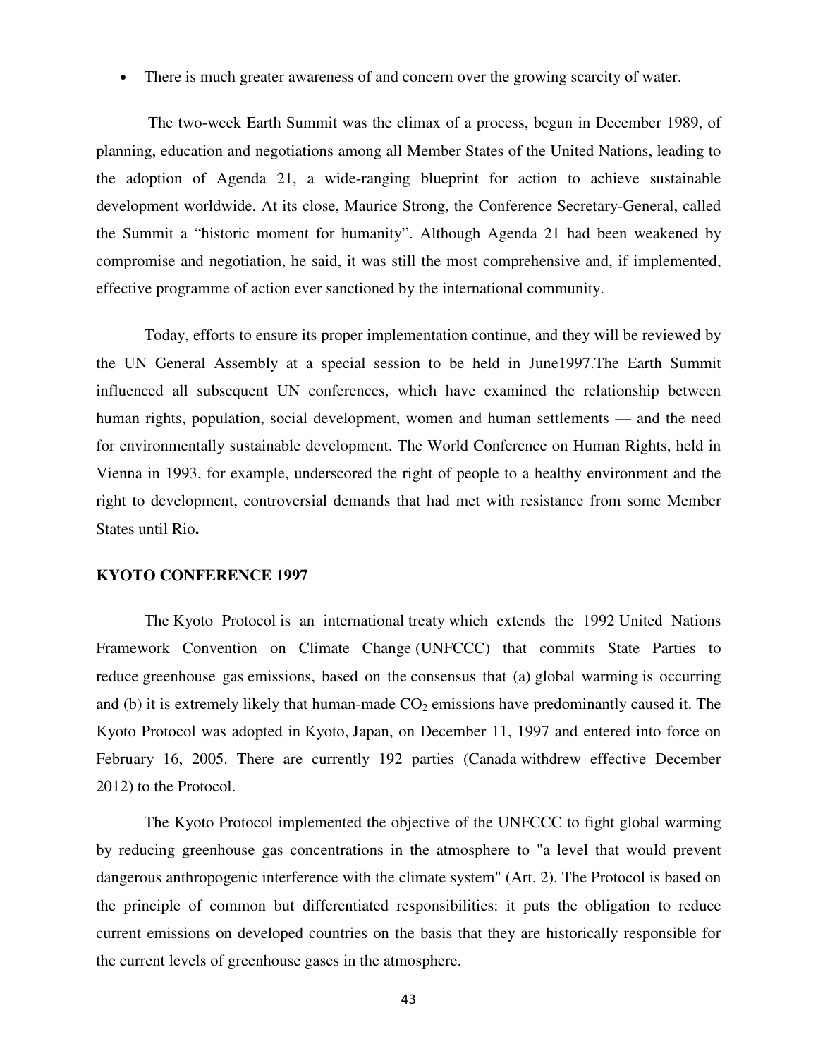- There is much greater awareness of and concern over the growing scarcity of water.

The two-week Earth Summit was the climax of a process, begun in December 1989, of planning, education and negotiations among all Member States of the United Nations, leading to the adoption of Agenda 21, a wide-ranging blueprint for action to achieve sustainable development worldwide. At its close, Maurice Strong, the Conference Secretary-General, called the Summit a "historic moment for humanity". Although Agenda 21 had been weakened by compromise and negotiation, he said, it was still the most comprehensive and, if implemented, effective programme of action ever sanctioned by the international community.

Today, efforts to ensure its proper implementation continue, and they will be reviewed by the UN General Assembly at a special session to be held in June1997.The Earth Summit influenced all subsequent UN conferences, which have examined the relationship between human rights, population, social development, women and human settlements — and the need for environmentally sustainable development. The World Conference on Human Rights, held in Vienna in 1993, for example, underscored the right of people to a healthy environment and the right to development, controversial demands that had met with resistance from some Member States until Rio**.**

**KYOTO CONFERENCE 1997**

The Kyoto Protocol is an international treaty which extends the 1992 United Nations Framework Convention on Climate Change (UNFCCC) that commits State Parties to reduce greenhouse gas emissions, based on the consensus that (a) global warming is occurring and (b) it is extremely likely that human-made $CO_2$ emissions have predominantly caused it. The Kyoto Protocol was adopted in Kyoto, Japan, on December 11, 1997 and entered into force on February 16, 2005. There are currently 192 parties (Canada withdrew effective December 2012) to the Protocol.

The Kyoto Protocol implemented the objective of the UNFCCC to fight global warming by reducing greenhouse gas concentrations in the atmosphere to "a level that would prevent dangerous anthropogenic interference with the climate system" (Art. 2). The Protocol is based on the principle of common but differentiated responsibilities: it puts the obligation to reduce current emissions on developed countries on the basis that they are historically responsible for the current levels of greenhouse gases in the atmosphere.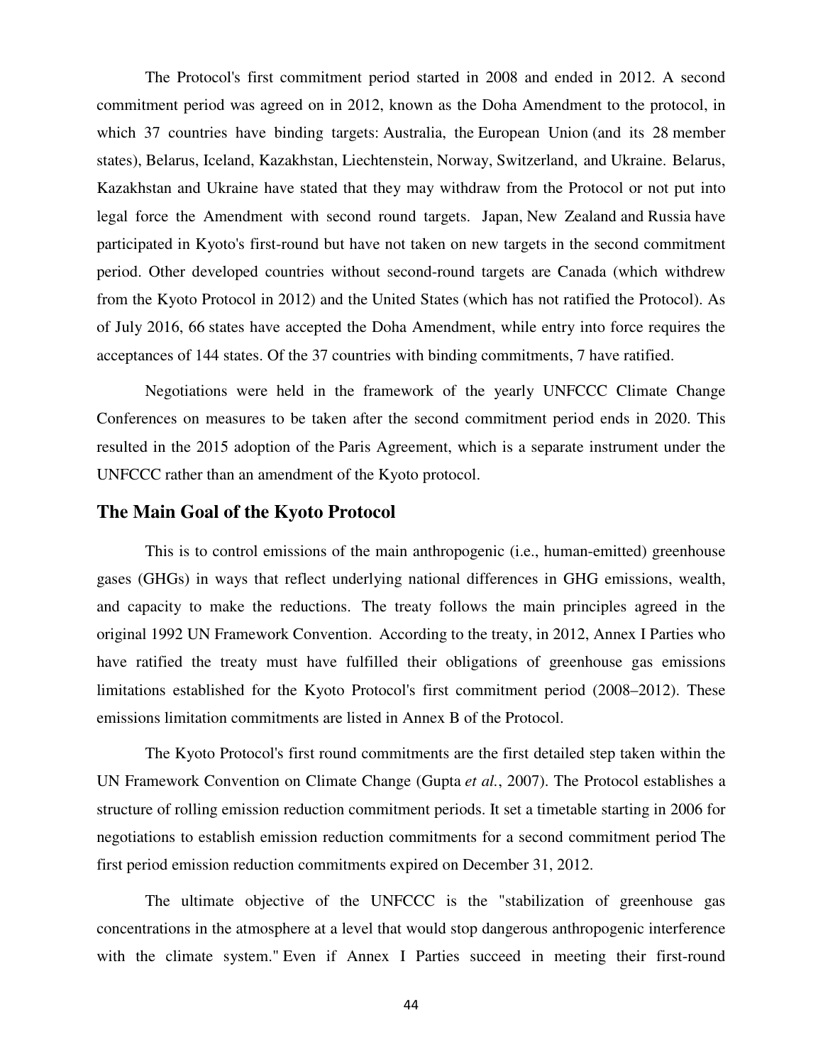The Protocol's first commitment period started in 2008 and ended in 2012. A second commitment period was agreed on in 2012, known as the Doha Amendment to the protocol, in which 37 countries have binding targets: Australia, the European Union (and its 28 member states), Belarus, Iceland, Kazakhstan, Liechtenstein, Norway, Switzerland, and Ukraine. Belarus, Kazakhstan and Ukraine have stated that they may withdraw from the Protocol or not put into legal force the Amendment with second round targets. Japan, New Zealand and Russia have participated in Kyoto's first-round but have not taken on new targets in the second commitment period. Other developed countries without second-round targets are Canada (which withdrew from the Kyoto Protocol in 2012) and the United States (which has not ratified the Protocol). As of July 2016, 66 states have accepted the Doha Amendment, while entry into force requires the acceptances of 144 states. Of the 37 countries with binding commitments, 7 have ratified.

Negotiations were held in the framework of the yearly UNFCCC Climate Change Conferences on measures to be taken after the second commitment period ends in 2020. This resulted in the 2015 adoption of the Paris Agreement, which is a separate instrument under the UNFCCC rather than an amendment of the Kyoto protocol.

## The Main Goal of the Kyoto Protocol

This is to control emissions of the main anthropogenic (i.e., human-emitted) greenhouse gases (GHGs) in ways that reflect underlying national differences in GHG emissions, wealth, and capacity to make the reductions. The treaty follows the main principles agreed in the original 1992 UN Framework Convention. According to the treaty, in 2012, Annex I Parties who have ratified the treaty must have fulfilled their obligations of greenhouse gas emissions limitations established for the Kyoto Protocol's first commitment period (2008–2012). These emissions limitation commitments are listed in Annex B of the Protocol.

The Kyoto Protocol's first round commitments are the first detailed step taken within the UN Framework Convention on Climate Change (Gupta *et al.*, 2007). The Protocol establishes a structure of rolling emission reduction commitment periods. It set a timetable starting in 2006 for negotiations to establish emission reduction commitments for a second commitment period The first period emission reduction commitments expired on December 31, 2012.

The ultimate objective of the UNFCCC is the "stabilization of greenhouse gas concentrations in the atmosphere at a level that would stop dangerous anthropogenic interference with the climate system." Even if Annex I Parties succeed in meeting their first-round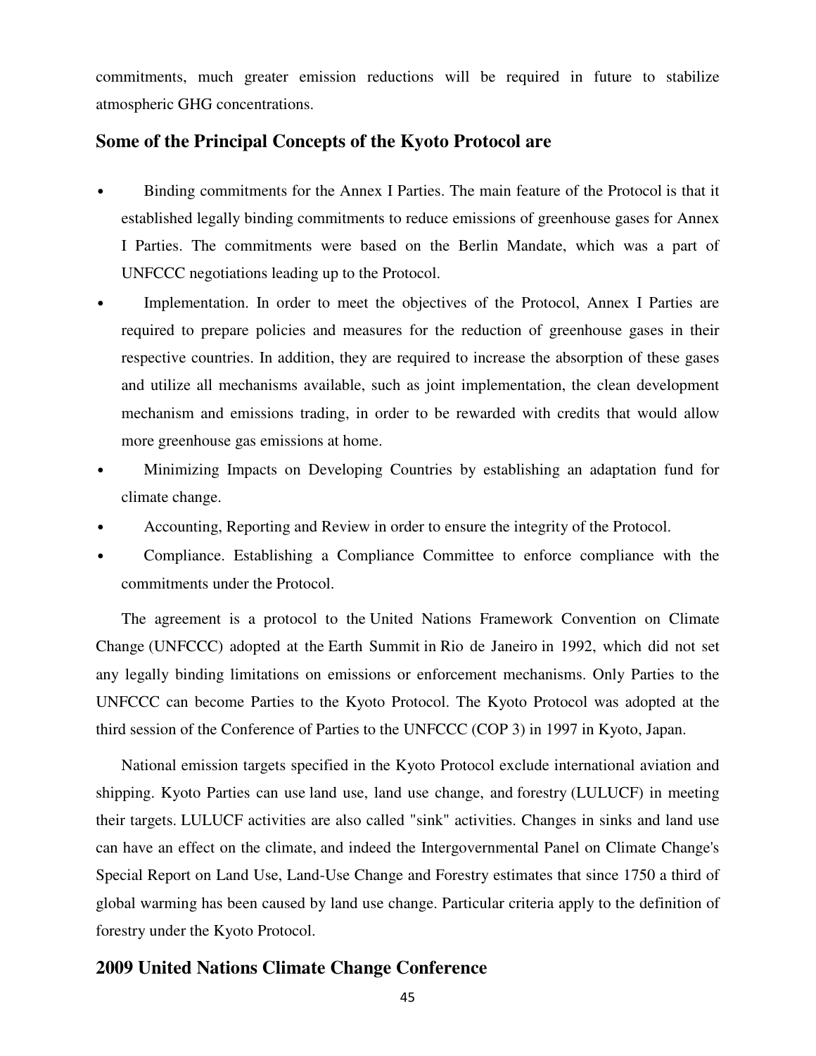commitments, much greater emission reductions will be required in future to stabilize atmospheric GHG concentrations.

## Some of the Principal Concepts of the Kyoto Protocol are

- Binding commitments for the Annex I Parties. The main feature of the Protocol is that it established legally binding commitments to reduce emissions of greenhouse gases for Annex I Parties. The commitments were based on the Berlin Mandate, which was a part of UNFCCC negotiations leading up to the Protocol.
- Implementation. In order to meet the objectives of the Protocol, Annex I Parties are required to prepare policies and measures for the reduction of greenhouse gases in their respective countries. In addition, they are required to increase the absorption of these gases and utilize all mechanisms available, such as joint implementation, the clean development mechanism and emissions trading, in order to be rewarded with credits that would allow more greenhouse gas emissions at home.
- Minimizing Impacts on Developing Countries by establishing an adaptation fund for climate change.
- Accounting, Reporting and Review in order to ensure the integrity of the Protocol.
- Compliance. Establishing a Compliance Committee to enforce compliance with the commitments under the Protocol.

The agreement is a protocol to the United Nations Framework Convention on Climate Change (UNFCCC) adopted at the Earth Summit in Rio de Janeiro in 1992, which did not set any legally binding limitations on emissions or enforcement mechanisms. Only Parties to the UNFCCC can become Parties to the Kyoto Protocol. The Kyoto Protocol was adopted at the third session of the Conference of Parties to the UNFCCC (COP 3) in 1997 in Kyoto, Japan.

National emission targets specified in the Kyoto Protocol exclude international aviation and shipping. Kyoto Parties can use land use, land use change, and forestry (LULUCF) in meeting their targets. LULUCF activities are also called "sink" activities. Changes in sinks and land use can have an effect on the climate, and indeed the Intergovernmental Panel on Climate Change's Special Report on Land Use, Land-Use Change and Forestry estimates that since 1750 a third of global warming has been caused by land use change. Particular criteria apply to the definition of forestry under the Kyoto Protocol.

## 2009 United Nations Climate Change Conference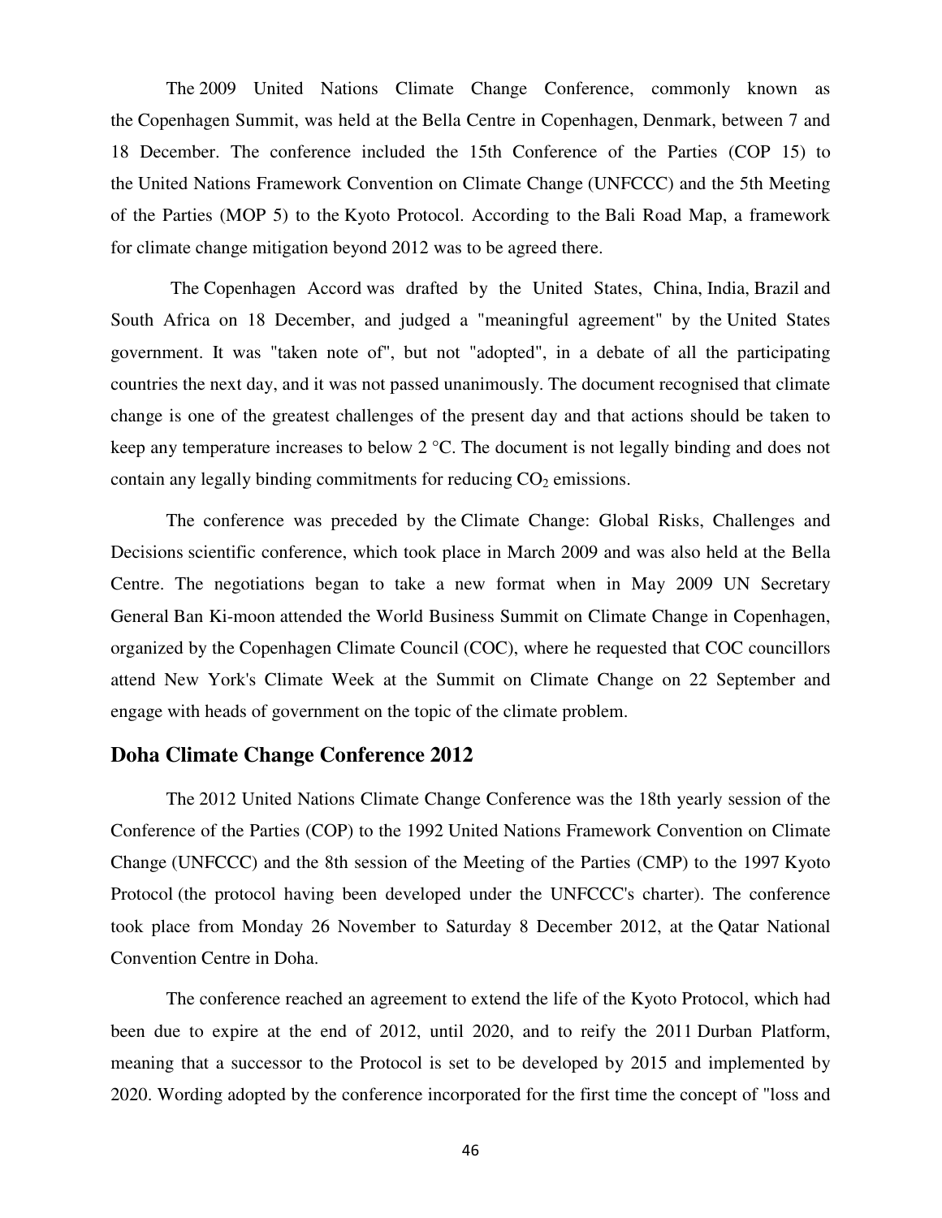The 2009 United Nations Climate Change Conference, commonly known as the Copenhagen Summit, was held at the Bella Centre in Copenhagen, Denmark, between 7 and 18 December. The conference included the 15th Conference of the Parties (COP 15) to the United Nations Framework Convention on Climate Change (UNFCCC) and the 5th Meeting of the Parties (MOP 5) to the Kyoto Protocol. According to the Bali Road Map, a framework for climate change mitigation beyond 2012 was to be agreed there.

The Copenhagen Accord was drafted by the United States, China, India, Brazil and South Africa on 18 December, and judged a "meaningful agreement" by the United States government. It was "taken note of", but not "adopted", in a debate of all the participating countries the next day, and it was not passed unanimously. The document recognised that climate change is one of the greatest challenges of the present day and that actions should be taken to keep any temperature increases to below 2 °C. The document is not legally binding and does not contain any legally binding commitments for reducing $CO_2$ emissions.

The conference was preceded by the Climate Change: Global Risks, Challenges and Decisions scientific conference, which took place in March 2009 and was also held at the Bella Centre. The negotiations began to take a new format when in May 2009 UN Secretary General Ban Ki-moon attended the World Business Summit on Climate Change in Copenhagen, organized by the Copenhagen Climate Council (COC), where he requested that COC councillors attend New York's Climate Week at the Summit on Climate Change on 22 September and engage with heads of government on the topic of the climate problem.

## Doha Climate Change Conference 2012

The 2012 United Nations Climate Change Conference was the 18th yearly session of the Conference of the Parties (COP) to the 1992 United Nations Framework Convention on Climate Change (UNFCCC) and the 8th session of the Meeting of the Parties (CMP) to the 1997 Kyoto Protocol (the protocol having been developed under the UNFCCC's charter). The conference took place from Monday 26 November to Saturday 8 December 2012, at the Qatar National Convention Centre in Doha.

The conference reached an agreement to extend the life of the Kyoto Protocol, which had been due to expire at the end of 2012, until 2020, and to reify the 2011 Durban Platform, meaning that a successor to the Protocol is set to be developed by 2015 and implemented by 2020. Wording adopted by the conference incorporated for the first time the concept of "loss and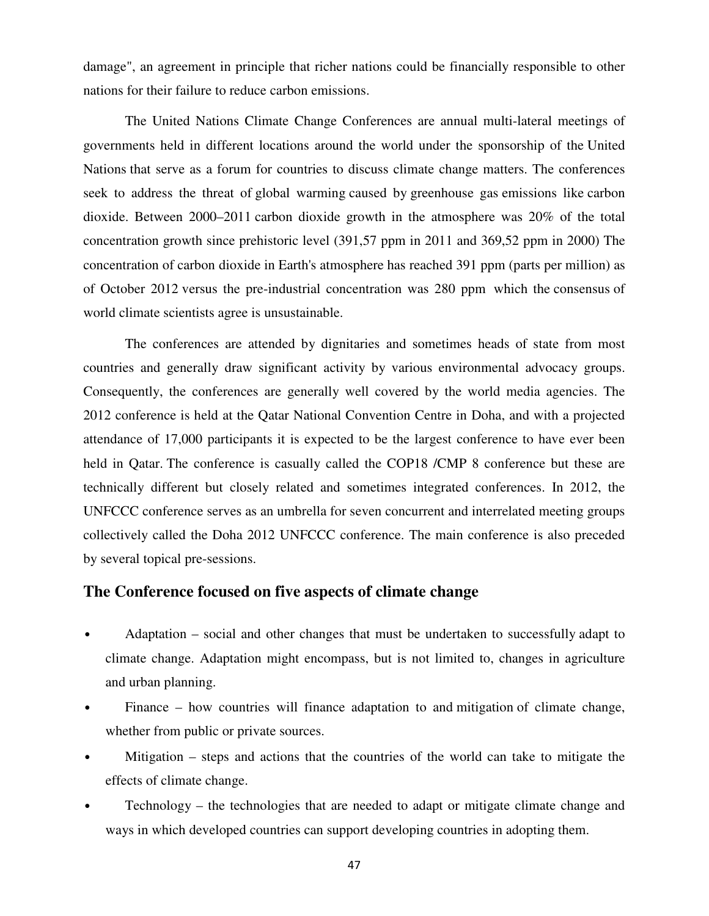damage", an agreement in principle that richer nations could be financially responsible to other nations for their failure to reduce carbon emissions.

The United Nations Climate Change Conferences are annual multi-lateral meetings of governments held in different locations around the world under the sponsorship of the United Nations that serve as a forum for countries to discuss climate change matters. The conferences seek to address the threat of global warming caused by greenhouse gas emissions like carbon dioxide. Between 2000–2011 carbon dioxide growth in the atmosphere was 20% of the total concentration growth since prehistoric level (391,57 ppm in 2011 and 369,52 ppm in 2000) The concentration of carbon dioxide in Earth's atmosphere has reached 391 ppm (parts per million) as of October 2012 versus the pre-industrial concentration was 280 ppm which the consensus of world climate scientists agree is unsustainable.

The conferences are attended by dignitaries and sometimes heads of state from most countries and generally draw significant activity by various environmental advocacy groups. Consequently, the conferences are generally well covered by the world media agencies. The 2012 conference is held at the Qatar National Convention Centre in Doha, and with a projected attendance of 17,000 participants it is expected to be the largest conference to have ever been held in Qatar. The conference is casually called the COP18 /CMP 8 conference but these are technically different but closely related and sometimes integrated conferences. In 2012, the UNFCCC conference serves as an umbrella for seven concurrent and interrelated meeting groups collectively called the Doha 2012 UNFCCC conference. The main conference is also preceded by several topical pre-sessions.

## The Conference focused on five aspects of climate change

- Adaptation – social and other changes that must be undertaken to successfully adapt to climate change. Adaptation might encompass, but is not limited to, changes in agriculture and urban planning.
- Finance – how countries will finance adaptation to and mitigation of climate change, whether from public or private sources.
- Mitigation – steps and actions that the countries of the world can take to mitigate the effects of climate change.
- Technology – the technologies that are needed to adapt or mitigate climate change and ways in which developed countries can support developing countries in adopting them.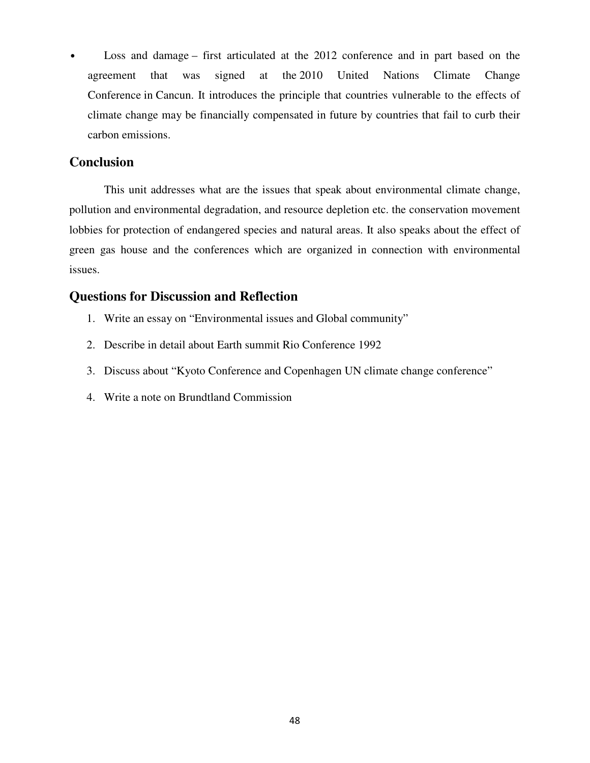- Loss and damage – first articulated at the 2012 conference and in part based on the agreement that was signed at the 2010 United Nations Climate Change Conference in Cancun. It introduces the principle that countries vulnerable to the effects of climate change may be financially compensated in future by countries that fail to curb their carbon emissions.

## Conclusion

This unit addresses what are the issues that speak about environmental climate change, pollution and environmental degradation, and resource depletion etc. the conservation movement lobbies for protection of endangered species and natural areas. It also speaks about the effect of green gas house and the conferences which are organized in connection with environmental issues.

## Questions for Discussion and Reflection

1. Write an essay on "Environmental issues and Global community"
2. Describe in detail about Earth summit Rio Conference 1992
3. Discuss about "Kyoto Conference and Copenhagen UN climate change conference"
4. Write a note on Brundtland Commission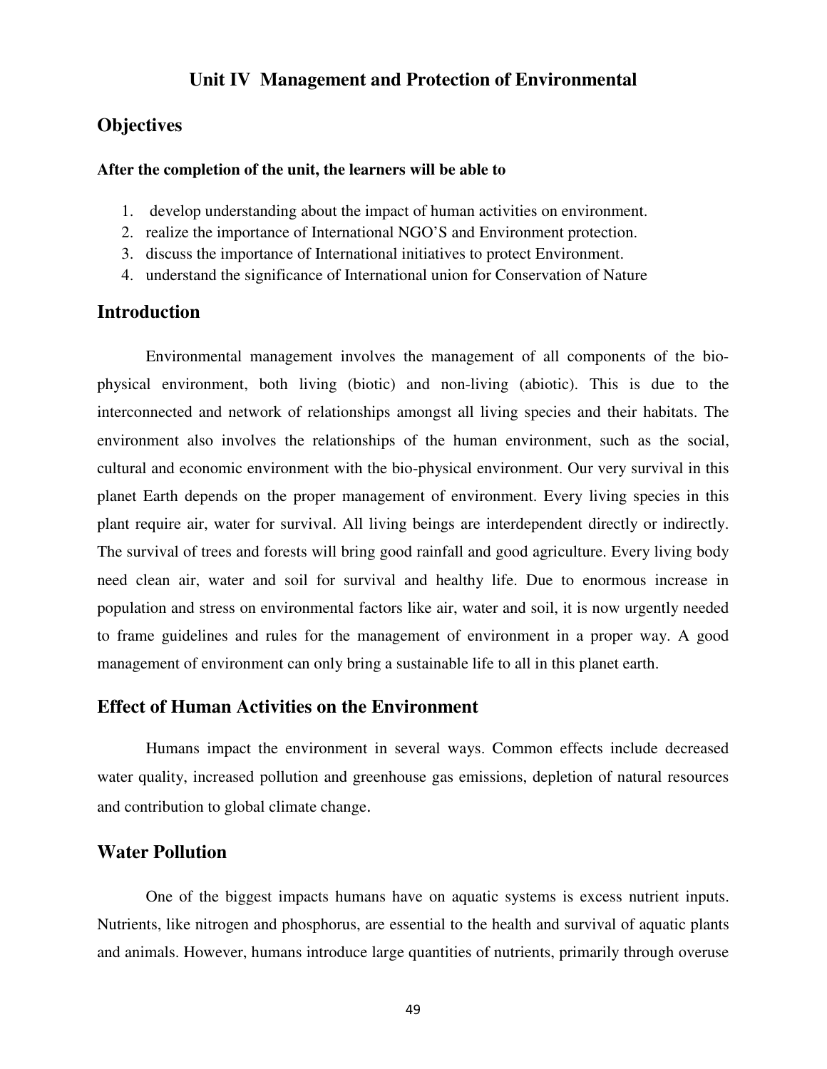# Unit IV Management and Protection of Environmental

## Objectives

**After the completion of the unit, the learners will be able to**

1. develop understanding about the impact of human activities on environment.
2. realize the importance of International NGO'S and Environment protection.
3. discuss the importance of International initiatives to protect Environment.
4. understand the significance of International union for Conservation of Nature

## Introduction

Environmental management involves the management of all components of the bio-physical environment, both living (biotic) and non-living (abiotic). This is due to the interconnected and network of relationships amongst all living species and their habitats. The environment also involves the relationships of the human environment, such as the social, cultural and economic environment with the bio-physical environment. Our very survival in this planet Earth depends on the proper management of environment. Every living species in this plant require air, water for survival. All living beings are interdependent directly or indirectly. The survival of trees and forests will bring good rainfall and good agriculture. Every living body need clean air, water and soil for survival and healthy life. Due to enormous increase in population and stress on environmental factors like air, water and soil, it is now urgently needed to frame guidelines and rules for the management of environment in a proper way. A good management of environment can only bring a sustainable life to all in this planet earth.

## Effect of Human Activities on the Environment

Humans impact the environment in several ways. Common effects include decreased water quality, increased pollution and greenhouse gas emissions, depletion of natural resources and contribution to global climate change.

## Water Pollution

One of the biggest impacts humans have on aquatic systems is excess nutrient inputs. Nutrients, like nitrogen and phosphorus, are essential to the health and survival of aquatic plants and animals. However, humans introduce large quantities of nutrients, primarily through overuse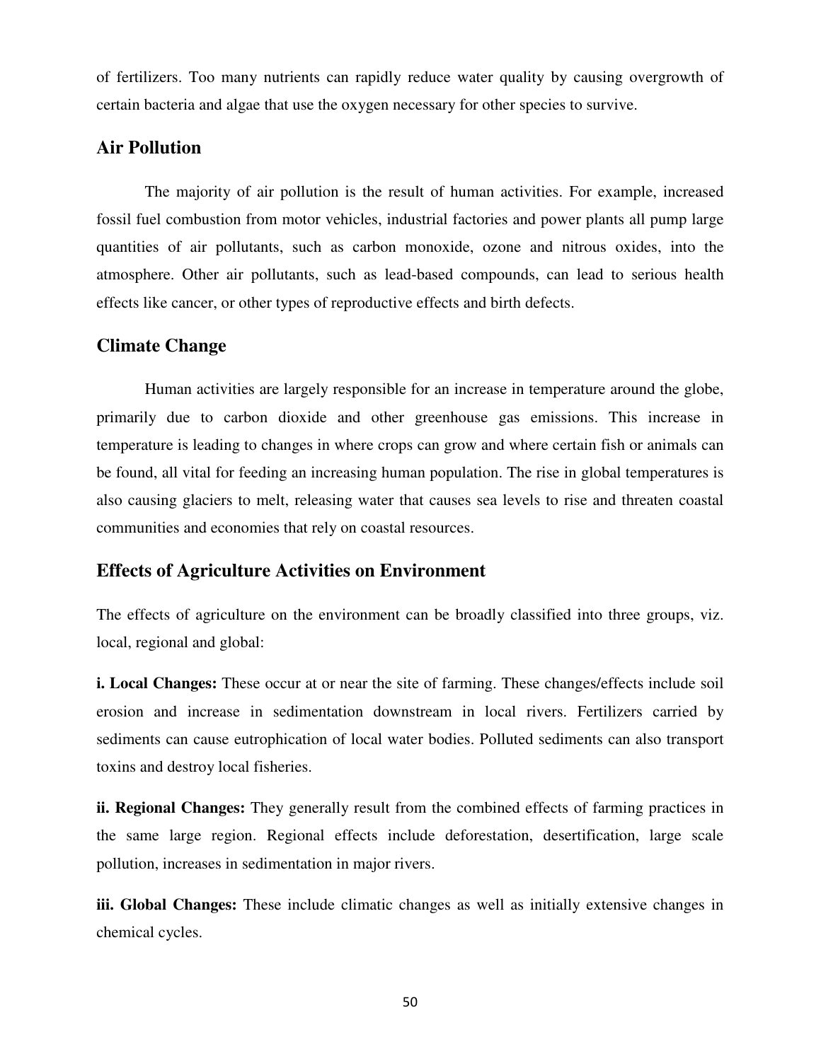of fertilizers. Too many nutrients can rapidly reduce water quality by causing overgrowth of certain bacteria and algae that use the oxygen necessary for other species to survive.

## Air Pollution

The majority of air pollution is the result of human activities. For example, increased fossil fuel combustion from motor vehicles, industrial factories and power plants all pump large quantities of air pollutants, such as carbon monoxide, ozone and nitrous oxides, into the atmosphere. Other air pollutants, such as lead-based compounds, can lead to serious health effects like cancer, or other types of reproductive effects and birth defects.

## Climate Change

Human activities are largely responsible for an increase in temperature around the globe, primarily due to carbon dioxide and other greenhouse gas emissions. This increase in temperature is leading to changes in where crops can grow and where certain fish or animals can be found, all vital for feeding an increasing human population. The rise in global temperatures is also causing glaciers to melt, releasing water that causes sea levels to rise and threaten coastal communities and economies that rely on coastal resources.

## Effects of Agriculture Activities on Environment

The effects of agriculture on the environment can be broadly classified into three groups, viz. local, regional and global:

**i. Local Changes:** These occur at or near the site of farming. These changes/effects include soil erosion and increase in sedimentation downstream in local rivers. Fertilizers carried by sediments can cause eutrophication of local water bodies. Polluted sediments can also transport toxins and destroy local fisheries.

**ii. Regional Changes:** They generally result from the combined effects of farming practices in the same large region. Regional effects include deforestation, desertification, large scale pollution, increases in sedimentation in major rivers.

**iii. Global Changes:** These include climatic changes as well as initially extensive changes in chemical cycles.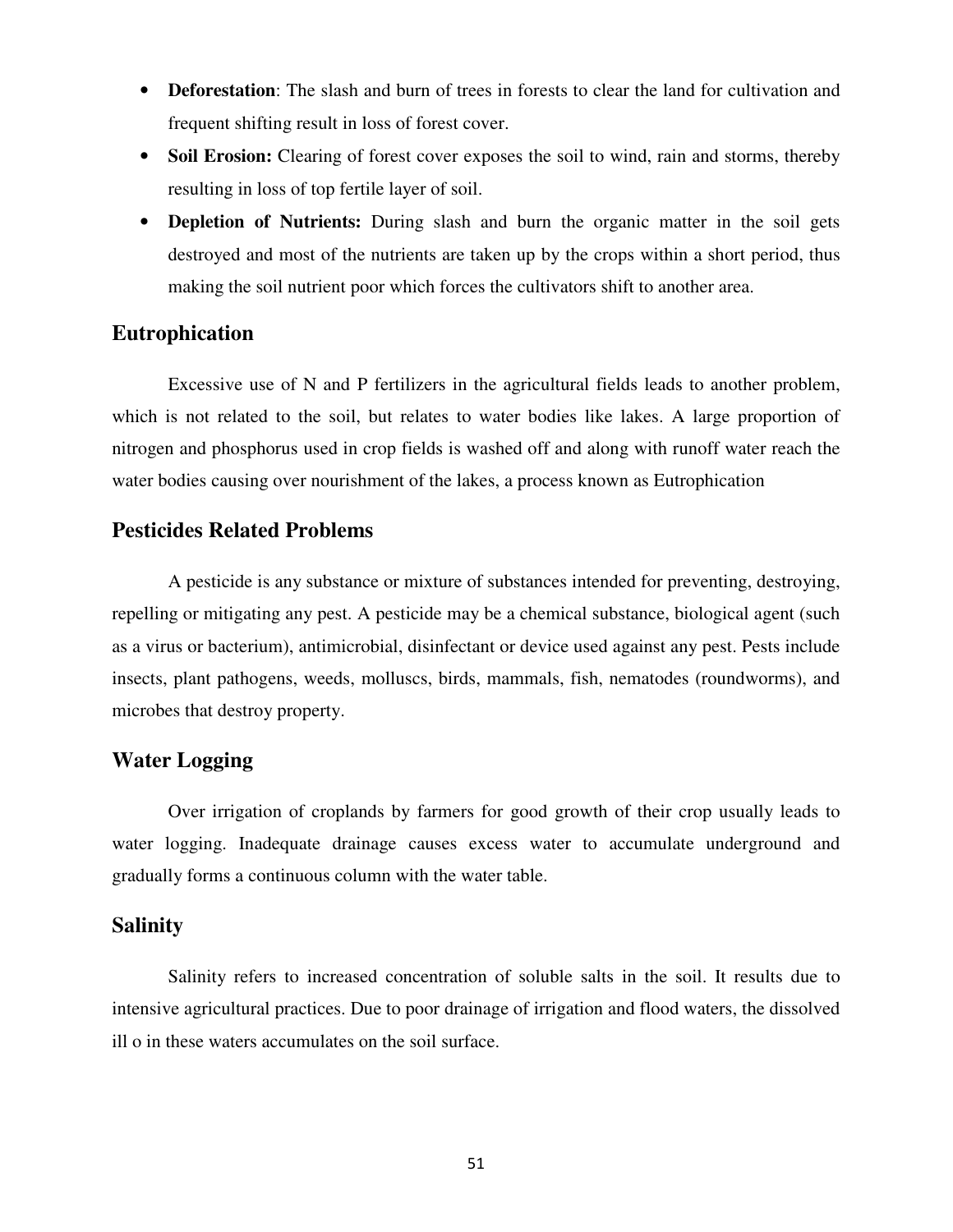- **Deforestation**: The slash and burn of trees in forests to clear the land for cultivation and frequent shifting result in loss of forest cover.
- **Soil Erosion:** Clearing of forest cover exposes the soil to wind, rain and storms, thereby resulting in loss of top fertile layer of soil.
- **Depletion of Nutrients:** During slash and burn the organic matter in the soil gets destroyed and most of the nutrients are taken up by the crops within a short period, thus making the soil nutrient poor which forces the cultivators shift to another area.

## Eutrophication

Excessive use of N and P fertilizers in the agricultural fields leads to another problem, which is not related to the soil, but relates to water bodies like lakes. A large proportion of nitrogen and phosphorus used in crop fields is washed off and along with runoff water reach the water bodies causing over nourishment of the lakes, a process known as Eutrophication

## Pesticides Related Problems

A pesticide is any substance or mixture of substances intended for preventing, destroying, repelling or mitigating any pest. A pesticide may be a chemical substance, biological agent (such as a virus or bacterium), antimicrobial, disinfectant or device used against any pest. Pests include insects, plant pathogens, weeds, molluscs, birds, mammals, fish, nematodes (roundworms), and microbes that destroy property.

## Water Logging

Over irrigation of croplands by farmers for good growth of their crop usually leads to water logging. Inadequate drainage causes excess water to accumulate underground and gradually forms a continuous column with the water table.

## Salinity

Salinity refers to increased concentration of soluble salts in the soil. It results due to intensive agricultural practices. Due to poor drainage of irrigation and flood waters, the dissolved ill o in these waters accumulates on the soil surface.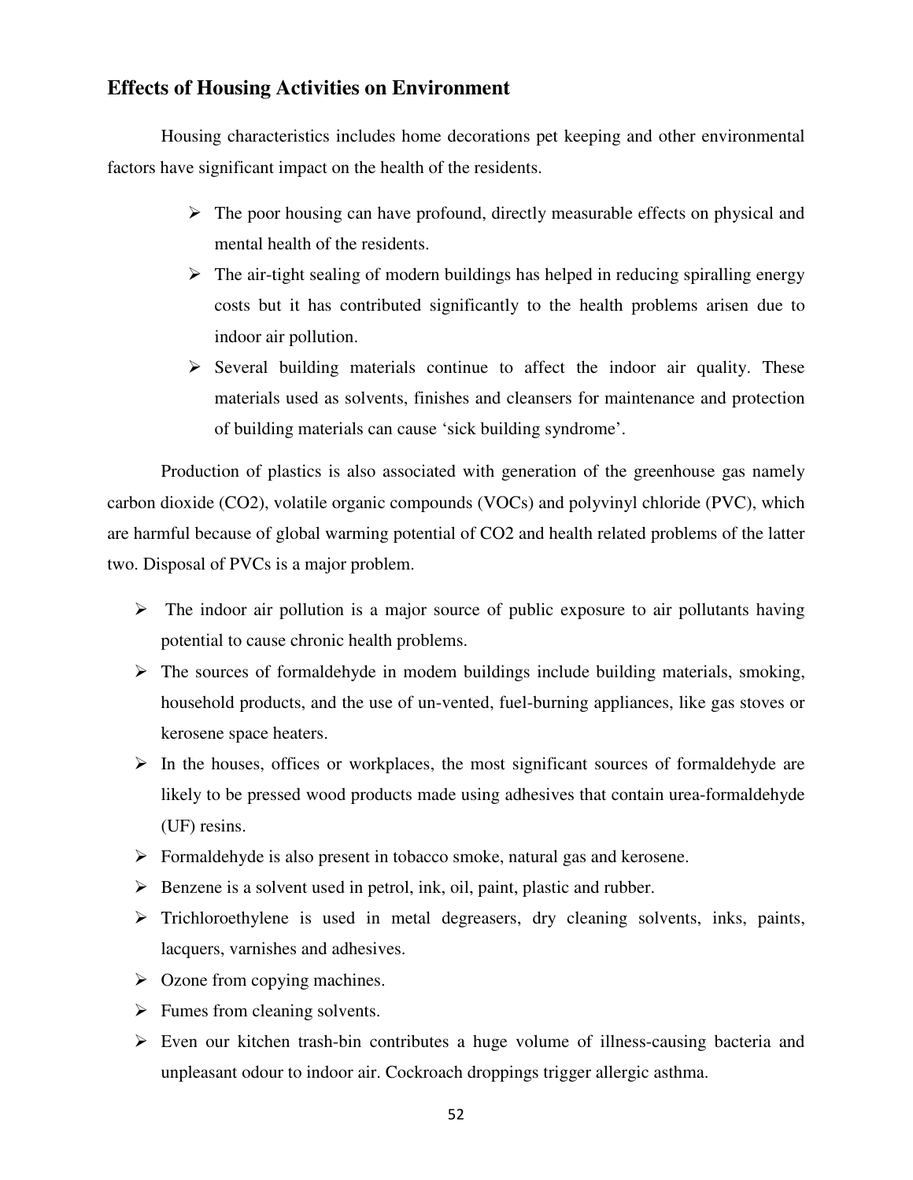## Effects of Housing Activities on Environment

Housing characteristics includes home decorations pet keeping and other environmental factors have significant impact on the health of the residents.

- The poor housing can have profound, directly measurable effects on physical and mental health of the residents.
- The air-tight sealing of modern buildings has helped in reducing spiralling energy costs but it has contributed significantly to the health problems arisen due to indoor air pollution.
- Several building materials continue to affect the indoor air quality. These materials used as solvents, finishes and cleansers for maintenance and protection of building materials can cause 'sick building syndrome'.

Production of plastics is also associated with generation of the greenhouse gas namely carbon dioxide ($CO_2$), volatile organic compounds (VOCs) and polyvinyl chloride (PVC), which are harmful because of global warming potential of $CO_2$ and health related problems of the latter two. Disposal of PVCs is a major problem.

- The indoor air pollution is a major source of public exposure to air pollutants having potential to cause chronic health problems.
- The sources of formaldehyde in modem buildings include building materials, smoking, household products, and the use of un-vented, fuel-burning appliances, like gas stoves or kerosene space heaters.
- In the houses, offices or workplaces, the most significant sources of formaldehyde are likely to be pressed wood products made using adhesives that contain urea-formaldehyde (UF) resins.
- Formaldehyde is also present in tobacco smoke, natural gas and kerosene.
- Benzene is a solvent used in petrol, ink, oil, paint, plastic and rubber.
- Trichloroethylene is used in metal degreasers, dry cleaning solvents, inks, paints, lacquers, varnishes and adhesives.
- Ozone from copying machines.
- Fumes from cleaning solvents.
- Even our kitchen trash-bin contributes a huge volume of illness-causing bacteria and unpleasant odour to indoor air. Cockroach droppings trigger allergic asthma.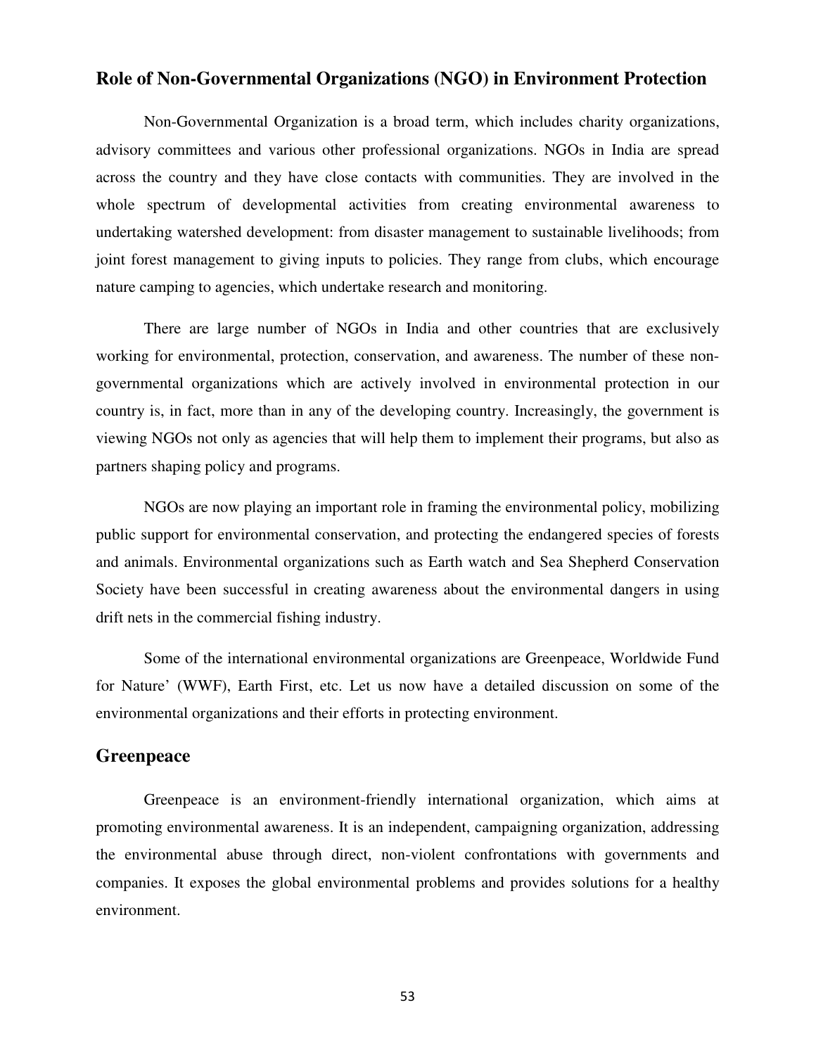## Role of Non-Governmental Organizations (NGO) in Environment Protection

Non-Governmental Organization is a broad term, which includes charity organizations, advisory committees and various other professional organizations. NGOs in India are spread across the country and they have close contacts with communities. They are involved in the whole spectrum of developmental activities from creating environmental awareness to undertaking watershed development: from disaster management to sustainable livelihoods; from joint forest management to giving inputs to policies. They range from clubs, which encourage nature camping to agencies, which undertake research and monitoring.

There are large number of NGOs in India and other countries that are exclusively working for environmental, protection, conservation, and awareness. The number of these non-governmental organizations which are actively involved in environmental protection in our country is, in fact, more than in any of the developing country. Increasingly, the government is viewing NGOs not only as agencies that will help them to implement their programs, but also as partners shaping policy and programs.

NGOs are now playing an important role in framing the environmental policy, mobilizing public support for environmental conservation, and protecting the endangered species of forests and animals. Environmental organizations such as Earth watch and Sea Shepherd Conservation Society have been successful in creating awareness about the environmental dangers in using drift nets in the commercial fishing industry.

Some of the international environmental organizations are Greenpeace, Worldwide Fund for Nature' (WWF), Earth First, etc. Let us now have a detailed discussion on some of the environmental organizations and their efforts in protecting environment.

## Greenpeace

Greenpeace is an environment-friendly international organization, which aims at promoting environmental awareness. It is an independent, campaigning organization, addressing the environmental abuse through direct, non-violent confrontations with governments and companies. It exposes the global environmental problems and provides solutions for a healthy environment.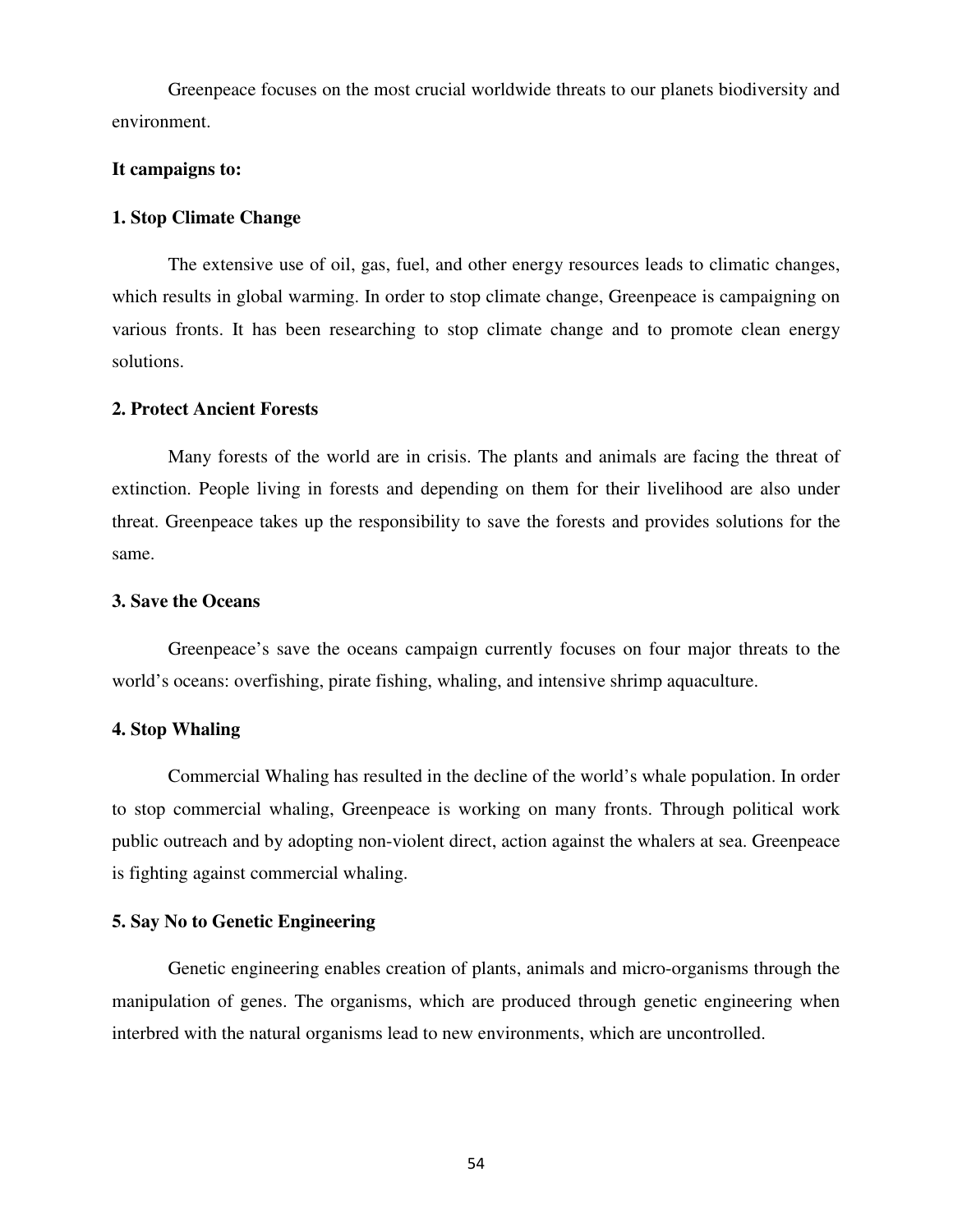Greenpeace focuses on the most crucial worldwide threats to our planets biodiversity and environment.

**It campaigns to:**

**1. Stop Climate Change**

The extensive use of oil, gas, fuel, and other energy resources leads to climatic changes, which results in global warming. In order to stop climate change, Greenpeace is campaigning on various fronts. It has been researching to stop climate change and to promote clean energy solutions.

**2. Protect Ancient Forests**

Many forests of the world are in crisis. The plants and animals are facing the threat of extinction. People living in forests and depending on them for their livelihood are also under threat. Greenpeace takes up the responsibility to save the forests and provides solutions for the same.

**3. Save the Oceans**

Greenpeace's save the oceans campaign currently focuses on four major threats to the world's oceans: overfishing, pirate fishing, whaling, and intensive shrimp aquaculture.

**4. Stop Whaling**

Commercial Whaling has resulted in the decline of the world's whale population. In order to stop commercial whaling, Greenpeace is working on many fronts. Through political work public outreach and by adopting non-violent direct, action against the whalers at sea. Greenpeace is fighting against commercial whaling.

**5. Say No to Genetic Engineering**

Genetic engineering enables creation of plants, animals and micro-organisms through the manipulation of genes. The organisms, which are produced through genetic engineering when interbred with the natural organisms lead to new environments, which are uncontrolled.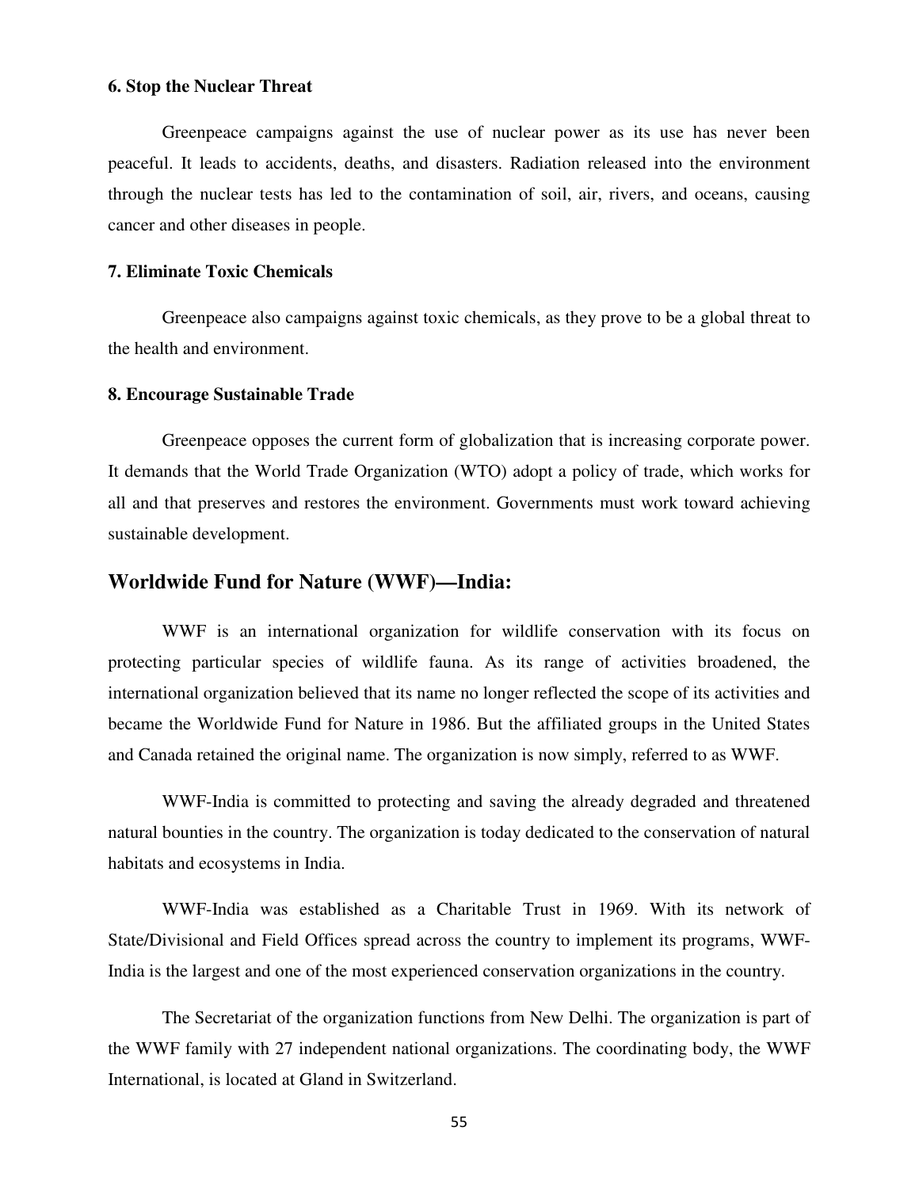**6. Stop the Nuclear Threat**

Greenpeace campaigns against the use of nuclear power as its use has never been peaceful. It leads to accidents, deaths, and disasters. Radiation released into the environment through the nuclear tests has led to the contamination of soil, air, rivers, and oceans, causing cancer and other diseases in people.

**7. Eliminate Toxic Chemicals**

Greenpeace also campaigns against toxic chemicals, as they prove to be a global threat to the health and environment.

**8. Encourage Sustainable Trade**

Greenpeace opposes the current form of globalization that is increasing corporate power. It demands that the World Trade Organization (WTO) adopt a policy of trade, which works for all and that preserves and restores the environment. Governments must work toward achieving sustainable development.

## Worldwide Fund for Nature (WWF)—India:

WWF is an international organization for wildlife conservation with its focus on protecting particular species of wildlife fauna. As its range of activities broadened, the international organization believed that its name no longer reflected the scope of its activities and became the Worldwide Fund for Nature in 1986. But the affiliated groups in the United States and Canada retained the original name. The organization is now simply, referred to as WWF.

WWF-India is committed to protecting and saving the already degraded and threatened natural bounties in the country. The organization is today dedicated to the conservation of natural habitats and ecosystems in India.

WWF-India was established as a Charitable Trust in 1969. With its network of State/Divisional and Field Offices spread across the country to implement its programs, WWF-India is the largest and one of the most experienced conservation organizations in the country.

The Secretariat of the organization functions from New Delhi. The organization is part of the WWF family with 27 independent national organizations. The coordinating body, the WWF International, is located at Gland in Switzerland.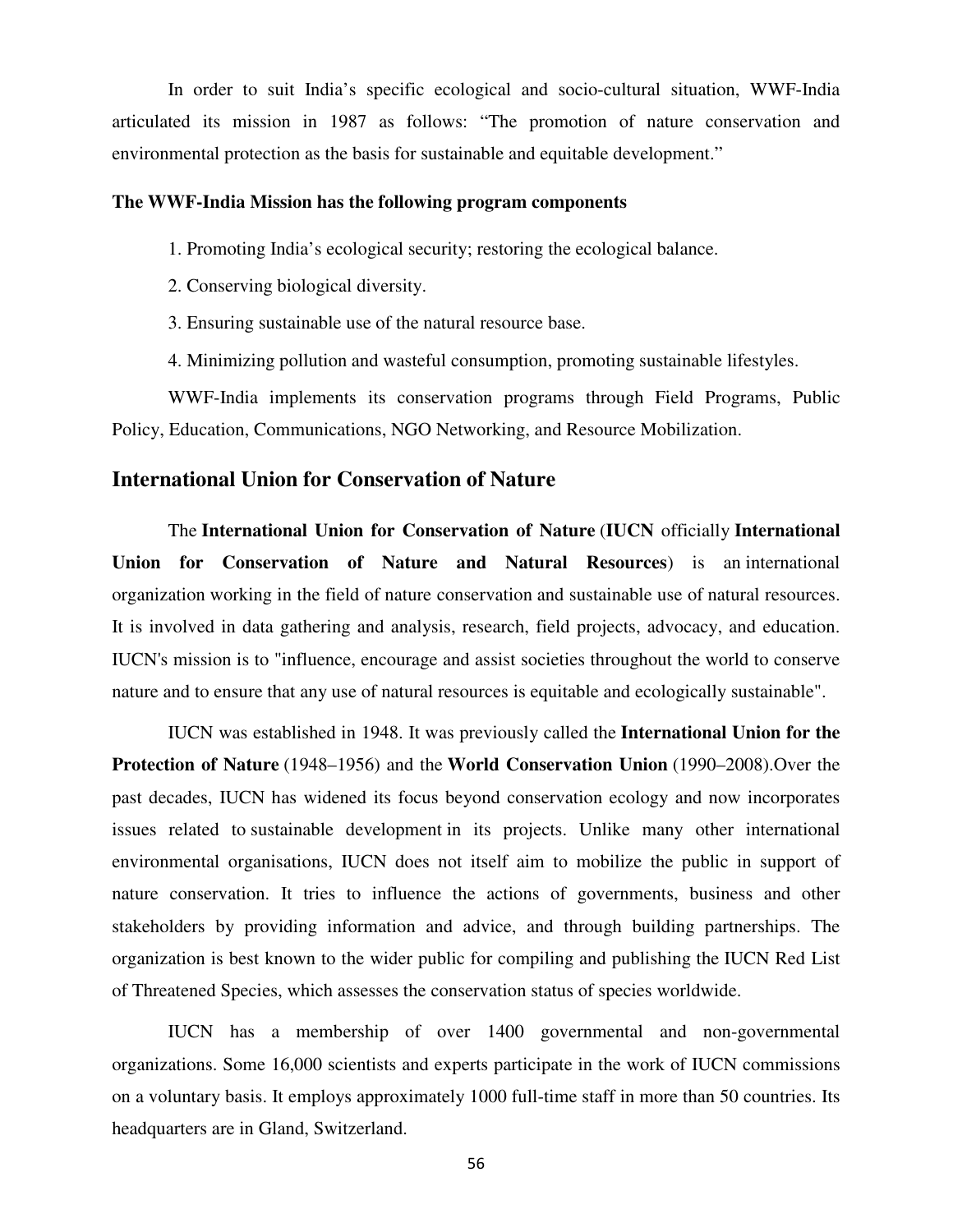In order to suit India's specific ecological and socio-cultural situation, WWF-India articulated its mission in 1987 as follows: "The promotion of nature conservation and environmental protection as the basis for sustainable and equitable development."

**The WWF-India Mission has the following program components**

1. Promoting India's ecological security; restoring the ecological balance.

2. Conserving biological diversity.

3. Ensuring sustainable use of the natural resource base.

4. Minimizing pollution and wasteful consumption, promoting sustainable lifestyles.

WWF-India implements its conservation programs through Field Programs, Public Policy, Education, Communications, NGO Networking, and Resource Mobilization.

## International Union for Conservation of Nature

The **International Union for Conservation of Nature** (**IUCN** officially **International Union for Conservation of Nature and Natural Resources**) is an international organization working in the field of nature conservation and sustainable use of natural resources. It is involved in data gathering and analysis, research, field projects, advocacy, and education. IUCN's mission is to "influence, encourage and assist societies throughout the world to conserve nature and to ensure that any use of natural resources is equitable and ecologically sustainable".

IUCN was established in 1948. It was previously called the **International Union for the Protection of Nature** (1948–1956) and the **World Conservation Union** (1990–2008).Over the past decades, IUCN has widened its focus beyond conservation ecology and now incorporates issues related to sustainable development in its projects. Unlike many other international environmental organisations, IUCN does not itself aim to mobilize the public in support of nature conservation. It tries to influence the actions of governments, business and other stakeholders by providing information and advice, and through building partnerships. The organization is best known to the wider public for compiling and publishing the IUCN Red List of Threatened Species, which assesses the conservation status of species worldwide.

IUCN has a membership of over 1400 governmental and non-governmental organizations. Some 16,000 scientists and experts participate in the work of IUCN commissions on a voluntary basis. It employs approximately 1000 full-time staff in more than 50 countries. Its headquarters are in Gland, Switzerland.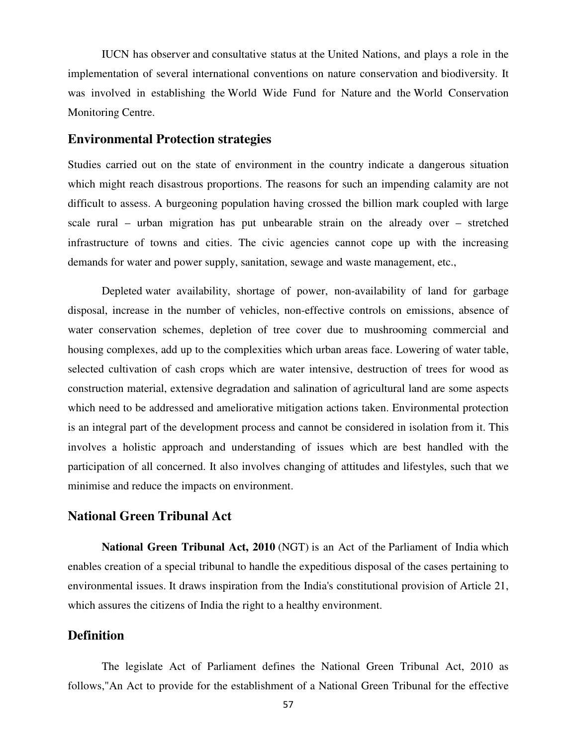IUCN has observer and consultative status at the United Nations, and plays a role in the implementation of several international conventions on nature conservation and biodiversity. It was involved in establishing the World Wide Fund for Nature and the World Conservation Monitoring Centre.

## Environmental Protection strategies

Studies carried out on the state of environment in the country indicate a dangerous situation which might reach disastrous proportions. The reasons for such an impending calamity are not difficult to assess. A burgeoning population having crossed the billion mark coupled with large scale rural – urban migration has put unbearable strain on the already over – stretched infrastructure of towns and cities. The civic agencies cannot cope up with the increasing demands for water and power supply, sanitation, sewage and waste management, etc.,

Depleted water availability, shortage of power, non-availability of land for garbage disposal, increase in the number of vehicles, non-effective controls on emissions, absence of water conservation schemes, depletion of tree cover due to mushrooming commercial and housing complexes, add up to the complexities which urban areas face. Lowering of water table, selected cultivation of cash crops which are water intensive, destruction of trees for wood as construction material, extensive degradation and salination of agricultural land are some aspects which need to be addressed and ameliorative mitigation actions taken. Environmental protection is an integral part of the development process and cannot be considered in isolation from it. This involves a holistic approach and understanding of issues which are best handled with the participation of all concerned. It also involves changing of attitudes and lifestyles, such that we minimise and reduce the impacts on environment.

## National Green Tribunal Act

**National Green Tribunal Act, 2010** (NGT) is an Act of the Parliament of India which enables creation of a special tribunal to handle the expeditious disposal of the cases pertaining to environmental issues. It draws inspiration from the India's constitutional provision of Article 21, which assures the citizens of India the right to a healthy environment.

## Definition

The legislate Act of Parliament defines the National Green Tribunal Act, 2010 as follows,"An Act to provide for the establishment of a National Green Tribunal for the effective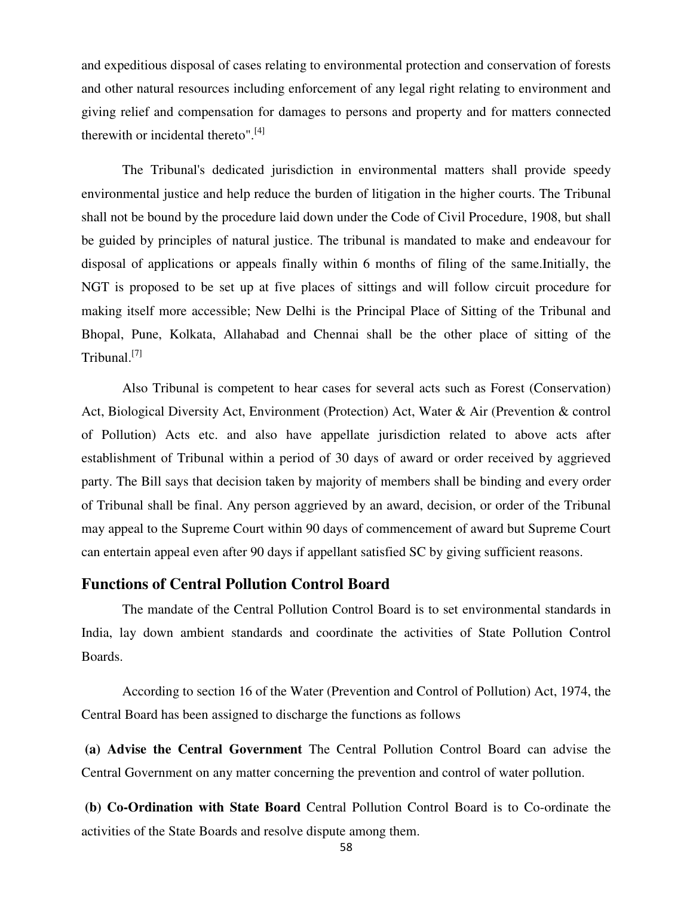and expeditious disposal of cases relating to environmental protection and conservation of forests and other natural resources including enforcement of any legal right relating to environment and giving relief and compensation for damages to persons and property and for matters connected therewith or incidental thereto".[4]

The Tribunal's dedicated jurisdiction in environmental matters shall provide speedy environmental justice and help reduce the burden of litigation in the higher courts. The Tribunal shall not be bound by the procedure laid down under the Code of Civil Procedure, 1908, but shall be guided by principles of natural justice. The tribunal is mandated to make and endeavour for disposal of applications or appeals finally within 6 months of filing of the same.Initially, the NGT is proposed to be set up at five places of sittings and will follow circuit procedure for making itself more accessible; New Delhi is the Principal Place of Sitting of the Tribunal and Bhopal, Pune, Kolkata, Allahabad and Chennai shall be the other place of sitting of the Tribunal.[7]

Also Tribunal is competent to hear cases for several acts such as Forest (Conservation) Act, Biological Diversity Act, Environment (Protection) Act, Water & Air (Prevention & control of Pollution) Acts etc. and also have appellate jurisdiction related to above acts after establishment of Tribunal within a period of 30 days of award or order received by aggrieved party. The Bill says that decision taken by majority of members shall be binding and every order of Tribunal shall be final. Any person aggrieved by an award, decision, or order of the Tribunal may appeal to the Supreme Court within 90 days of commencement of award but Supreme Court can entertain appeal even after 90 days if appellant satisfied SC by giving sufficient reasons.

## Functions of Central Pollution Control Board

The mandate of the Central Pollution Control Board is to set environmental standards in India, lay down ambient standards and coordinate the activities of State Pollution Control Boards.

According to section 16 of the Water (Prevention and Control of Pollution) Act, 1974, the Central Board has been assigned to discharge the functions as follows

**(a) Advise the Central Government** The Central Pollution Control Board can advise the Central Government on any matter concerning the prevention and control of water pollution.

**(b) Co-Ordination with State Board** Central Pollution Control Board is to Co-ordinate the activities of the State Boards and resolve dispute among them.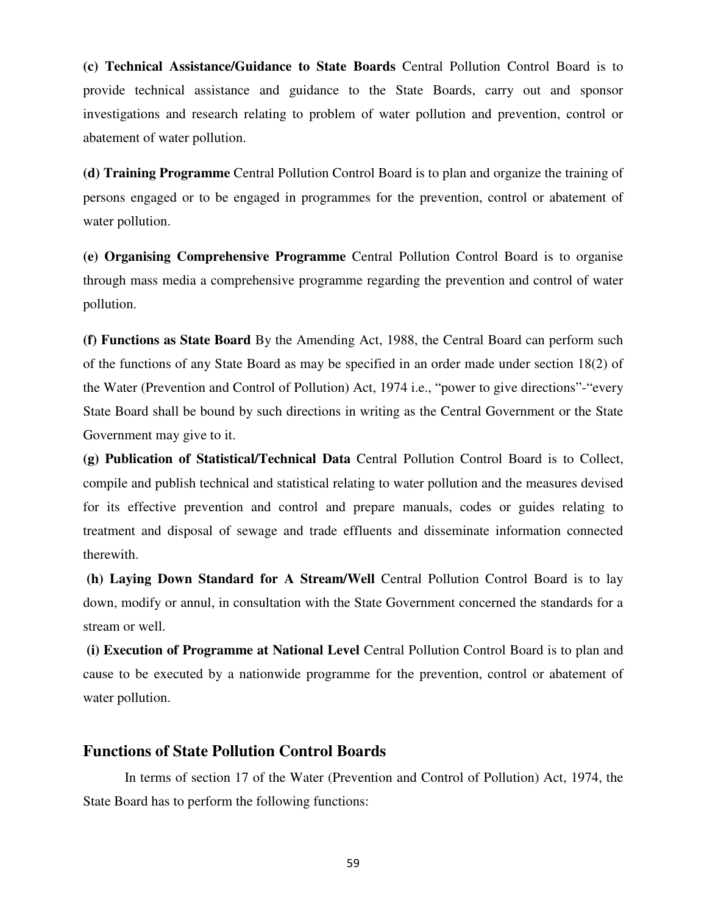**(c) Technical Assistance/Guidance to State Boards** Central Pollution Control Board is to provide technical assistance and guidance to the State Boards, carry out and sponsor investigations and research relating to problem of water pollution and prevention, control or abatement of water pollution.

**(d) Training Programme** Central Pollution Control Board is to plan and organize the training of persons engaged or to be engaged in programmes for the prevention, control or abatement of water pollution.

**(e) Organising Comprehensive Programme** Central Pollution Control Board is to organise through mass media a comprehensive programme regarding the prevention and control of water pollution.

**(f) Functions as State Board** By the Amending Act, 1988, the Central Board can perform such of the functions of any State Board as may be specified in an order made under section 18(2) of the Water (Prevention and Control of Pollution) Act, 1974 i.e., "power to give directions"-"every State Board shall be bound by such directions in writing as the Central Government or the State Government may give to it.

**(g) Publication of Statistical/Technical Data** Central Pollution Control Board is to Collect, compile and publish technical and statistical relating to water pollution and the measures devised for its effective prevention and control and prepare manuals, codes or guides relating to treatment and disposal of sewage and trade effluents and disseminate information connected therewith.

**(h) Laying Down Standard for A Stream/Well** Central Pollution Control Board is to lay down, modify or annul, in consultation with the State Government concerned the standards for a stream or well.

**(i) Execution of Programme at National Level** Central Pollution Control Board is to plan and cause to be executed by a nationwide programme for the prevention, control or abatement of water pollution.

## Functions of State Pollution Control Boards

In terms of section 17 of the Water (Prevention and Control of Pollution) Act, 1974, the State Board has to perform the following functions: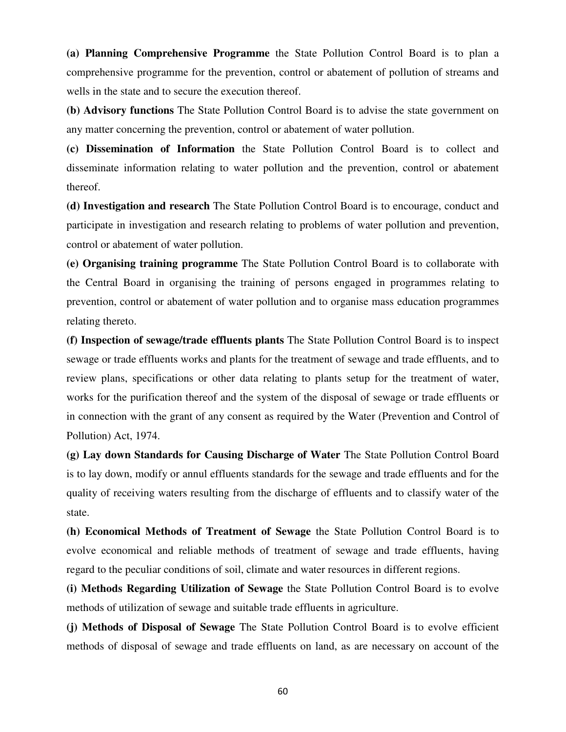**(a) Planning Comprehensive Programme** the State Pollution Control Board is to plan a comprehensive programme for the prevention, control or abatement of pollution of streams and wells in the state and to secure the execution thereof.

**(b) Advisory functions** The State Pollution Control Board is to advise the state government on any matter concerning the prevention, control or abatement of water pollution.

**(c) Dissemination of Information** the State Pollution Control Board is to collect and disseminate information relating to water pollution and the prevention, control or abatement thereof.

**(d) Investigation and research** The State Pollution Control Board is to encourage, conduct and participate in investigation and research relating to problems of water pollution and prevention, control or abatement of water pollution.

**(e) Organising training programme** The State Pollution Control Board is to collaborate with the Central Board in organising the training of persons engaged in programmes relating to prevention, control or abatement of water pollution and to organise mass education programmes relating thereto.

**(f) Inspection of sewage/trade effluents plants** The State Pollution Control Board is to inspect sewage or trade effluents works and plants for the treatment of sewage and trade effluents, and to review plans, specifications or other data relating to plants setup for the treatment of water, works for the purification thereof and the system of the disposal of sewage or trade effluents or in connection with the grant of any consent as required by the Water (Prevention and Control of Pollution) Act, 1974.

**(g) Lay down Standards for Causing Discharge of Water** The State Pollution Control Board is to lay down, modify or annul effluents standards for the sewage and trade effluents and for the quality of receiving waters resulting from the discharge of effluents and to classify water of the state.

**(h) Economical Methods of Treatment of Sewage** the State Pollution Control Board is to evolve economical and reliable methods of treatment of sewage and trade effluents, having regard to the peculiar conditions of soil, climate and water resources in different regions.

**(i) Methods Regarding Utilization of Sewage** the State Pollution Control Board is to evolve methods of utilization of sewage and suitable trade effluents in agriculture.

**(j) Methods of Disposal of Sewage** The State Pollution Control Board is to evolve efficient methods of disposal of sewage and trade effluents on land, as are necessary on account of the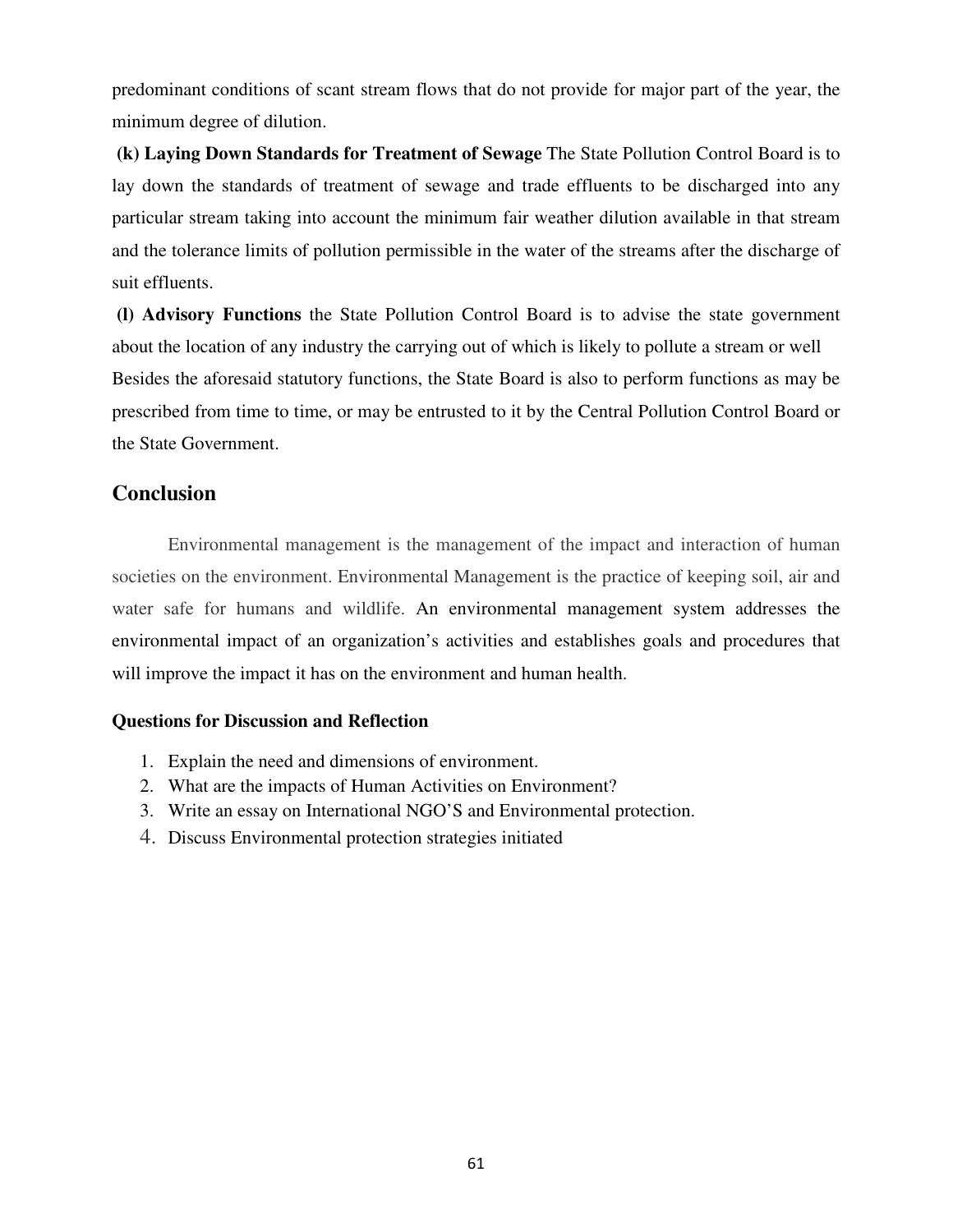predominant conditions of scant stream flows that do not provide for major part of the year, the minimum degree of dilution.

**(k) Laying Down Standards for Treatment of Sewage** The State Pollution Control Board is to lay down the standards of treatment of sewage and trade effluents to be discharged into any particular stream taking into account the minimum fair weather dilution available in that stream and the tolerance limits of pollution permissible in the water of the streams after the discharge of suit effluents.

**(l) Advisory Functions** the State Pollution Control Board is to advise the state government about the location of any industry the carrying out of which is likely to pollute a stream or well

Besides the aforesaid statutory functions, the State Board is also to perform functions as may be prescribed from time to time, or may be entrusted to it by the Central Pollution Control Board or the State Government.

## Conclusion

Environmental management is the management of the impact and interaction of human societies on the environment. Environmental Management is the practice of keeping soil, air and water safe for humans and wildlife. An environmental management system addresses the environmental impact of an organization's activities and establishes goals and procedures that will improve the impact it has on the environment and human health.

**Questions for Discussion and Reflection**

1. Explain the need and dimensions of environment.
2. What are the impacts of Human Activities on Environment?
3. Write an essay on International NGO'S and Environmental protection.
4. Discuss Environmental protection strategies initiated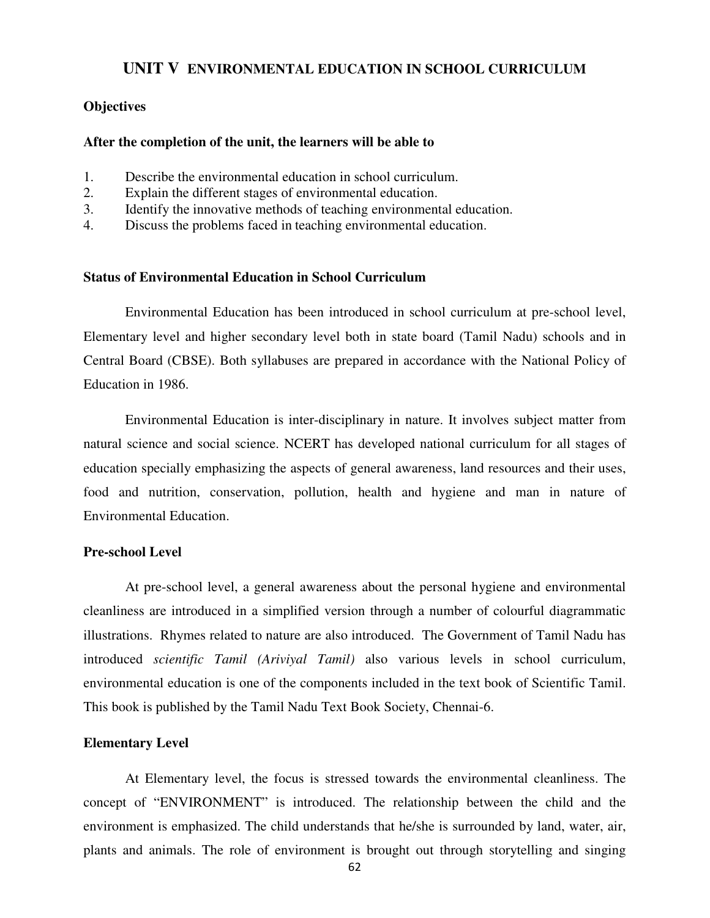# UNIT V ENVIRONMENTAL EDUCATION IN SCHOOL CURRICULUM

**Objectives**

**After the completion of the unit, the learners will be able to**

1. Describe the environmental education in school curriculum.
2. Explain the different stages of environmental education.
3. Identify the innovative methods of teaching environmental education.
4. Discuss the problems faced in teaching environmental education.

## Status of Environmental Education in School Curriculum

Environmental Education has been introduced in school curriculum at pre-school level, Elementary level and higher secondary level both in state board (Tamil Nadu) schools and in Central Board (CBSE). Both syllabuses are prepared in accordance with the National Policy of Education in 1986.

Environmental Education is inter-disciplinary in nature. It involves subject matter from natural science and social science. NCERT has developed national curriculum for all stages of education specially emphasizing the aspects of general awareness, land resources and their uses, food and nutrition, conservation, pollution, health and hygiene and man in nature of Environmental Education.

### Pre-school Level

At pre-school level, a general awareness about the personal hygiene and environmental cleanliness are introduced in a simplified version through a number of colourful diagrammatic illustrations. Rhymes related to nature are also introduced. The Government of Tamil Nadu has introduced *scientific Tamil (Ariviyal Tamil)* also various levels in school curriculum, environmental education is one of the components included in the text book of Scientific Tamil. This book is published by the Tamil Nadu Text Book Society, Chennai-6.

### Elementary Level

At Elementary level, the focus is stressed towards the environmental cleanliness. The concept of "ENVIRONMENT" is introduced. The relationship between the child and the environment is emphasized. The child understands that he/she is surrounded by land, water, air, plants and animals. The role of environment is brought out through storytelling and singing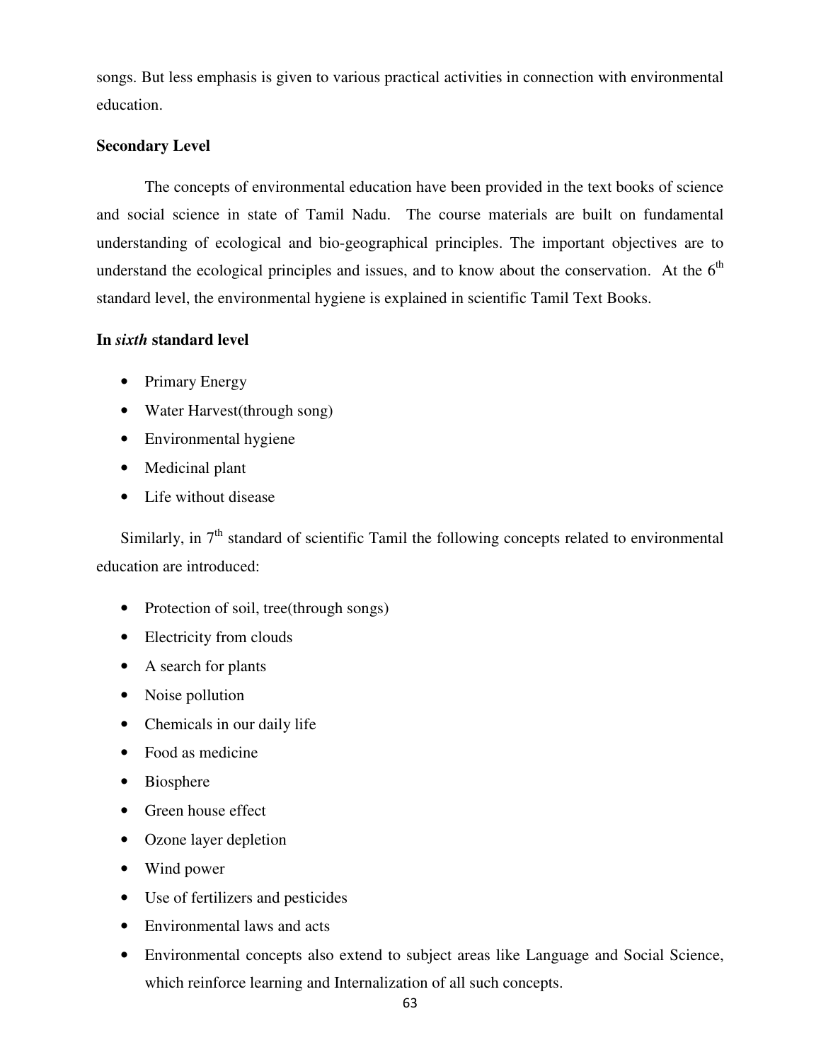songs. But less emphasis is given to various practical activities in connection with environmental education.

**Secondary Level**

The concepts of environmental education have been provided in the text books of science and social science in state of Tamil Nadu. The course materials are built on fundamental understanding of ecological and bio-geographical principles. The important objectives are to understand the ecological principles and issues, and to know about the conservation. At the 6$^{th}$ standard level, the environmental hygiene is explained in scientific Tamil Text Books.

**In *sixth* standard level**

- Primary Energy
- Water Harvest(through song)
- Environmental hygiene
- Medicinal plant
- Life without disease

Similarly, in 7$^{th}$ standard of scientific Tamil the following concepts related to environmental education are introduced:

- Protection of soil, tree(through songs)
- Electricity from clouds
- A search for plants
- Noise pollution
- Chemicals in our daily life
- Food as medicine
- Biosphere
- Green house effect
- Ozone layer depletion
- Wind power
- Use of fertilizers and pesticides
- Environmental laws and acts
- Environmental concepts also extend to subject areas like Language and Social Science, which reinforce learning and Internalization of all such concepts.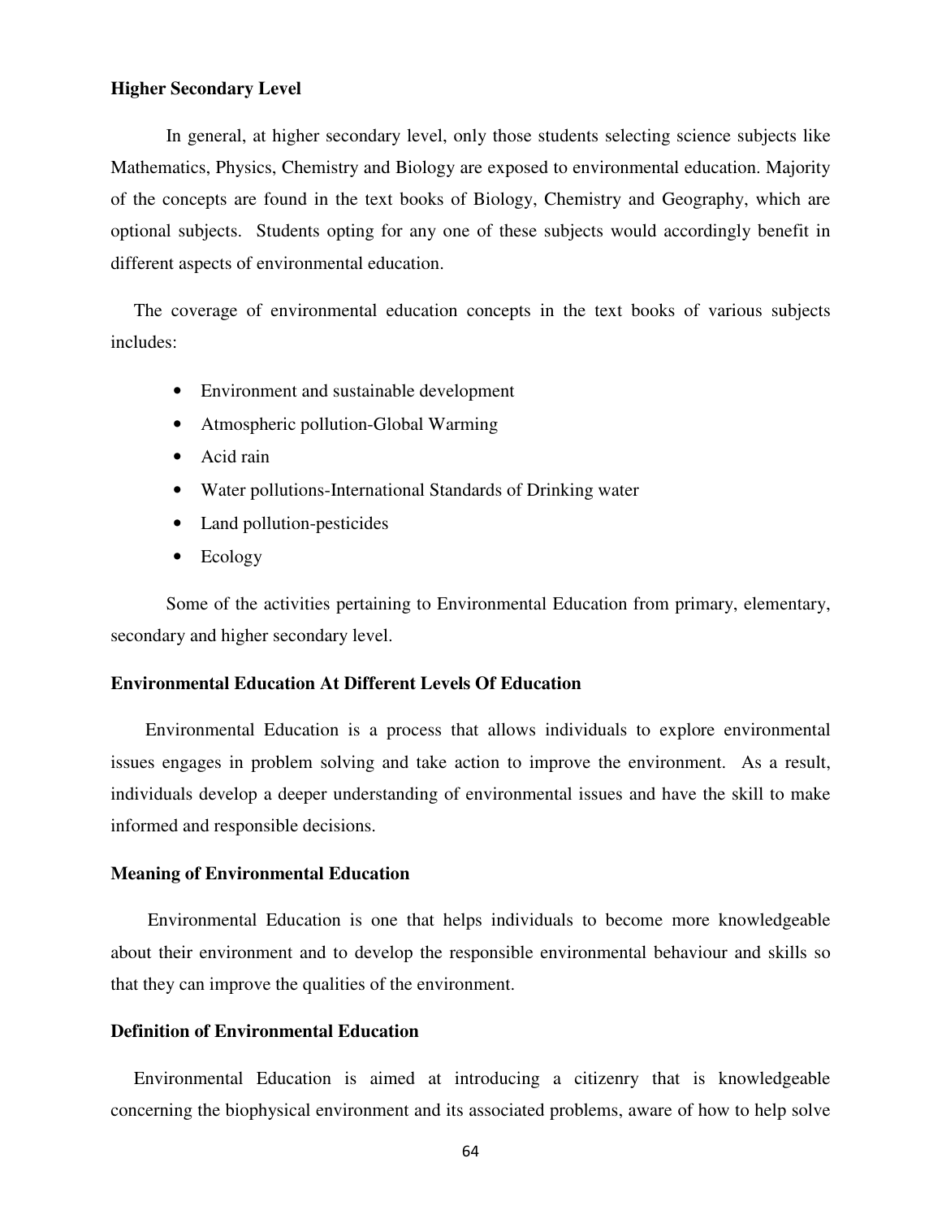**Higher Secondary Level**

In general, at higher secondary level, only those students selecting science subjects like Mathematics, Physics, Chemistry and Biology are exposed to environmental education. Majority of the concepts are found in the text books of Biology, Chemistry and Geography, which are optional subjects. Students opting for any one of these subjects would accordingly benefit in different aspects of environmental education.

The coverage of environmental education concepts in the text books of various subjects includes:

- Environment and sustainable development
- Atmospheric pollution-Global Warming
- Acid rain
- Water pollutions-International Standards of Drinking water
- Land pollution-pesticides
- Ecology

Some of the activities pertaining to Environmental Education from primary, elementary, secondary and higher secondary level.

**Environmental Education At Different Levels Of Education**

Environmental Education is a process that allows individuals to explore environmental issues engages in problem solving and take action to improve the environment. As a result, individuals develop a deeper understanding of environmental issues and have the skill to make informed and responsible decisions.

**Meaning of Environmental Education**

Environmental Education is one that helps individuals to become more knowledgeable about their environment and to develop the responsible environmental behaviour and skills so that they can improve the qualities of the environment.

**Definition of Environmental Education**

Environmental Education is aimed at introducing a citizenry that is knowledgeable concerning the biophysical environment and its associated problems, aware of how to help solve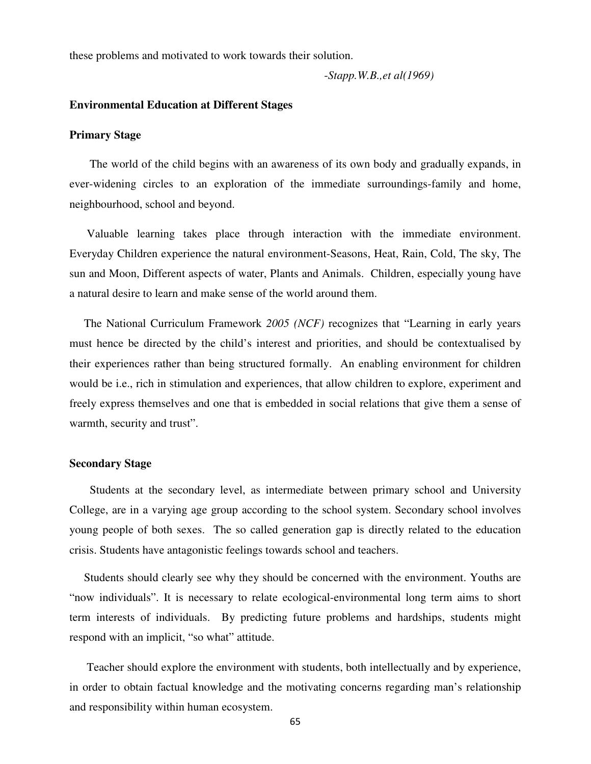these problems and motivated to work towards their solution.

*-Stapp.W.B.,et al(1969)*

**Environmental Education at Different Stages**

**Primary Stage**

The world of the child begins with an awareness of its own body and gradually expands, in ever-widening circles to an exploration of the immediate surroundings-family and home, neighbourhood, school and beyond.

Valuable learning takes place through interaction with the immediate environment. Everyday Children experience the natural environment-Seasons, Heat, Rain, Cold, The sky, The sun and Moon, Different aspects of water, Plants and Animals. Children, especially young have a natural desire to learn and make sense of the world around them.

The National Curriculum Framework *2005 (NCF)* recognizes that "Learning in early years must hence be directed by the child's interest and priorities, and should be contextualised by their experiences rather than being structured formally. An enabling environment for children would be i.e., rich in stimulation and experiences, that allow children to explore, experiment and freely express themselves and one that is embedded in social relations that give them a sense of warmth, security and trust".

**Secondary Stage**

Students at the secondary level, as intermediate between primary school and University College, are in a varying age group according to the school system. Secondary school involves young people of both sexes. The so called generation gap is directly related to the education crisis. Students have antagonistic feelings towards school and teachers.

Students should clearly see why they should be concerned with the environment. Youths are "now individuals". It is necessary to relate ecological-environmental long term aims to short term interests of individuals. By predicting future problems and hardships, students might respond with an implicit, "so what" attitude.

Teacher should explore the environment with students, both intellectually and by experience, in order to obtain factual knowledge and the motivating concerns regarding man's relationship and responsibility within human ecosystem.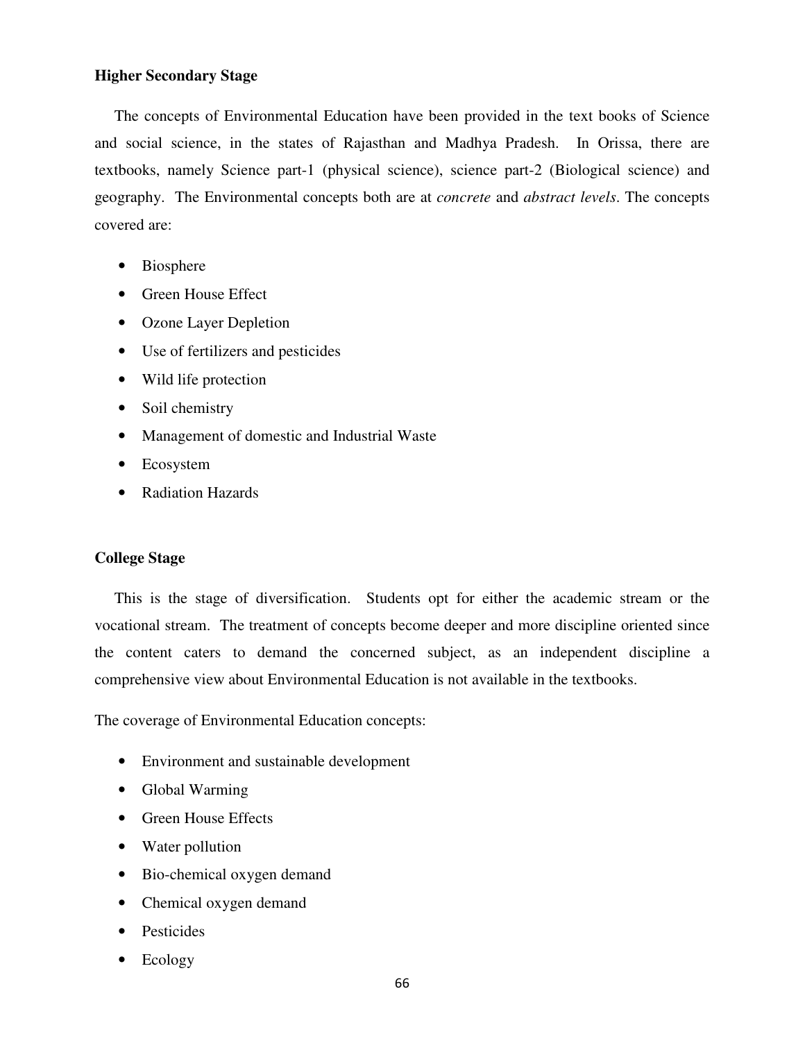**Higher Secondary Stage**

The concepts of Environmental Education have been provided in the text books of Science and social science, in the states of Rajasthan and Madhya Pradesh. In Orissa, there are textbooks, namely Science part-1 (physical science), science part-2 (Biological science) and geography. The Environmental concepts both are at *concrete* and *abstract levels*. The concepts covered are:

- Biosphere
- Green House Effect
- Ozone Layer Depletion
- Use of fertilizers and pesticides
- Wild life protection
- Soil chemistry
- Management of domestic and Industrial Waste
- Ecosystem
- Radiation Hazards

**College Stage**

This is the stage of diversification. Students opt for either the academic stream or the vocational stream. The treatment of concepts become deeper and more discipline oriented since the content caters to demand the concerned subject, as an independent discipline a comprehensive view about Environmental Education is not available in the textbooks.

The coverage of Environmental Education concepts:

- Environment and sustainable development
- Global Warming
- Green House Effects
- Water pollution
- Bio-chemical oxygen demand
- Chemical oxygen demand
- Pesticides
- Ecology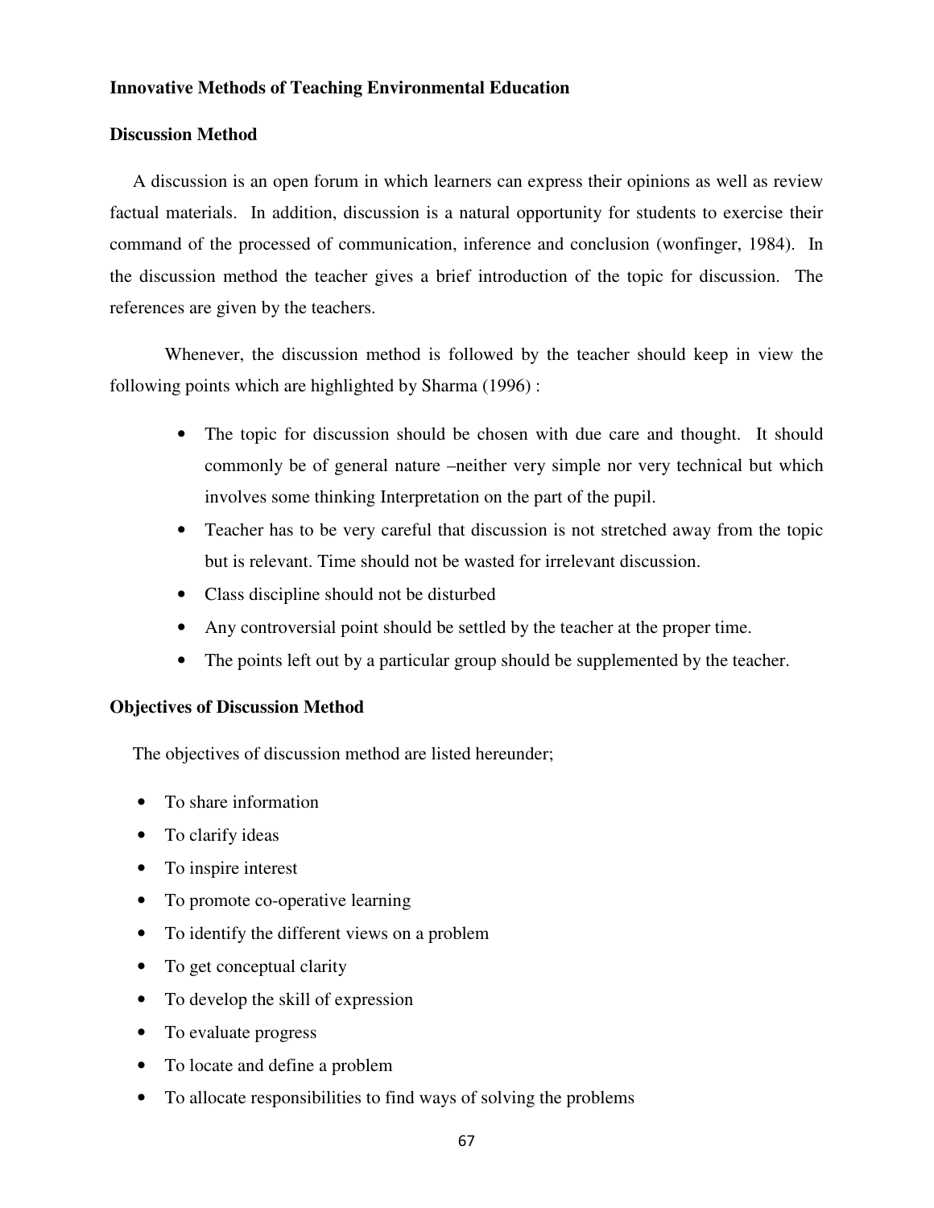**Innovative Methods of Teaching Environmental Education**

**Discussion Method**

A discussion is an open forum in which learners can express their opinions as well as review factual materials. In addition, discussion is a natural opportunity for students to exercise their command of the processed of communication, inference and conclusion (wonfinger, 1984). In the discussion method the teacher gives a brief introduction of the topic for discussion. The references are given by the teachers.

Whenever, the discussion method is followed by the teacher should keep in view the following points which are highlighted by Sharma (1996) :

- The topic for discussion should be chosen with due care and thought. It should commonly be of general nature –neither very simple nor very technical but which involves some thinking Interpretation on the part of the pupil.
- Teacher has to be very careful that discussion is not stretched away from the topic but is relevant. Time should not be wasted for irrelevant discussion.
- Class discipline should not be disturbed
- Any controversial point should be settled by the teacher at the proper time.
- The points left out by a particular group should be supplemented by the teacher.

**Objectives of Discussion Method**

The objectives of discussion method are listed hereunder;

- To share information
- To clarify ideas
- To inspire interest
- To promote co-operative learning
- To identify the different views on a problem
- To get conceptual clarity
- To develop the skill of expression
- To evaluate progress
- To locate and define a problem
- To allocate responsibilities to find ways of solving the problems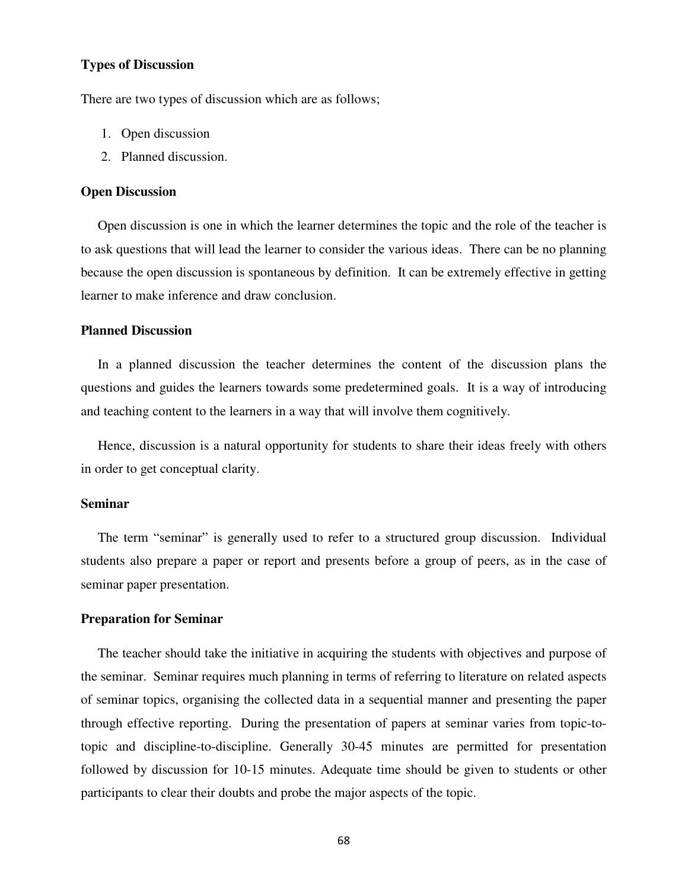**Types of Discussion**

There are two types of discussion which are as follows;

1. Open discussion
2. Planned discussion.

**Open Discussion**

Open discussion is one in which the learner determines the topic and the role of the teacher is to ask questions that will lead the learner to consider the various ideas. There can be no planning because the open discussion is spontaneous by definition. It can be extremely effective in getting learner to make inference and draw conclusion.

**Planned Discussion**

In a planned discussion the teacher determines the content of the discussion plans the questions and guides the learners towards some predetermined goals. It is a way of introducing and teaching content to the learners in a way that will involve them cognitively.

Hence, discussion is a natural opportunity for students to share their ideas freely with others in order to get conceptual clarity.

**Seminar**

The term "seminar" is generally used to refer to a structured group discussion. Individual students also prepare a paper or report and presents before a group of peers, as in the case of seminar paper presentation.

**Preparation for Seminar**

The teacher should take the initiative in acquiring the students with objectives and purpose of the seminar. Seminar requires much planning in terms of referring to literature on related aspects of seminar topics, organising the collected data in a sequential manner and presenting the paper through effective reporting. During the presentation of papers at seminar varies from topic-to-topic and discipline-to-discipline. Generally 30-45 minutes are permitted for presentation followed by discussion for 10-15 minutes. Adequate time should be given to students or other participants to clear their doubts and probe the major aspects of the topic.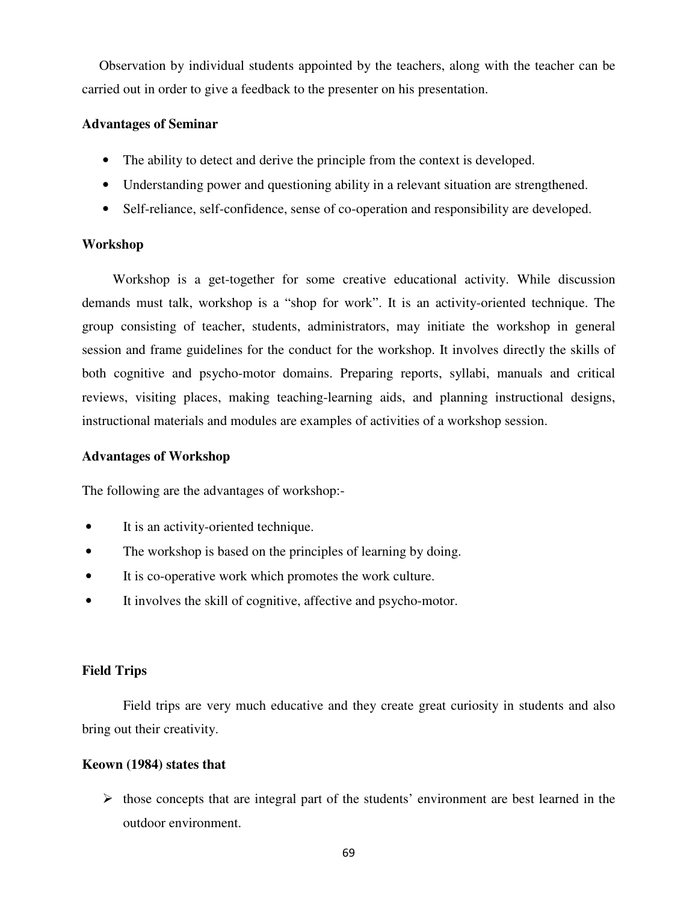Observation by individual students appointed by the teachers, along with the teacher can be carried out in order to give a feedback to the presenter on his presentation.

**Advantages of Seminar**

- The ability to detect and derive the principle from the context is developed.
- Understanding power and questioning ability in a relevant situation are strengthened.
- Self-reliance, self-confidence, sense of co-operation and responsibility are developed.

**Workshop**

Workshop is a get-together for some creative educational activity. While discussion demands must talk, workshop is a "shop for work". It is an activity-oriented technique. The group consisting of teacher, students, administrators, may initiate the workshop in general session and frame guidelines for the conduct for the workshop. It involves directly the skills of both cognitive and psycho-motor domains. Preparing reports, syllabi, manuals and critical reviews, visiting places, making teaching-learning aids, and planning instructional designs, instructional materials and modules are examples of activities of a workshop session.

**Advantages of Workshop**

The following are the advantages of workshop:-

- It is an activity-oriented technique.
- The workshop is based on the principles of learning by doing.
- It is co-operative work which promotes the work culture.
- It involves the skill of cognitive, affective and psycho-motor.

**Field Trips**

Field trips are very much educative and they create great curiosity in students and also bring out their creativity.

**Keown (1984) states that**

- those concepts that are integral part of the students' environment are best learned in the outdoor environment.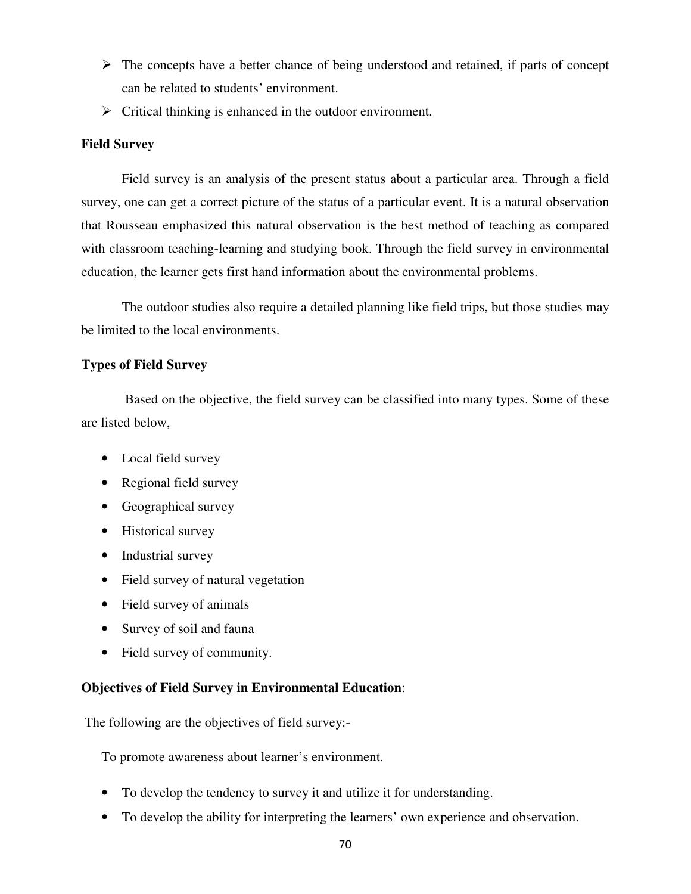- The concepts have a better chance of being understood and retained, if parts of concept can be related to students' environment.
- Critical thinking is enhanced in the outdoor environment.

**Field Survey**

Field survey is an analysis of the present status about a particular area. Through a field survey, one can get a correct picture of the status of a particular event. It is a natural observation that Rousseau emphasized this natural observation is the best method of teaching as compared with classroom teaching-learning and studying book. Through the field survey in environmental education, the learner gets first hand information about the environmental problems.

The outdoor studies also require a detailed planning like field trips, but those studies may be limited to the local environments.

**Types of Field Survey**

Based on the objective, the field survey can be classified into many types. Some of these are listed below,

- Local field survey
- Regional field survey
- Geographical survey
- Historical survey
- Industrial survey
- Field survey of natural vegetation
- Field survey of animals
- Survey of soil and fauna
- Field survey of community.

**Objectives of Field Survey in Environmental Education**:

The following are the objectives of field survey:-

To promote awareness about learner's environment.

- To develop the tendency to survey it and utilize it for understanding.
- To develop the ability for interpreting the learners' own experience and observation.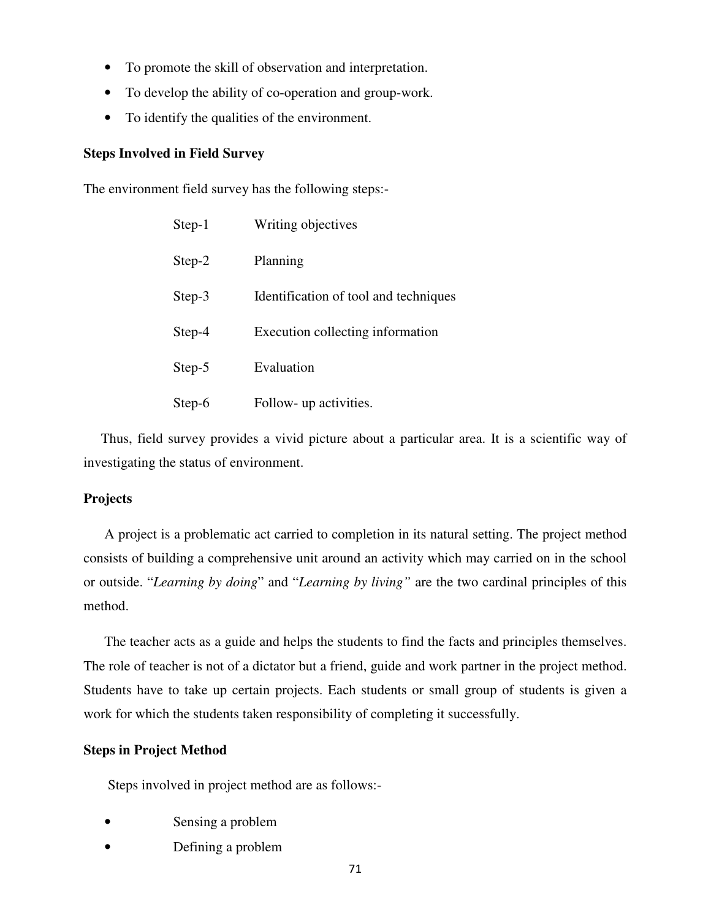- To promote the skill of observation and interpretation.
- To develop the ability of co-operation and group-work.
- To identify the qualities of the environment.

**Steps Involved in Field Survey**

The environment field survey has the following steps:-

| | |
|---|---|
| Step-1 | Writing objectives |
| Step-2 | Planning |
| Step-3 | Identification of tool and techniques |
| Step-4 | Execution collecting information |
| Step-5 | Evaluation |
| Step-6 | Follow- up activities. |

Thus, field survey provides a vivid picture about a particular area. It is a scientific way of investigating the status of environment.

**Projects**

A project is a problematic act carried to completion in its natural setting. The project method consists of building a comprehensive unit around an activity which may carried on in the school or outside. "*Learning by doing*" and "*Learning by living"* are the two cardinal principles of this method.

The teacher acts as a guide and helps the students to find the facts and principles themselves. The role of teacher is not of a dictator but a friend, guide and work partner in the project method. Students have to take up certain projects. Each students or small group of students is given a work for which the students taken responsibility of completing it successfully.

**Steps in Project Method**

Steps involved in project method are as follows:-

- Sensing a problem
- Defining a problem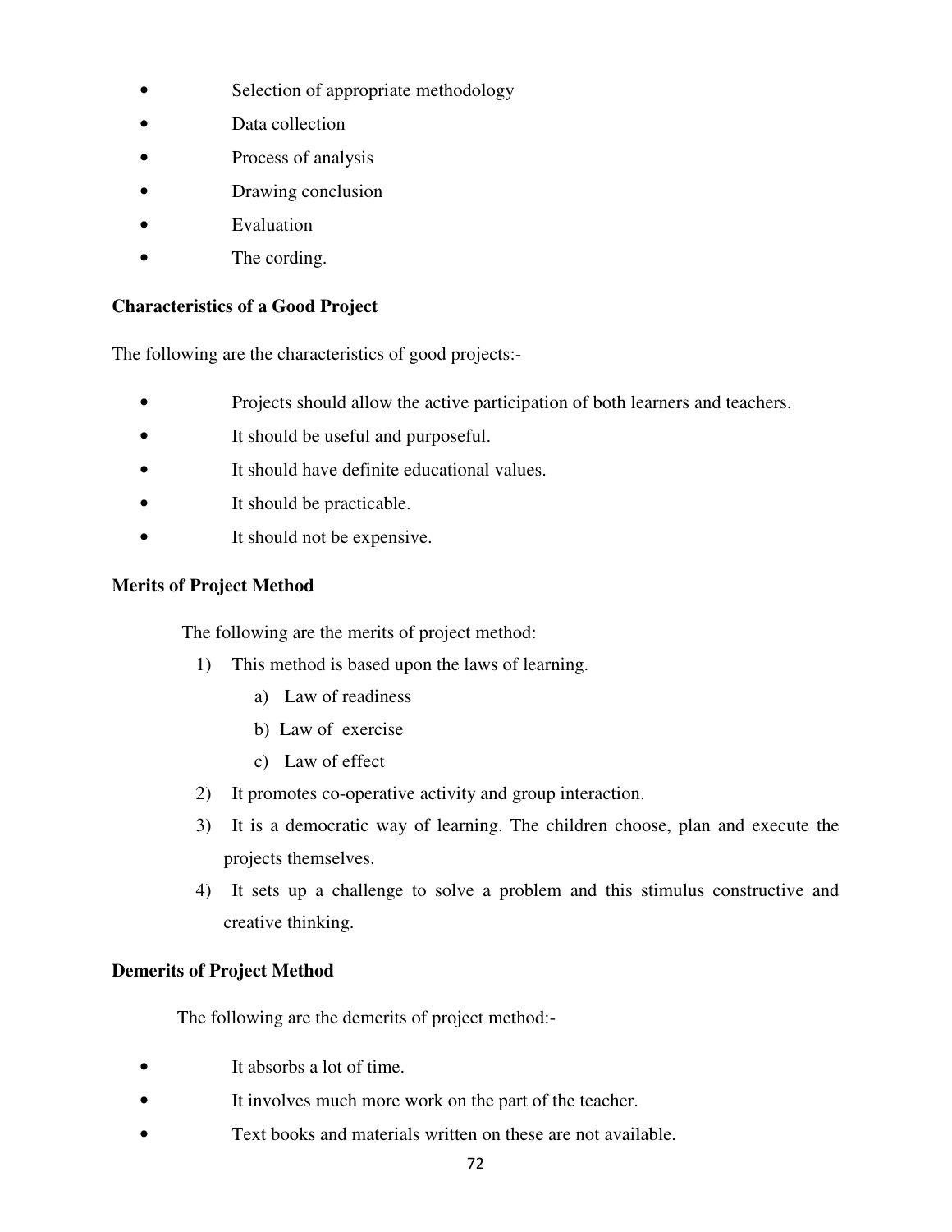- Selection of appropriate methodology
- Data collection
- Process of analysis
- Drawing conclusion
- Evaluation
- The cording.

**Characteristics of a Good Project**

The following are the characteristics of good projects:-

- Projects should allow the active participation of both learners and teachers.
- It should be useful and purposeful.
- It should have definite educational values.
- It should be practicable.
- It should not be expensive.

**Merits of Project Method**

The following are the merits of project method:

1) This method is based upon the laws of learning.
   a) Law of readiness
   b) Law of exercise
   c) Law of effect
2) It promotes co-operative activity and group interaction.
3) It is a democratic way of learning. The children choose, plan and execute the projects themselves.
4) It sets up a challenge to solve a problem and this stimulus constructive and creative thinking.

**Demerits of Project Method**

The following are the demerits of project method:-

- It absorbs a lot of time.
- It involves much more work on the part of the teacher.
- Text books and materials written on these are not available.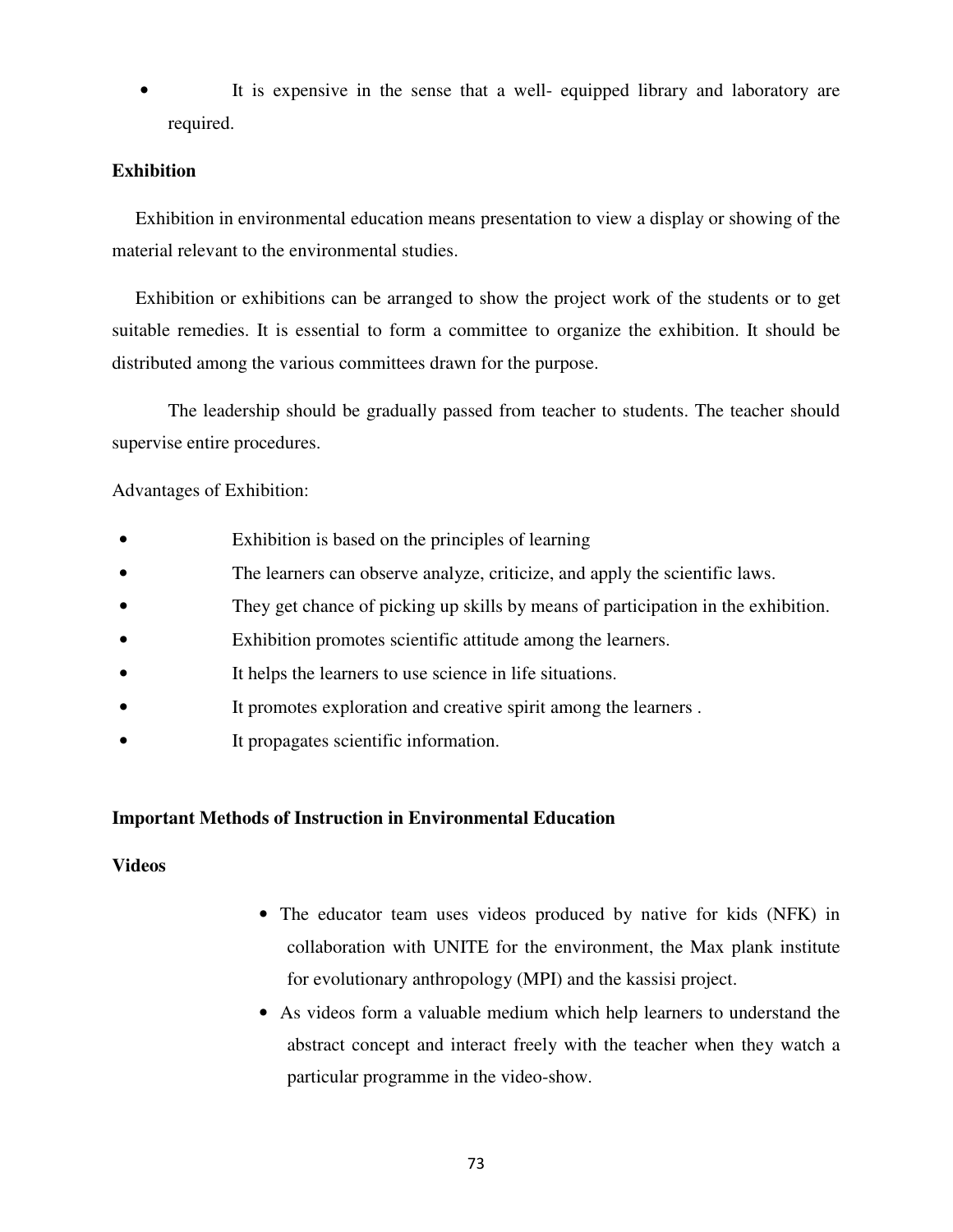- It is expensive in the sense that a well- equipped library and laboratory are required.

**Exhibition**

Exhibition in environmental education means presentation to view a display or showing of the material relevant to the environmental studies.

Exhibition or exhibitions can be arranged to show the project work of the students or to get suitable remedies. It is essential to form a committee to organize the exhibition. It should be distributed among the various committees drawn for the purpose.

The leadership should be gradually passed from teacher to students. The teacher should supervise entire procedures.

Advantages of Exhibition:

- Exhibition is based on the principles of learning
- The learners can observe analyze, criticize, and apply the scientific laws.
- They get chance of picking up skills by means of participation in the exhibition.
- Exhibition promotes scientific attitude among the learners.
- It helps the learners to use science in life situations.
- It promotes exploration and creative spirit among the learners .
- It propagates scientific information.

**Important Methods of Instruction in Environmental Education**

**Videos**

- The educator team uses videos produced by native for kids (NFK) in collaboration with UNITE for the environment, the Max plank institute for evolutionary anthropology (MPI) and the kassisi project.
- As videos form a valuable medium which help learners to understand the abstract concept and interact freely with the teacher when they watch a particular programme in the video-show.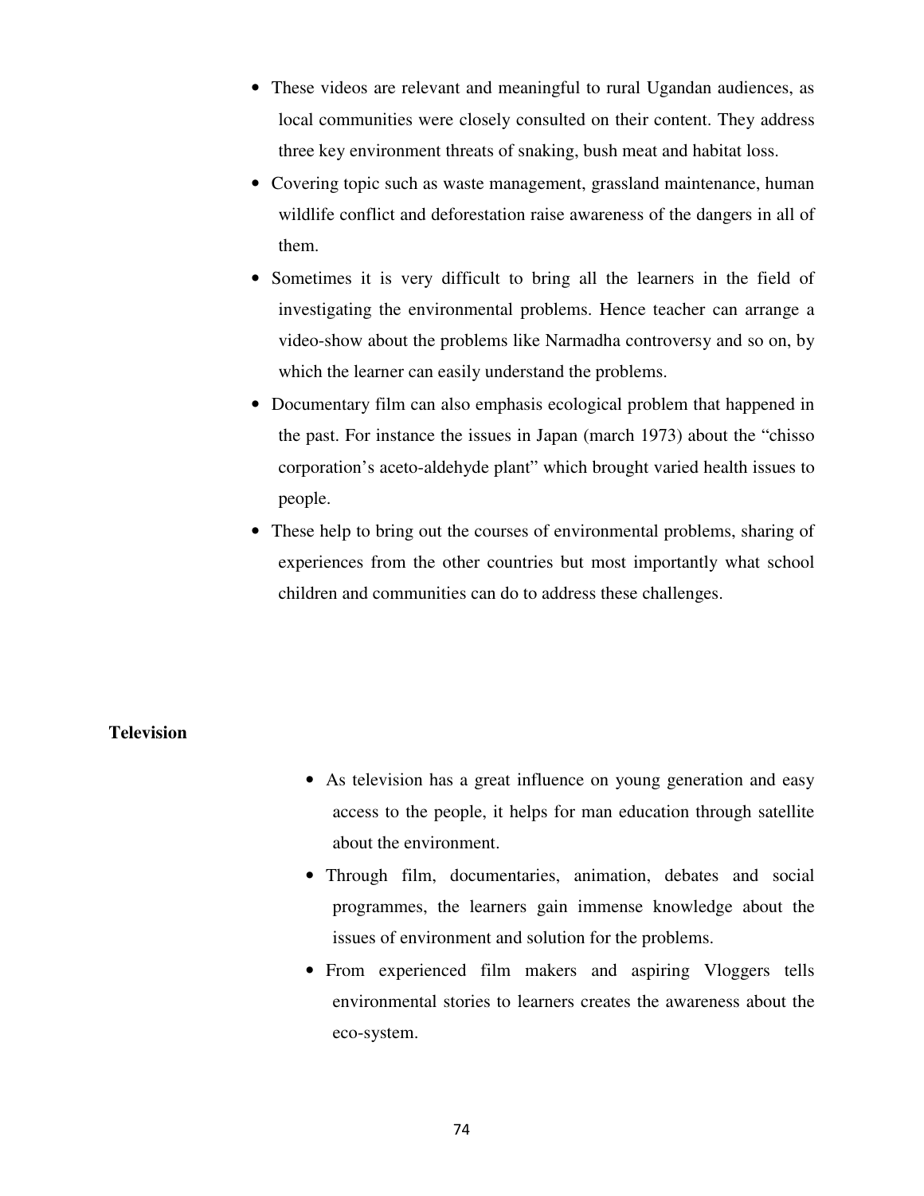- These videos are relevant and meaningful to rural Ugandan audiences, as local communities were closely consulted on their content. They address three key environment threats of snaking, bush meat and habitat loss.
- Covering topic such as waste management, grassland maintenance, human wildlife conflict and deforestation raise awareness of the dangers in all of them.
- Sometimes it is very difficult to bring all the learners in the field of investigating the environmental problems. Hence teacher can arrange a video-show about the problems like Narmadha controversy and so on, by which the learner can easily understand the problems.
- Documentary film can also emphasis ecological problem that happened in the past. For instance the issues in Japan (march 1973) about the "chisso corporation's aceto-aldehyde plant" which brought varied health issues to people.
- These help to bring out the courses of environmental problems, sharing of experiences from the other countries but most importantly what school children and communities can do to address these challenges.

**Television**

- As television has a great influence on young generation and easy access to the people, it helps for man education through satellite about the environment.
- Through film, documentaries, animation, debates and social programmes, the learners gain immense knowledge about the issues of environment and solution for the problems.
- From experienced film makers and aspiring Vloggers tells environmental stories to learners creates the awareness about the eco-system.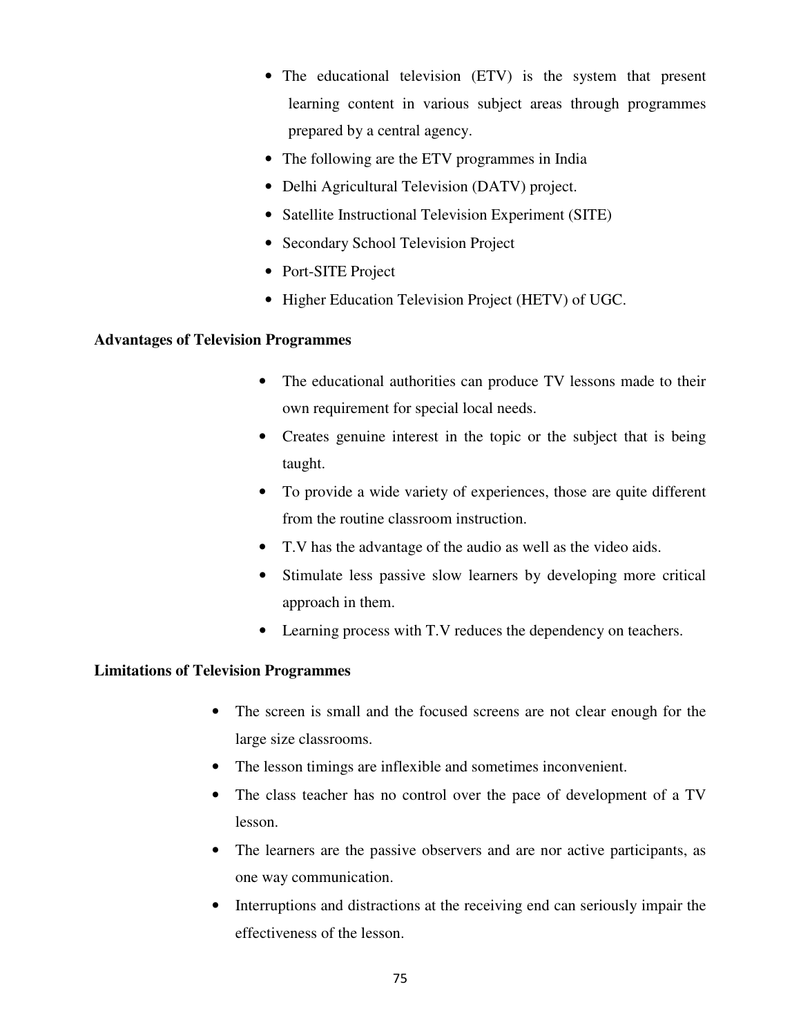- The educational television (ETV) is the system that present learning content in various subject areas through programmes prepared by a central agency.
- The following are the ETV programmes in India
- Delhi Agricultural Television (DATV) project.
- Satellite Instructional Television Experiment (SITE)
- Secondary School Television Project
- Port-SITE Project
- Higher Education Television Project (HETV) of UGC.

**Advantages of Television Programmes**

- The educational authorities can produce TV lessons made to their own requirement for special local needs.
- Creates genuine interest in the topic or the subject that is being taught.
- To provide a wide variety of experiences, those are quite different from the routine classroom instruction.
- T.V has the advantage of the audio as well as the video aids.
- Stimulate less passive slow learners by developing more critical approach in them.
- Learning process with T.V reduces the dependency on teachers.

**Limitations of Television Programmes**

- The screen is small and the focused screens are not clear enough for the large size classrooms.
- The lesson timings are inflexible and sometimes inconvenient.
- The class teacher has no control over the pace of development of a TV lesson.
- The learners are the passive observers and are nor active participants, as one way communication.
- Interruptions and distractions at the receiving end can seriously impair the effectiveness of the lesson.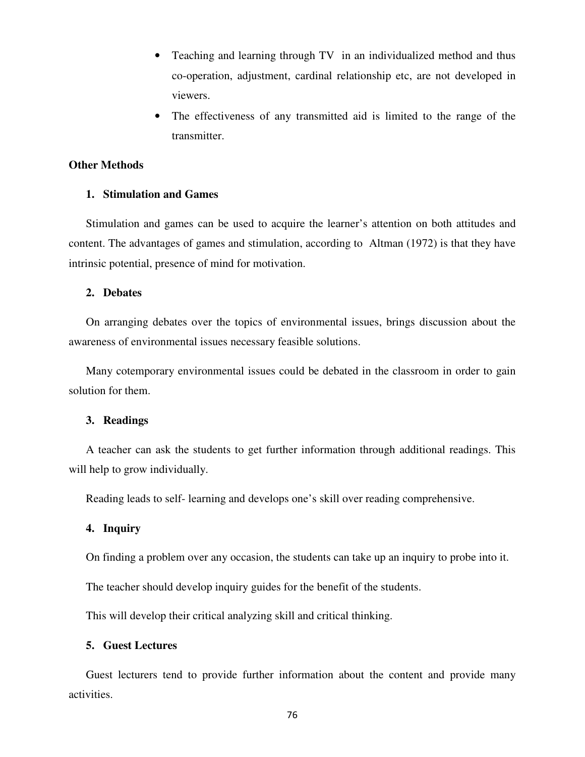- Teaching and learning through TV  in an individualized method and thus co-operation, adjustment, cardinal relationship etc, are not developed in viewers.
- The effectiveness of any transmitted aid is limited to the range of the transmitter.

**Other Methods**

1. **Stimulation and Games**

Stimulation and games can be used to acquire the learner's attention on both attitudes and content. The advantages of games and stimulation, according to  Altman (1972) is that they have intrinsic potential, presence of mind for motivation.

2. **Debates**

On arranging debates over the topics of environmental issues, brings discussion about the awareness of environmental issues necessary feasible solutions.

Many cotemporary environmental issues could be debated in the classroom in order to gain solution for them.

3. **Readings**

A teacher can ask the students to get further information through additional readings. This will help to grow individually.

Reading leads to self- learning and develops one's skill over reading comprehensive.

4. **Inquiry**

On finding a problem over any occasion, the students can take up an inquiry to probe into it.

The teacher should develop inquiry guides for the benefit of the students.

This will develop their critical analyzing skill and critical thinking.

5. **Guest Lectures**

Guest lecturers tend to provide further information about the content and provide many activities.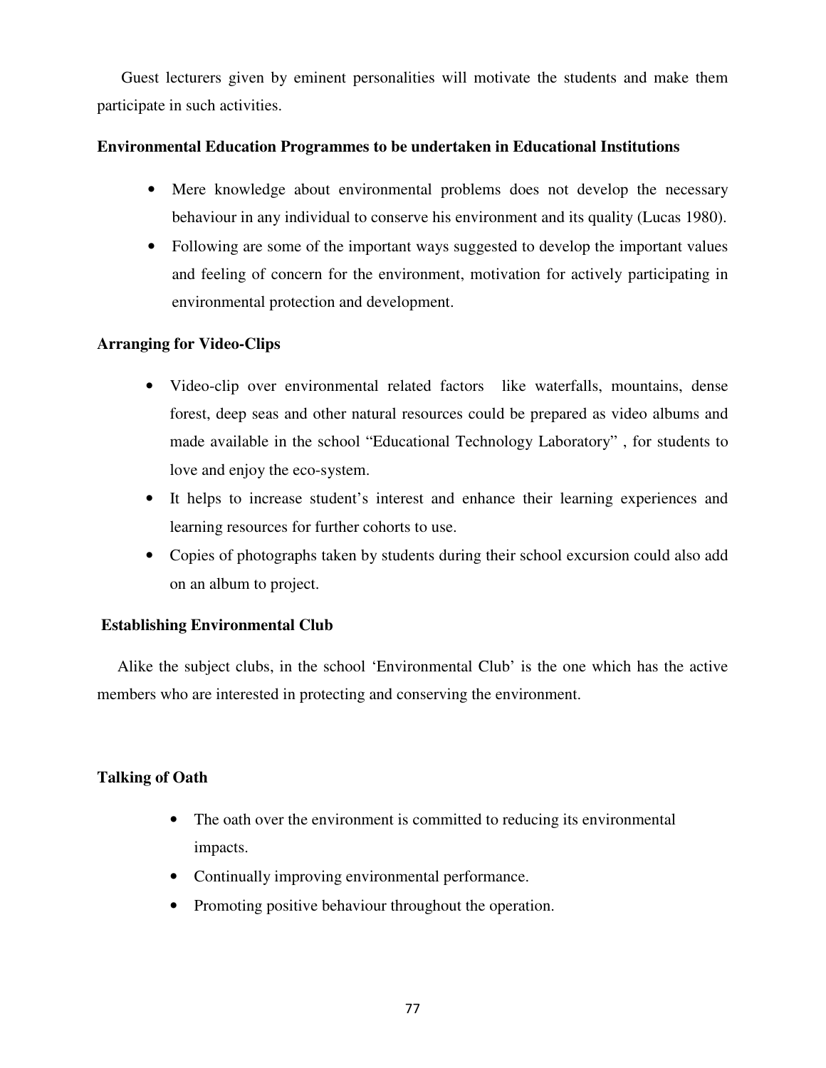Guest lecturers given by eminent personalities will motivate the students and make them participate in such activities.

**Environmental Education Programmes to be undertaken in Educational Institutions**

- Mere knowledge about environmental problems does not develop the necessary behaviour in any individual to conserve his environment and its quality (Lucas 1980).
- Following are some of the important ways suggested to develop the important values and feeling of concern for the environment, motivation for actively participating in environmental protection and development.

**Arranging for Video-Clips**

- Video-clip over environmental related factors like waterfalls, mountains, dense forest, deep seas and other natural resources could be prepared as video albums and made available in the school "Educational Technology Laboratory" , for students to love and enjoy the eco-system.
- It helps to increase student's interest and enhance their learning experiences and learning resources for further cohorts to use.
- Copies of photographs taken by students during their school excursion could also add on an album to project.

**Establishing Environmental Club**

Alike the subject clubs, in the school 'Environmental Club' is the one which has the active members who are interested in protecting and conserving the environment.

**Talking of Oath**

- The oath over the environment is committed to reducing its environmental impacts.
- Continually improving environmental performance.
- Promoting positive behaviour throughout the operation.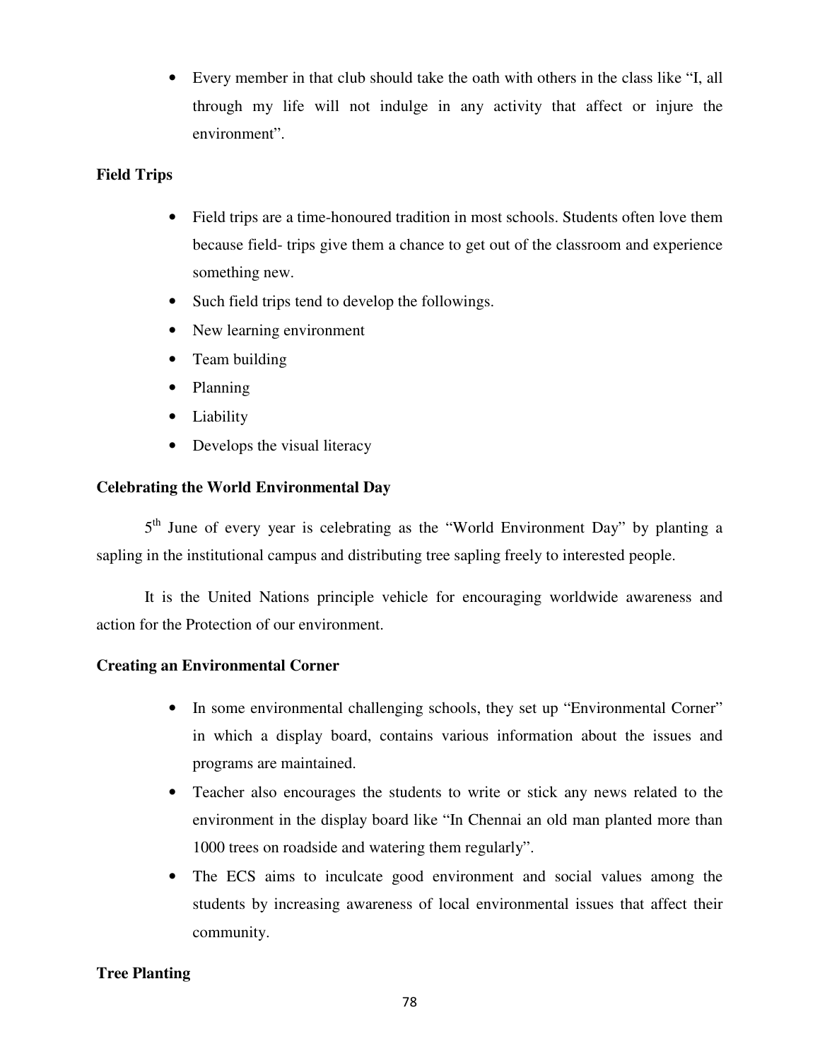- Every member in that club should take the oath with others in the class like "I, all through my life will not indulge in any activity that affect or injure the environment".

**Field Trips**

- Field trips are a time-honoured tradition in most schools. Students often love them because field- trips give them a chance to get out of the classroom and experience something new.
- Such field trips tend to develop the followings.
- New learning environment
- Team building
- Planning
- Liability
- Develops the visual literacy

**Celebrating the World Environmental Day**

5th June of every year is celebrating as the "World Environment Day" by planting a sapling in the institutional campus and distributing tree sapling freely to interested people.

It is the United Nations principle vehicle for encouraging worldwide awareness and action for the Protection of our environment.

**Creating an Environmental Corner**

- In some environmental challenging schools, they set up "Environmental Corner" in which a display board, contains various information about the issues and programs are maintained.
- Teacher also encourages the students to write or stick any news related to the environment in the display board like "In Chennai an old man planted more than 1000 trees on roadside and watering them regularly".
- The ECS aims to inculcate good environment and social values among the students by increasing awareness of local environmental issues that affect their community.

**Tree Planting**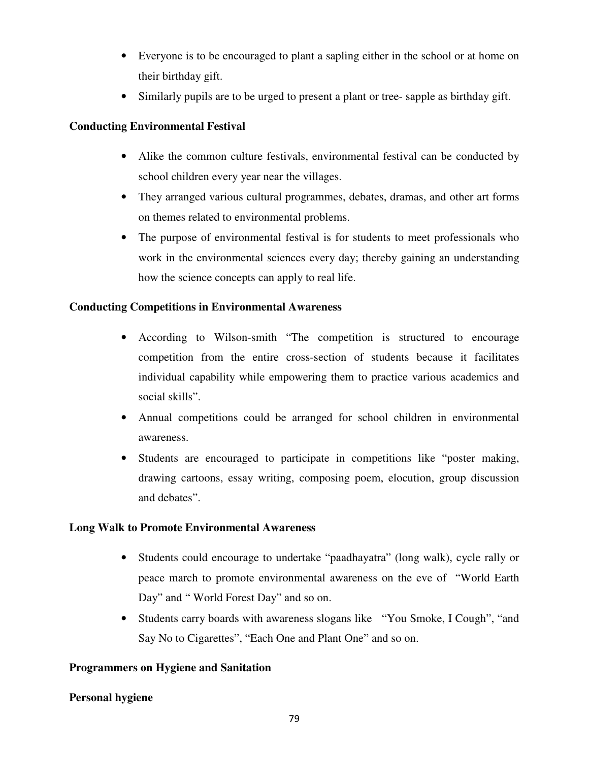- Everyone is to be encouraged to plant a sapling either in the school or at home on their birthday gift.
- Similarly pupils are to be urged to present a plant or tree- sapple as birthday gift.

**Conducting Environmental Festival**

- Alike the common culture festivals, environmental festival can be conducted by school children every year near the villages.
- They arranged various cultural programmes, debates, dramas, and other art forms on themes related to environmental problems.
- The purpose of environmental festival is for students to meet professionals who work in the environmental sciences every day; thereby gaining an understanding how the science concepts can apply to real life.

**Conducting Competitions in Environmental Awareness**

- According to Wilson-smith "The competition is structured to encourage competition from the entire cross-section of students because it facilitates individual capability while empowering them to practice various academics and social skills".
- Annual competitions could be arranged for school children in environmental awareness.
- Students are encouraged to participate in competitions like "poster making, drawing cartoons, essay writing, composing poem, elocution, group discussion and debates".

**Long Walk to Promote Environmental Awareness**

- Students could encourage to undertake "paadhayatra" (long walk), cycle rally or peace march to promote environmental awareness on the eve of "World Earth Day" and " World Forest Day" and so on.
- Students carry boards with awareness slogans like "You Smoke, I Cough", "and Say No to Cigarettes", "Each One and Plant One" and so on.

**Programmers on Hygiene and Sanitation**

**Personal hygiene**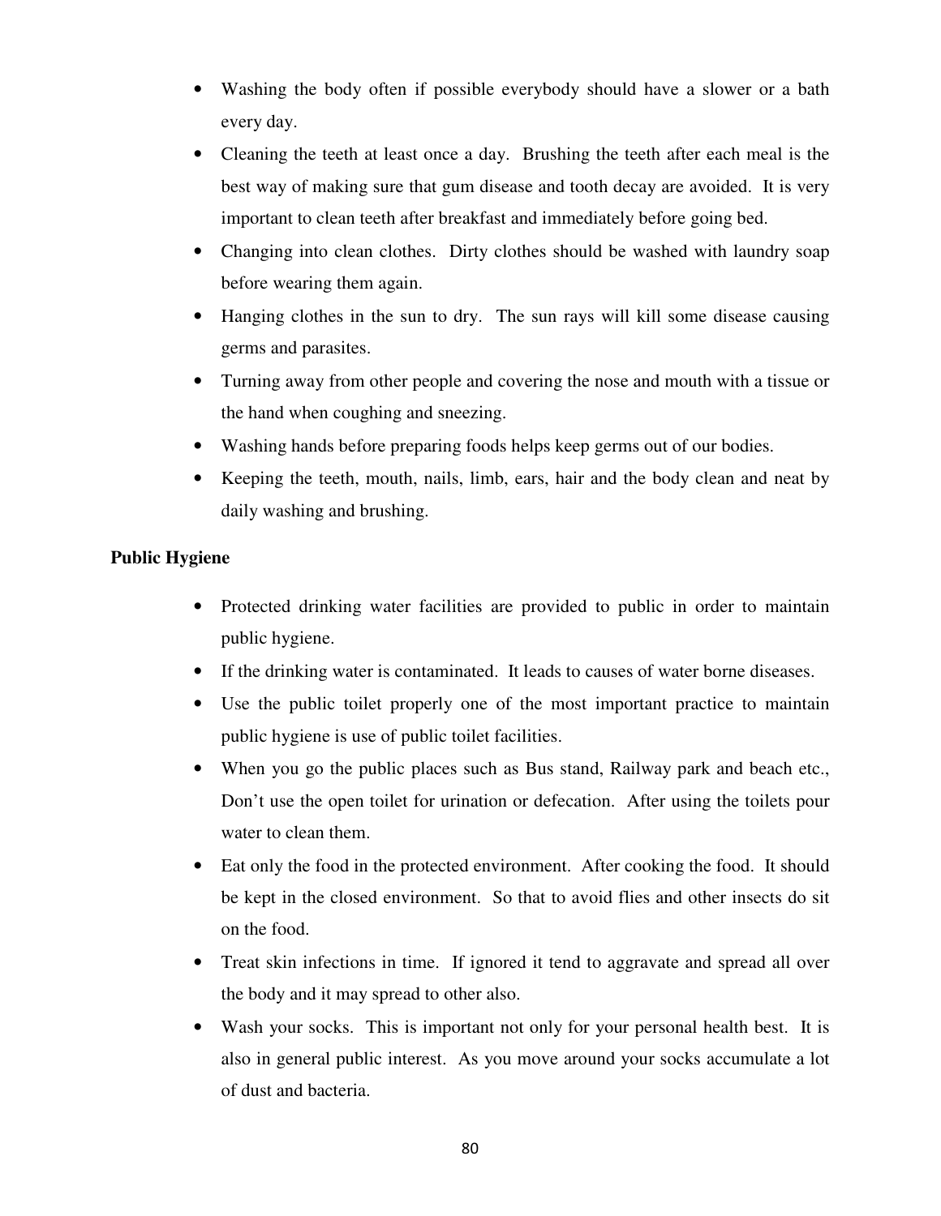- Washing the body often if possible everybody should have a slower or a bath every day.
- Cleaning the teeth at least once a day. Brushing the teeth after each meal is the best way of making sure that gum disease and tooth decay are avoided. It is very important to clean teeth after breakfast and immediately before going bed.
- Changing into clean clothes. Dirty clothes should be washed with laundry soap before wearing them again.
- Hanging clothes in the sun to dry. The sun rays will kill some disease causing germs and parasites.
- Turning away from other people and covering the nose and mouth with a tissue or the hand when coughing and sneezing.
- Washing hands before preparing foods helps keep germs out of our bodies.
- Keeping the teeth, mouth, nails, limb, ears, hair and the body clean and neat by daily washing and brushing.

**Public Hygiene**

- Protected drinking water facilities are provided to public in order to maintain public hygiene.
- If the drinking water is contaminated. It leads to causes of water borne diseases.
- Use the public toilet properly one of the most important practice to maintain public hygiene is use of public toilet facilities.
- When you go the public places such as Bus stand, Railway park and beach etc., Don't use the open toilet for urination or defecation. After using the toilets pour water to clean them.
- Eat only the food in the protected environment. After cooking the food. It should be kept in the closed environment. So that to avoid flies and other insects do sit on the food.
- Treat skin infections in time. If ignored it tend to aggravate and spread all over the body and it may spread to other also.
- Wash your socks. This is important not only for your personal health best. It is also in general public interest. As you move around your socks accumulate a lot of dust and bacteria.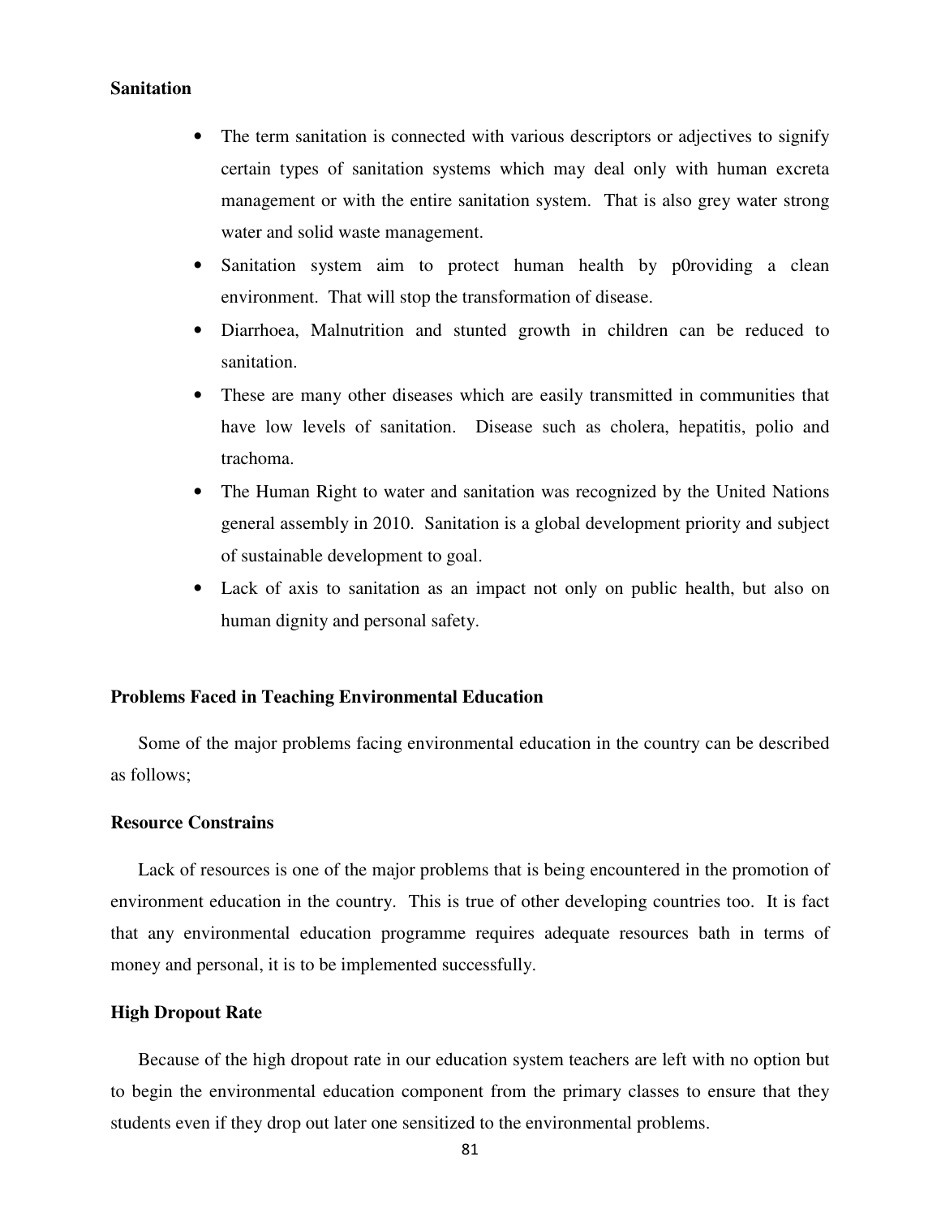**Sanitation**

- The term sanitation is connected with various descriptors or adjectives to signify certain types of sanitation systems which may deal only with human excreta management or with the entire sanitation system. That is also grey water strong water and solid waste management.
- Sanitation system aim to protect human health by p0roviding a clean environment. That will stop the transformation of disease.
- Diarrhoea, Malnutrition and stunted growth in children can be reduced to sanitation.
- These are many other diseases which are easily transmitted in communities that have low levels of sanitation. Disease such as cholera, hepatitis, polio and trachoma.
- The Human Right to water and sanitation was recognized by the United Nations general assembly in 2010. Sanitation is a global development priority and subject of sustainable development to goal.
- Lack of axis to sanitation as an impact not only on public health, but also on human dignity and personal safety.

**Problems Faced in Teaching Environmental Education**

Some of the major problems facing environmental education in the country can be described as follows;

**Resource Constrains**

Lack of resources is one of the major problems that is being encountered in the promotion of environment education in the country. This is true of other developing countries too. It is fact that any environmental education programme requires adequate resources bath in terms of money and personal, it is to be implemented successfully.

**High Dropout Rate**

Because of the high dropout rate in our education system teachers are left with no option but to begin the environmental education component from the primary classes to ensure that they students even if they drop out later one sensitized to the environmental problems.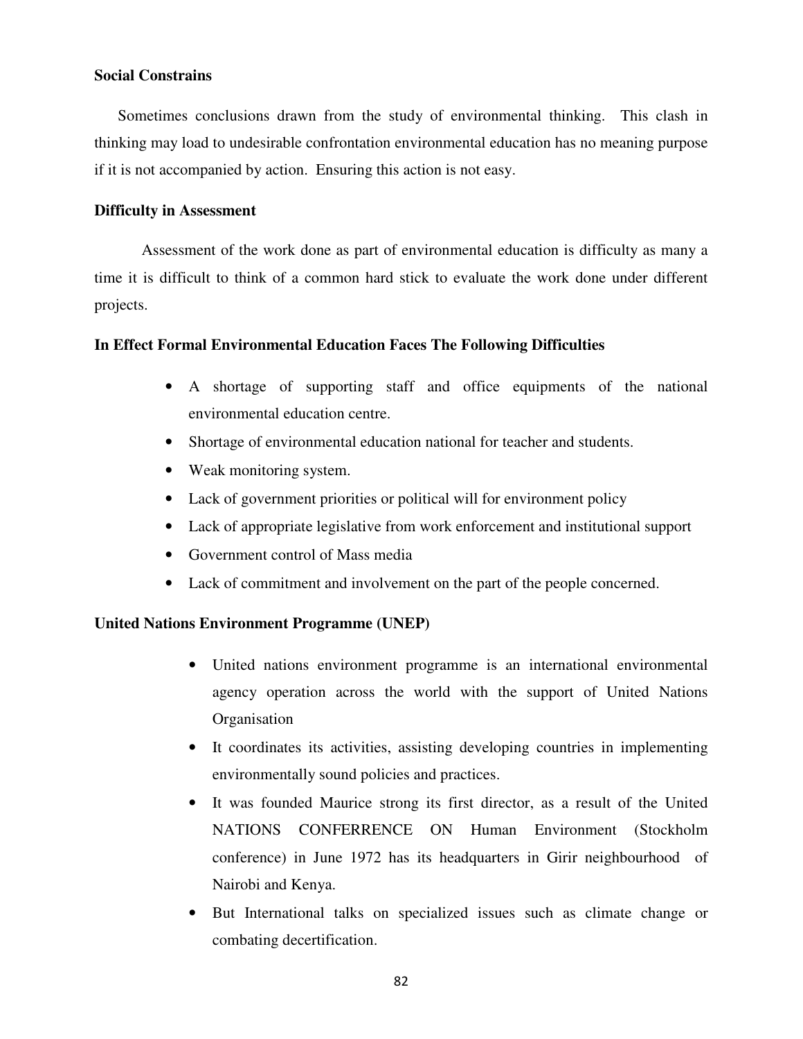**Social Constrains**

Sometimes conclusions drawn from the study of environmental thinking. This clash in thinking may load to undesirable confrontation environmental education has no meaning purpose if it is not accompanied by action. Ensuring this action is not easy.

**Difficulty in Assessment**

Assessment of the work done as part of environmental education is difficulty as many a time it is difficult to think of a common hard stick to evaluate the work done under different projects.

**In Effect Formal Environmental Education Faces The Following Difficulties**

- A shortage of supporting staff and office equipments of the national environmental education centre.
- Shortage of environmental education national for teacher and students.
- Weak monitoring system.
- Lack of government priorities or political will for environment policy
- Lack of appropriate legislative from work enforcement and institutional support
- Government control of Mass media
- Lack of commitment and involvement on the part of the people concerned.

**United Nations Environment Programme (UNEP)**

- United nations environment programme is an international environmental agency operation across the world with the support of United Nations Organisation
- It coordinates its activities, assisting developing countries in implementing environmentally sound policies and practices.
- It was founded Maurice strong its first director, as a result of the United NATIONS CONFERRENCE ON Human Environment (Stockholm conference) in June 1972 has its headquarters in Girir neighbourhood of Nairobi and Kenya.
- But International talks on specialized issues such as climate change or combating decertification.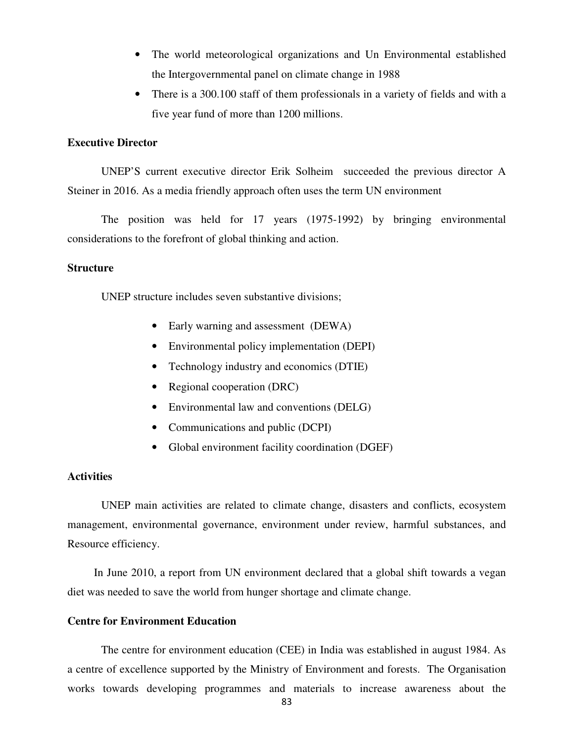- The world meteorological organizations and Un Environmental established the Intergovernmental panel on climate change in 1988
- There is a 300.100 staff of them professionals in a variety of fields and with a five year fund of more than 1200 millions.

**Executive Director**

UNEP'S current executive director Erik Solheim succeeded the previous director A Steiner in 2016. As a media friendly approach often uses the term UN environment

The position was held for 17 years (1975-1992) by bringing environmental considerations to the forefront of global thinking and action.

**Structure**

UNEP structure includes seven substantive divisions;

- Early warning and assessment (DEWA)
- Environmental policy implementation (DEPI)
- Technology industry and economics (DTIE)
- Regional cooperation (DRC)
- Environmental law and conventions (DELG)
- Communications and public (DCPI)
- Global environment facility coordination (DGEF)

**Activities**

UNEP main activities are related to climate change, disasters and conflicts, ecosystem management, environmental governance, environment under review, harmful substances, and Resource efficiency.

In June 2010, a report from UN environment declared that a global shift towards a vegan diet was needed to save the world from hunger shortage and climate change.

**Centre for Environment Education**

The centre for environment education (CEE) in India was established in august 1984. As a centre of excellence supported by the Ministry of Environment and forests. The Organisation works towards developing programmes and materials to increase awareness about the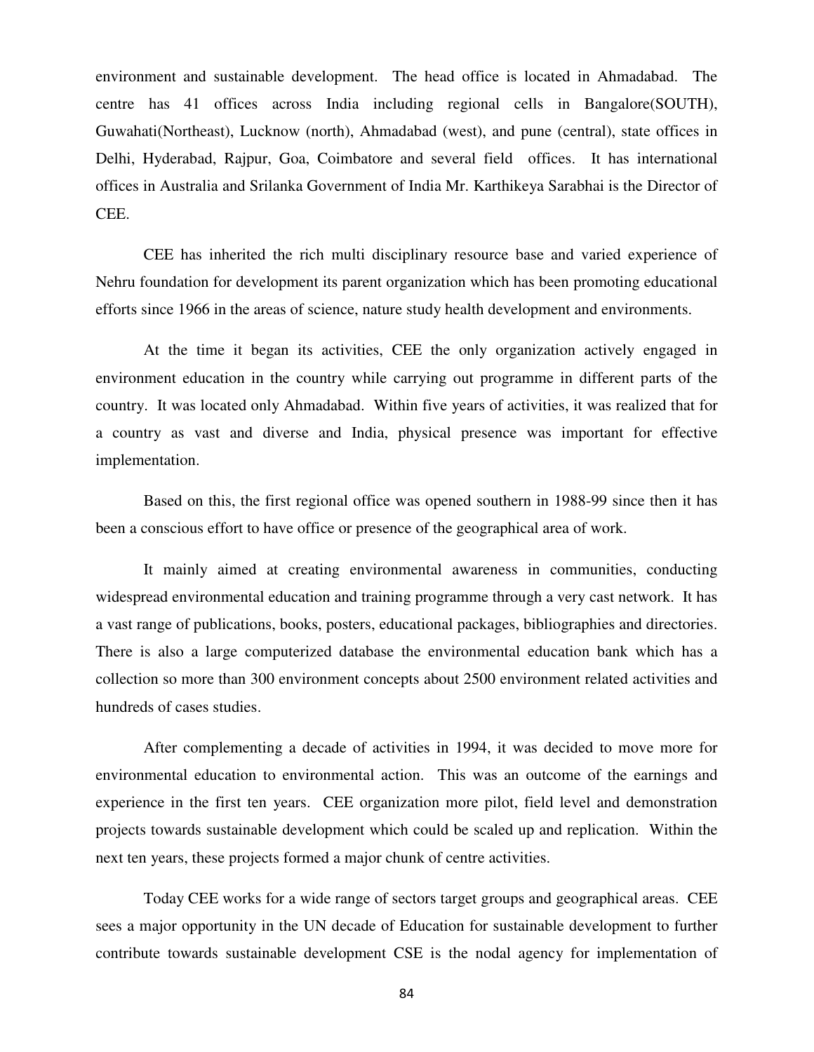environment and sustainable development. The head office is located in Ahmadabad. The centre has 41 offices across India including regional cells in Bangalore(SOUTH), Guwahati(Northeast), Lucknow (north), Ahmadabad (west), and pune (central), state offices in Delhi, Hyderabad, Rajpur, Goa, Coimbatore and several field offices. It has international offices in Australia and Srilanka Government of India Mr. Karthikeya Sarabhai is the Director of CEE.

CEE has inherited the rich multi disciplinary resource base and varied experience of Nehru foundation for development its parent organization which has been promoting educational efforts since 1966 in the areas of science, nature study health development and environments.

At the time it began its activities, CEE the only organization actively engaged in environment education in the country while carrying out programme in different parts of the country. It was located only Ahmadabad. Within five years of activities, it was realized that for a country as vast and diverse and India, physical presence was important for effective implementation.

Based on this, the first regional office was opened southern in 1988-99 since then it has been a conscious effort to have office or presence of the geographical area of work.

It mainly aimed at creating environmental awareness in communities, conducting widespread environmental education and training programme through a very cast network. It has a vast range of publications, books, posters, educational packages, bibliographies and directories. There is also a large computerized database the environmental education bank which has a collection so more than 300 environment concepts about 2500 environment related activities and hundreds of cases studies.

After complementing a decade of activities in 1994, it was decided to move more for environmental education to environmental action. This was an outcome of the earnings and experience in the first ten years. CEE organization more pilot, field level and demonstration projects towards sustainable development which could be scaled up and replication. Within the next ten years, these projects formed a major chunk of centre activities.

Today CEE works for a wide range of sectors target groups and geographical areas. CEE sees a major opportunity in the UN decade of Education for sustainable development to further contribute towards sustainable development CSE is the nodal agency for implementation of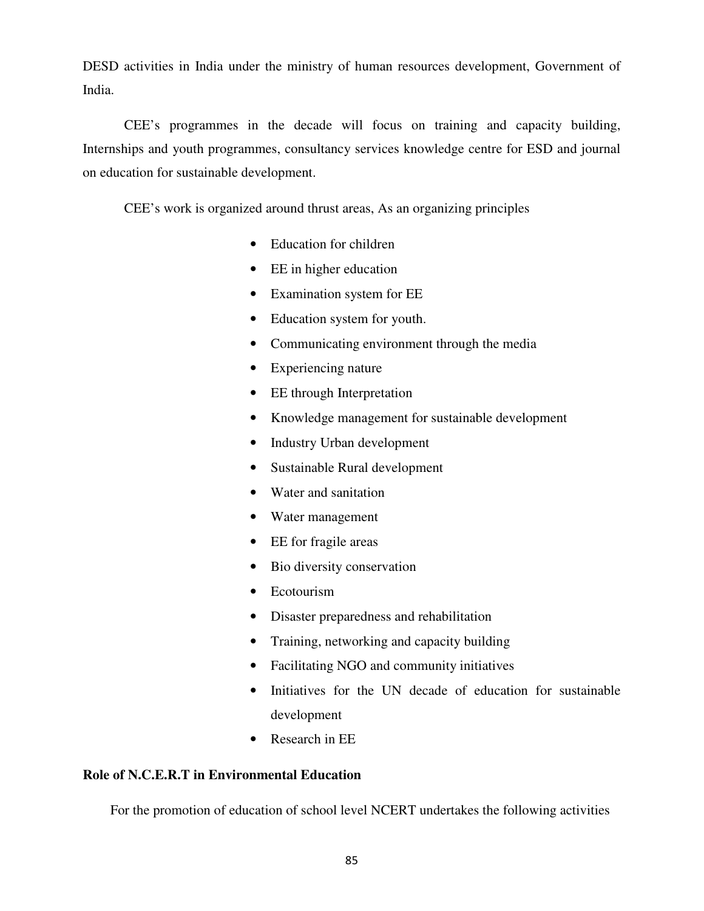DESD activities in India under the ministry of human resources development, Government of India.

CEE's programmes in the decade will focus on training and capacity building, Internships and youth programmes, consultancy services knowledge centre for ESD and journal on education for sustainable development.

CEE's work is organized around thrust areas, As an organizing principles

- Education for children
- EE in higher education
- Examination system for EE
- Education system for youth.
- Communicating environment through the media
- Experiencing nature
- EE through Interpretation
- Knowledge management for sustainable development
- Industry Urban development
- Sustainable Rural development
- Water and sanitation
- Water management
- EE for fragile areas
- Bio diversity conservation
- Ecotourism
- Disaster preparedness and rehabilitation
- Training, networking and capacity building
- Facilitating NGO and community initiatives
- Initiatives for the UN decade of education for sustainable development
- Research in EE

**Role of N.C.E.R.T in Environmental Education**

For the promotion of education of school level NCERT undertakes the following activities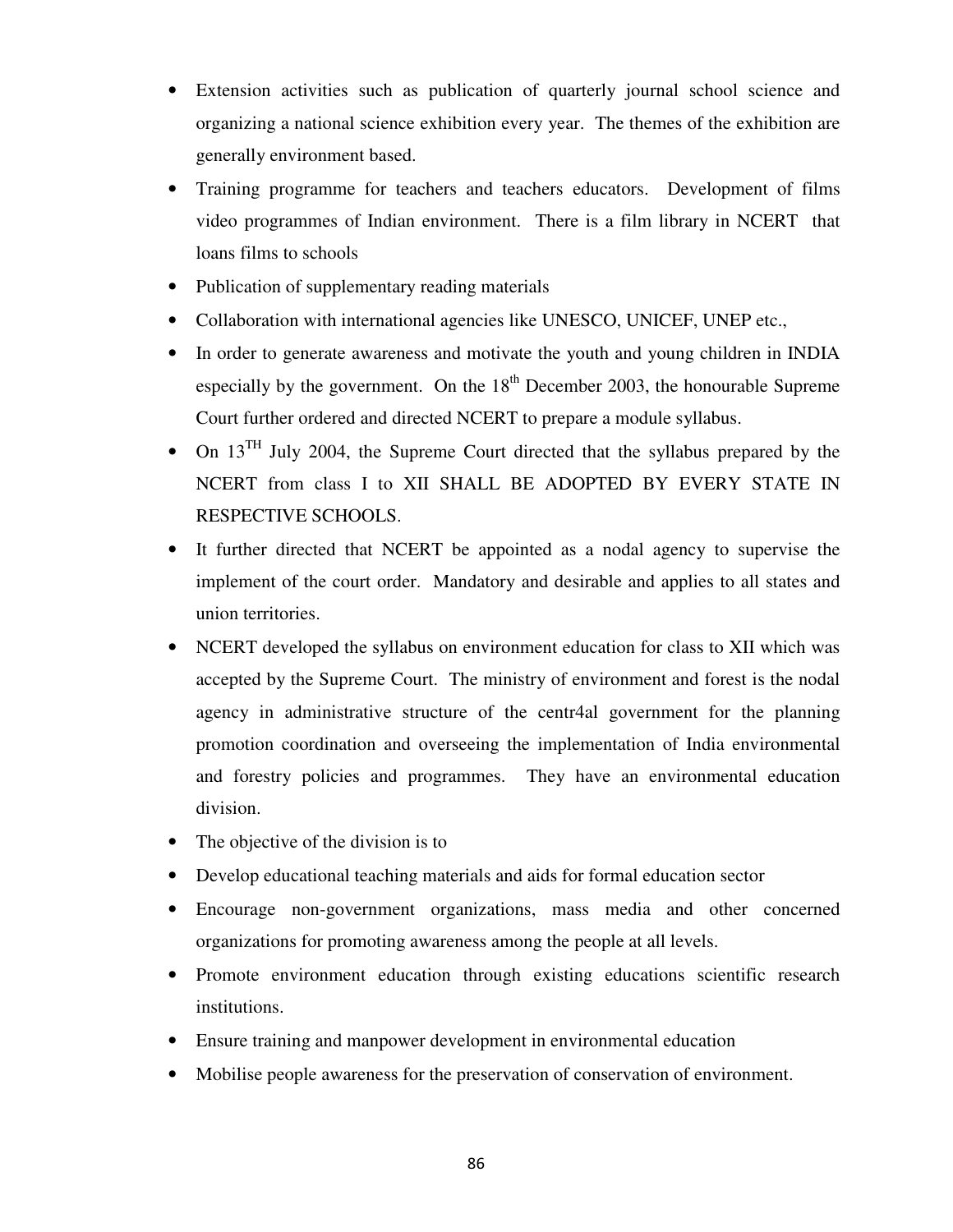- Extension activities such as publication of quarterly journal school science and organizing a national science exhibition every year. The themes of the exhibition are generally environment based.
- Training programme for teachers and teachers educators. Development of films video programmes of Indian environment. There is a film library in NCERT that loans films to schools
- Publication of supplementary reading materials
- Collaboration with international agencies like UNESCO, UNICEF, UNEP etc.,
- In order to generate awareness and motivate the youth and young children in INDIA especially by the government. On the 18th December 2003, the honourable Supreme Court further ordered and directed NCERT to prepare a module syllabus.
- On 13TH July 2004, the Supreme Court directed that the syllabus prepared by the NCERT from class I to XII SHALL BE ADOPTED BY EVERY STATE IN RESPECTIVE SCHOOLS.
- It further directed that NCERT be appointed as a nodal agency to supervise the implement of the court order. Mandatory and desirable and applies to all states and union territories.
- NCERT developed the syllabus on environment education for class to XII which was accepted by the Supreme Court. The ministry of environment and forest is the nodal agency in administrative structure of the centr4al government for the planning promotion coordination and overseeing the implementation of India environmental and forestry policies and programmes. They have an environmental education division.
- The objective of the division is to
- Develop educational teaching materials and aids for formal education sector
- Encourage non-government organizations, mass media and other concerned organizations for promoting awareness among the people at all levels.
- Promote environment education through existing educations scientific research institutions.
- Ensure training and manpower development in environmental education
- Mobilise people awareness for the preservation of conservation of environment.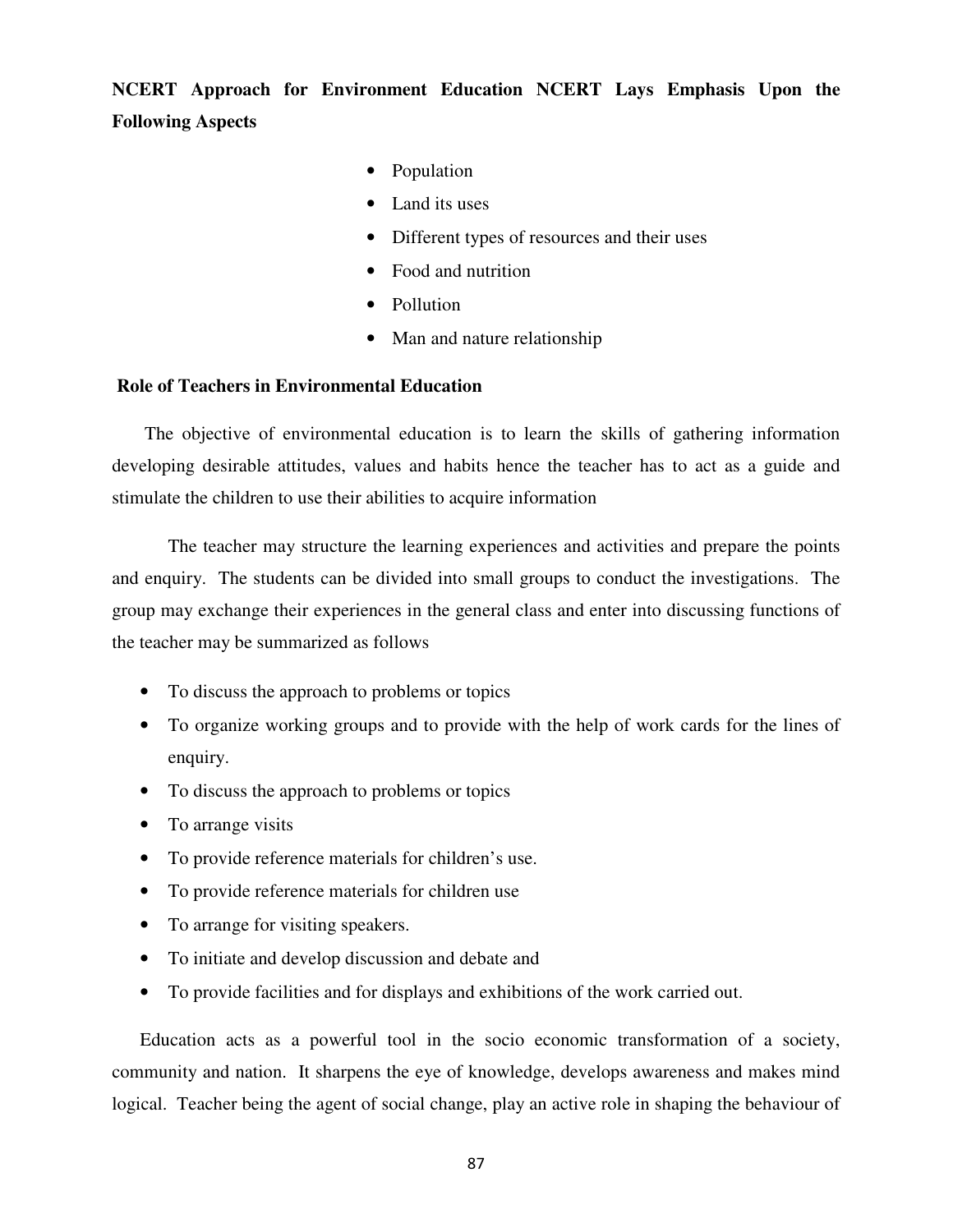**NCERT Approach for Environment Education NCERT Lays Emphasis Upon the Following Aspects**

- Population
- Land its uses
- Different types of resources and their uses
- Food and nutrition
- Pollution
- Man and nature relationship

**Role of Teachers in Environmental Education**

The objective of environmental education is to learn the skills of gathering information developing desirable attitudes, values and habits hence the teacher has to act as a guide and stimulate the children to use their abilities to acquire information

The teacher may structure the learning experiences and activities and prepare the points and enquiry. The students can be divided into small groups to conduct the investigations. The group may exchange their experiences in the general class and enter into discussing functions of the teacher may be summarized as follows

- To discuss the approach to problems or topics
- To organize working groups and to provide with the help of work cards for the lines of enquiry.
- To discuss the approach to problems or topics
- To arrange visits
- To provide reference materials for children's use.
- To provide reference materials for children use
- To arrange for visiting speakers.
- To initiate and develop discussion and debate and
- To provide facilities and for displays and exhibitions of the work carried out.

Education acts as a powerful tool in the socio economic transformation of a society, community and nation. It sharpens the eye of knowledge, develops awareness and makes mind logical. Teacher being the agent of social change, play an active role in shaping the behaviour of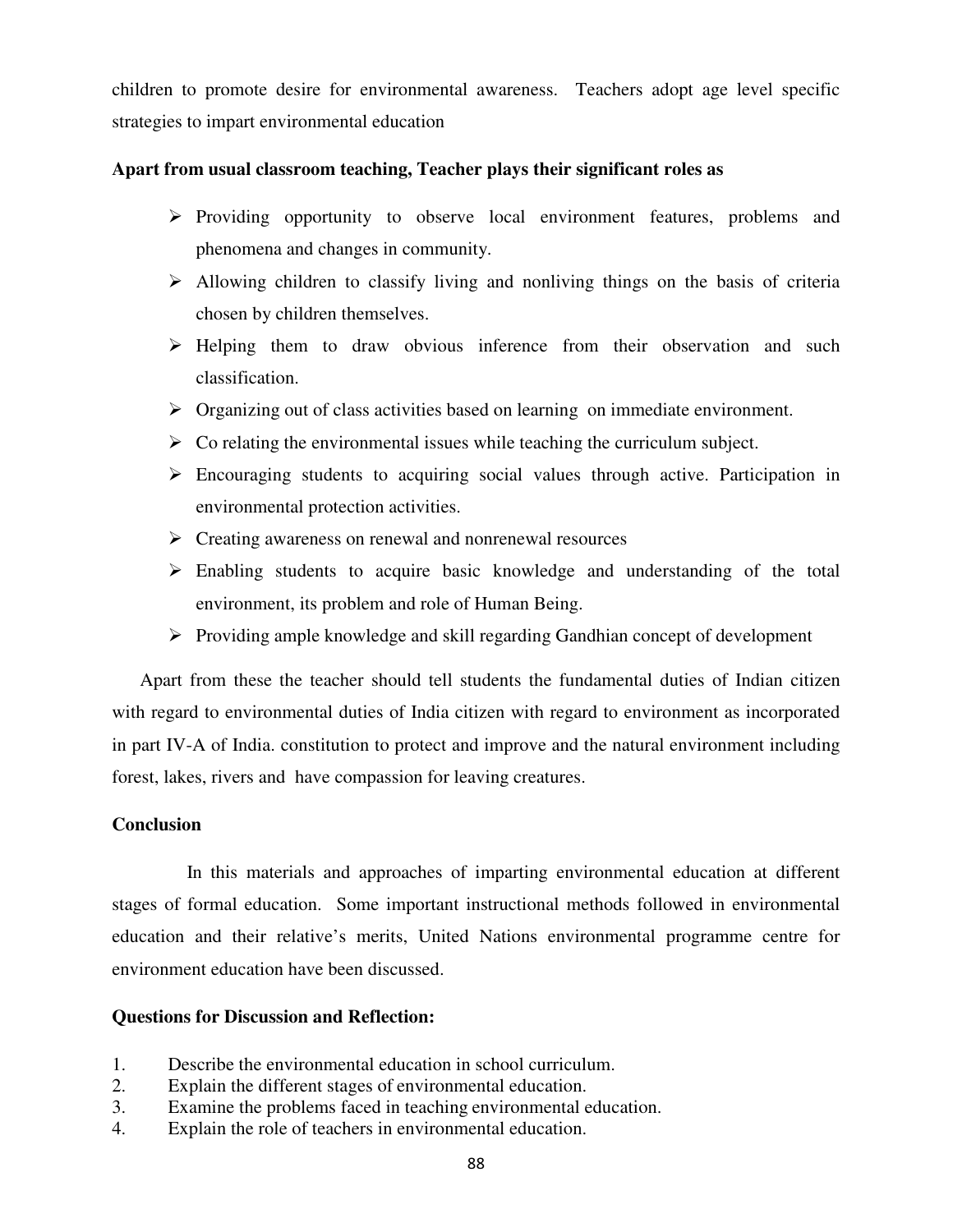children to promote desire for environmental awareness. Teachers adopt age level specific strategies to impart environmental education

**Apart from usual classroom teaching, Teacher plays their significant roles as**

- Providing opportunity to observe local environment features, problems and phenomena and changes in community.
- Allowing children to classify living and nonliving things on the basis of criteria chosen by children themselves.
- Helping them to draw obvious inference from their observation and such classification.
- Organizing out of class activities based on learning on immediate environment.
- Co relating the environmental issues while teaching the curriculum subject.
- Encouraging students to acquiring social values through active. Participation in environmental protection activities.
- Creating awareness on renewal and nonrenewal resources
- Enabling students to acquire basic knowledge and understanding of the total environment, its problem and role of Human Being.
- Providing ample knowledge and skill regarding Gandhian concept of development

Apart from these the teacher should tell students the fundamental duties of Indian citizen with regard to environmental duties of India citizen with regard to environment as incorporated in part IV-A of India. constitution to protect and improve and the natural environment including forest, lakes, rivers and have compassion for leaving creatures.

**Conclusion**

In this materials and approaches of imparting environmental education at different stages of formal education. Some important instructional methods followed in environmental education and their relative's merits, United Nations environmental programme centre for environment education have been discussed.

**Questions for Discussion and Reflection:**

1. Describe the environmental education in school curriculum.
2. Explain the different stages of environmental education.
3. Examine the problems faced in teaching environmental education.
4. Explain the role of teachers in environmental education.